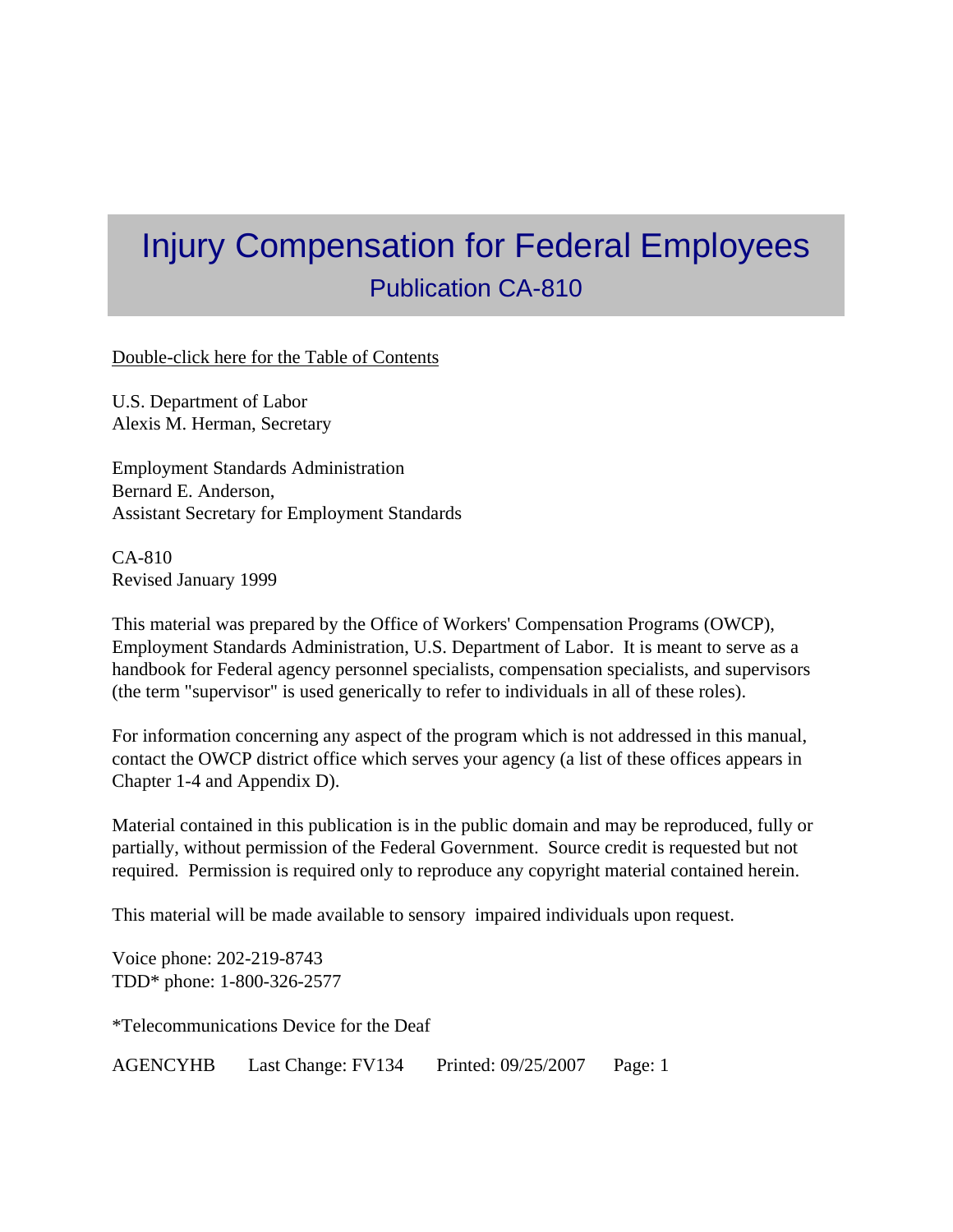# Injury Compensation for Federal Employees

## Publication CA-810

Double-click here for the Table of Contents

U.S. Department of Labor
Alexis M. Herman, Secretary

Employment Standards Administration
Bernard E. Anderson,
Assistant Secretary for Employment Standards

CA-810
Revised January 1999

This material was prepared by the Office of Workers' Compensation Programs (OWCP), Employment Standards Administration, U.S. Department of Labor. It is meant to serve as a handbook for Federal agency personnel specialists, compensation specialists, and supervisors (the term "supervisor" is used generically to refer to individuals in all of these roles).

For information concerning any aspect of the program which is not addressed in this manual, contact the OWCP district office which serves your agency (a list of these offices appears in Chapter 1-4 and Appendix D).

Material contained in this publication is in the public domain and may be reproduced, fully or partially, without permission of the Federal Government. Source credit is requested but not required. Permission is required only to reproduce any copyright material contained herein.

This material will be made available to sensory impaired individuals upon request.

Voice phone: 202-219-8743
TDD* phone: 1-800-326-2577

*Telecommunications Device for the Deaf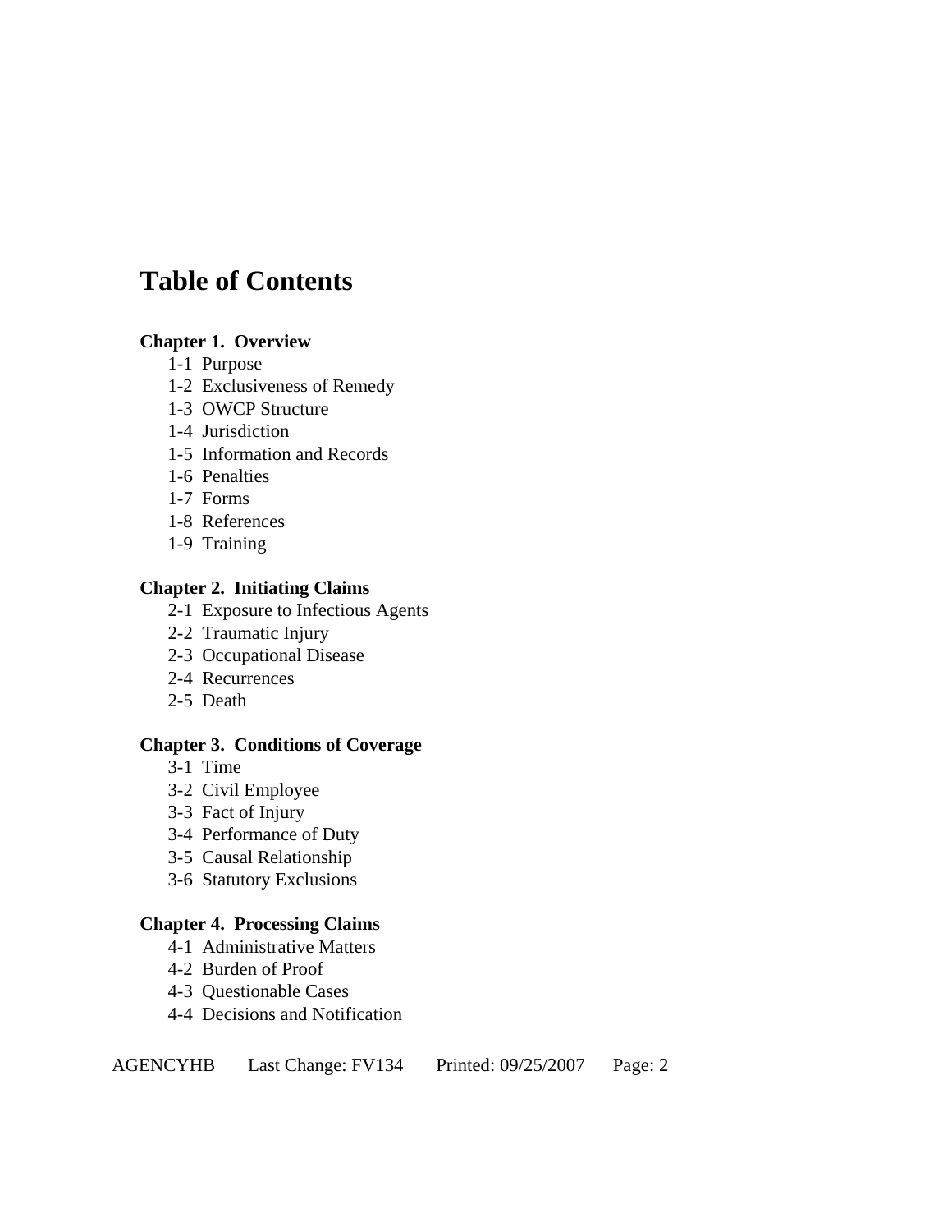# Table of Contents

**Chapter 1. Overview**

- 1-1 Purpose
- 1-2 Exclusiveness of Remedy
- 1-3 OWCP Structure
- 1-4 Jurisdiction
- 1-5 Information and Records
- 1-6 Penalties
- 1-7 Forms
- 1-8 References
- 1-9 Training

**Chapter 2. Initiating Claims**

- 2-1 Exposure to Infectious Agents
- 2-2 Traumatic Injury
- 2-3 Occupational Disease
- 2-4 Recurrences
- 2-5 Death

**Chapter 3. Conditions of Coverage**

- 3-1 Time
- 3-2 Civil Employee
- 3-3 Fact of Injury
- 3-4 Performance of Duty
- 3-5 Causal Relationship
- 3-6 Statutory Exclusions

**Chapter 4. Processing Claims**

- 4-1 Administrative Matters
- 4-2 Burden of Proof
- 4-3 Questionable Cases
- 4-4 Decisions and Notification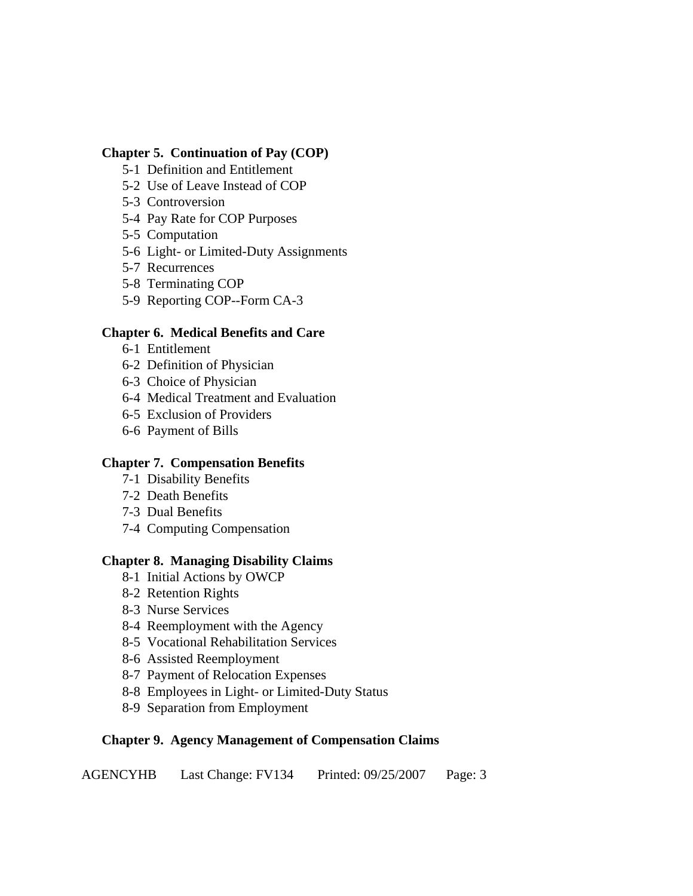**Chapter 5. Continuation of Pay (COP)**

- 5-1 Definition and Entitlement
- 5-2 Use of Leave Instead of COP
- 5-3 Controversion
- 5-4 Pay Rate for COP Purposes
- 5-5 Computation
- 5-6 Light- or Limited-Duty Assignments
- 5-7 Recurrences
- 5-8 Terminating COP
- 5-9 Reporting COP--Form CA-3

**Chapter 6. Medical Benefits and Care**

- 6-1 Entitlement
- 6-2 Definition of Physician
- 6-3 Choice of Physician
- 6-4 Medical Treatment and Evaluation
- 6-5 Exclusion of Providers
- 6-6 Payment of Bills

**Chapter 7. Compensation Benefits**

- 7-1 Disability Benefits
- 7-2 Death Benefits
- 7-3 Dual Benefits
- 7-4 Computing Compensation

**Chapter 8. Managing Disability Claims**

- 8-1 Initial Actions by OWCP
- 8-2 Retention Rights
- 8-3 Nurse Services
- 8-4 Reemployment with the Agency
- 8-5 Vocational Rehabilitation Services
- 8-6 Assisted Reemployment
- 8-7 Payment of Relocation Expenses
- 8-8 Employees in Light- or Limited-Duty Status
- 8-9 Separation from Employment

**Chapter 9. Agency Management of Compensation Claims**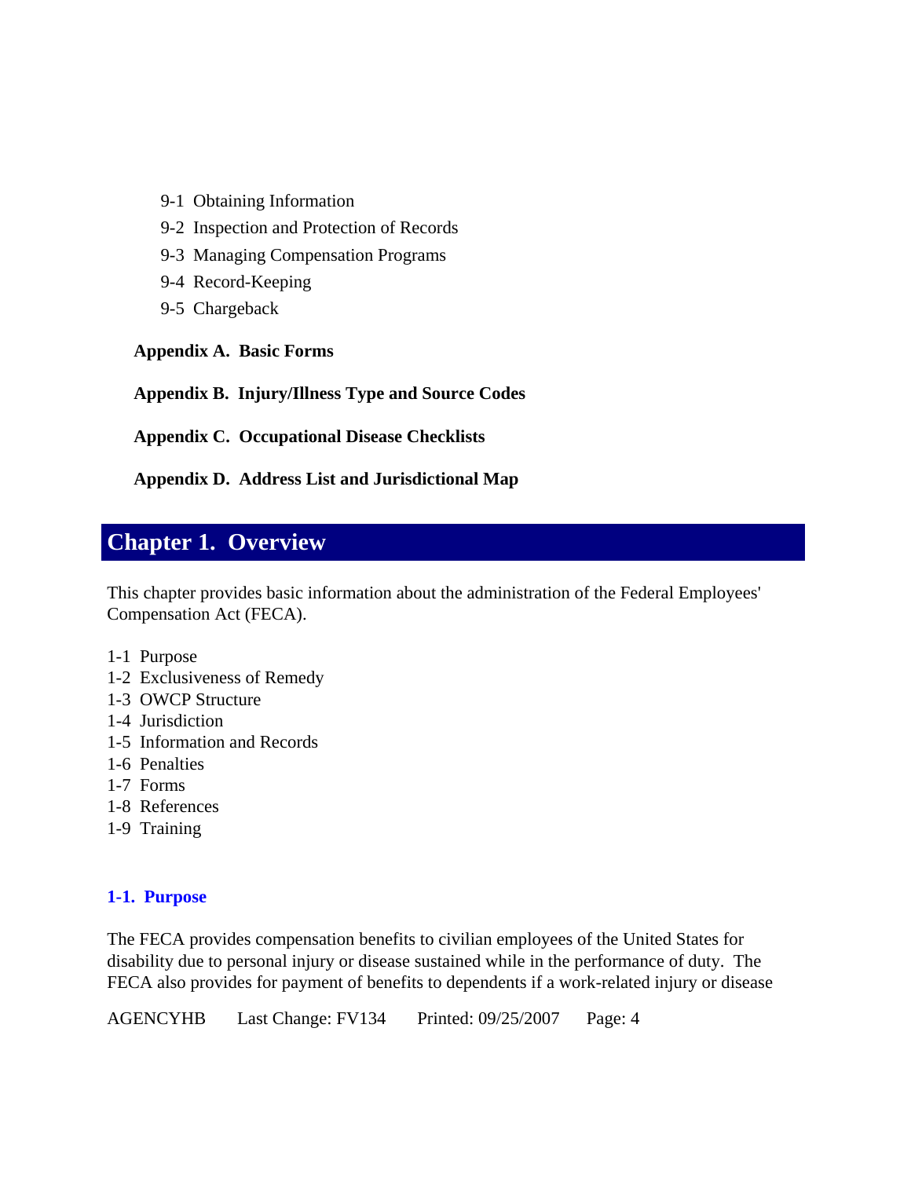- 9-1 Obtaining Information
- 9-2 Inspection and Protection of Records
- 9-3 Managing Compensation Programs
- 9-4 Record-Keeping
- 9-5 Chargeback

**Appendix A. Basic Forms**

**Appendix B. Injury/Illness Type and Source Codes**

**Appendix C. Occupational Disease Checklists**

**Appendix D. Address List and Jurisdictional Map**

# Chapter 1. Overview

This chapter provides basic information about the administration of the Federal Employees' Compensation Act (FECA).

1-1 Purpose
1-2 Exclusiveness of Remedy
1-3 OWCP Structure
1-4 Jurisdiction
1-5 Information and Records
1-6 Penalties
1-7 Forms
1-8 References
1-9 Training

### 1-1. Purpose

The FECA provides compensation benefits to civilian employees of the United States for disability due to personal injury or disease sustained while in the performance of duty. The FECA also provides for payment of benefits to dependents if a work-related injury or disease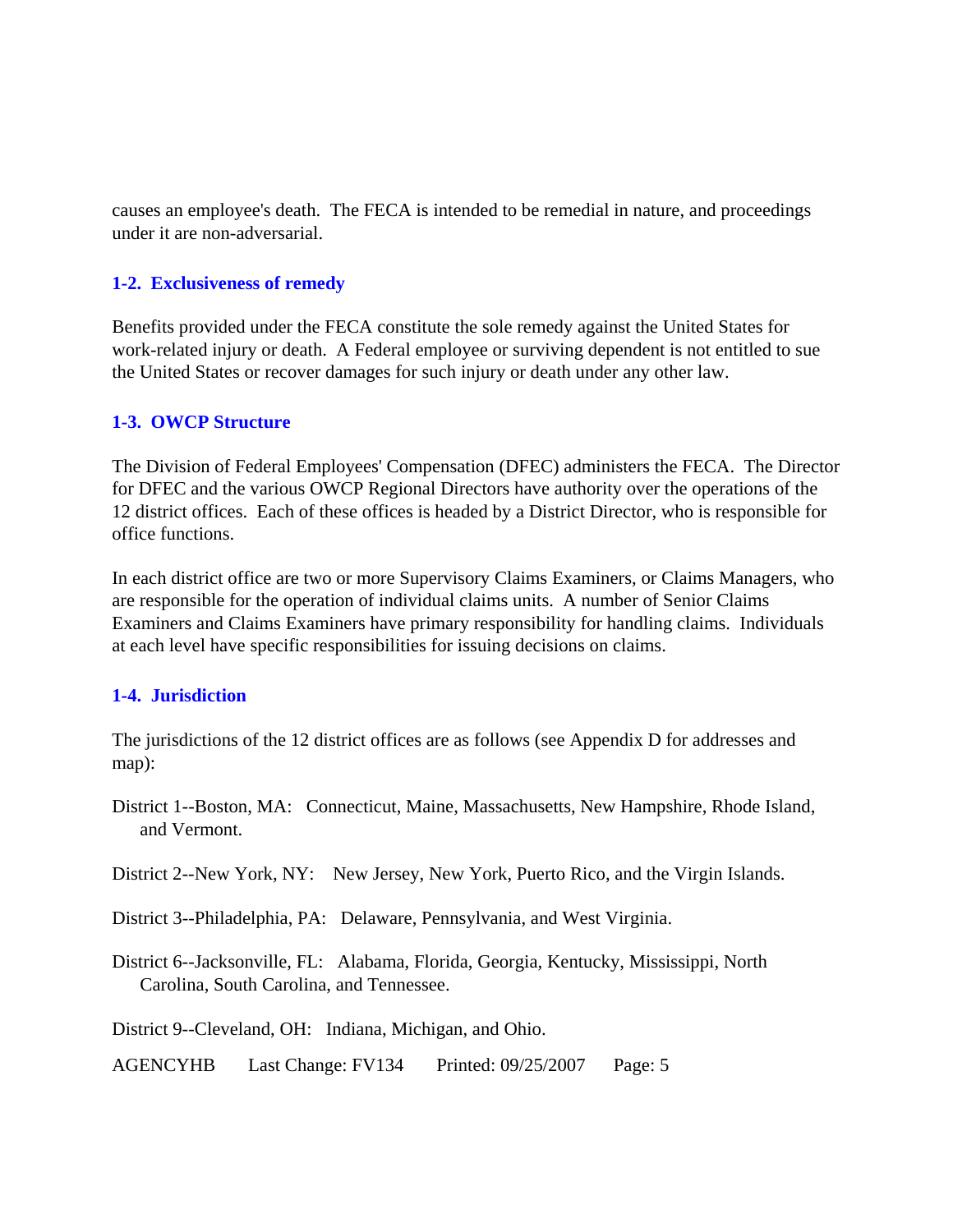causes an employee's death. The FECA is intended to be remedial in nature, and proceedings under it are non-adversarial.

### 1-2. Exclusiveness of remedy

Benefits provided under the FECA constitute the sole remedy against the United States for work-related injury or death. A Federal employee or surviving dependent is not entitled to sue the United States or recover damages for such injury or death under any other law.

### 1-3. OWCP Structure

The Division of Federal Employees' Compensation (DFEC) administers the FECA. The Director for DFEC and the various OWCP Regional Directors have authority over the operations of the 12 district offices. Each of these offices is headed by a District Director, who is responsible for office functions.

In each district office are two or more Supervisory Claims Examiners, or Claims Managers, who are responsible for the operation of individual claims units. A number of Senior Claims Examiners and Claims Examiners have primary responsibility for handling claims. Individuals at each level have specific responsibilities for issuing decisions on claims.

### 1-4. Jurisdiction

The jurisdictions of the 12 district offices are as follows (see Appendix D for addresses and map):

District 1--Boston, MA: Connecticut, Maine, Massachusetts, New Hampshire, Rhode Island, and Vermont.

District 2--New York, NY: New Jersey, New York, Puerto Rico, and the Virgin Islands.

District 3--Philadelphia, PA: Delaware, Pennsylvania, and West Virginia.

District 6--Jacksonville, FL: Alabama, Florida, Georgia, Kentucky, Mississippi, North Carolina, South Carolina, and Tennessee.

District 9--Cleveland, OH: Indiana, Michigan, and Ohio.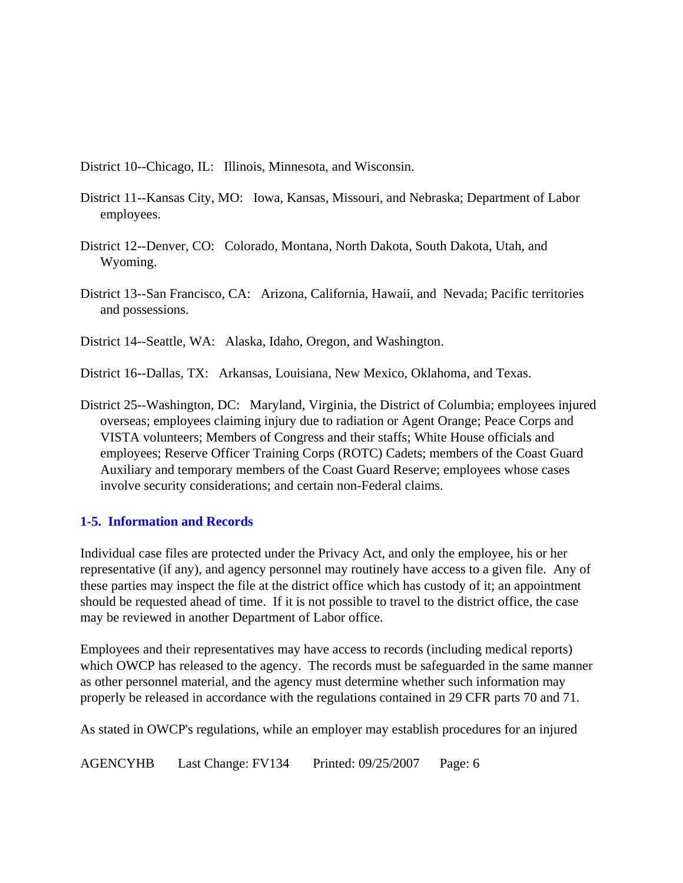District 10--Chicago, IL: Illinois, Minnesota, and Wisconsin.

District 11--Kansas City, MO: Iowa, Kansas, Missouri, and Nebraska; Department of Labor employees.

District 12--Denver, CO: Colorado, Montana, North Dakota, South Dakota, Utah, and Wyoming.

District 13--San Francisco, CA: Arizona, California, Hawaii, and Nevada; Pacific territories and possessions.

District 14--Seattle, WA: Alaska, Idaho, Oregon, and Washington.

District 16--Dallas, TX: Arkansas, Louisiana, New Mexico, Oklahoma, and Texas.

District 25--Washington, DC: Maryland, Virginia, the District of Columbia; employees injured overseas; employees claiming injury due to radiation or Agent Orange; Peace Corps and VISTA volunteers; Members of Congress and their staffs; White House officials and employees; Reserve Officer Training Corps (ROTC) Cadets; members of the Coast Guard Auxiliary and temporary members of the Coast Guard Reserve; employees whose cases involve security considerations; and certain non-Federal claims.

### 1-5. Information and Records

Individual case files are protected under the Privacy Act, and only the employee, his or her representative (if any), and agency personnel may routinely have access to a given file. Any of these parties may inspect the file at the district office which has custody of it; an appointment should be requested ahead of time. If it is not possible to travel to the district office, the case may be reviewed in another Department of Labor office.

Employees and their representatives may have access to records (including medical reports) which OWCP has released to the agency. The records must be safeguarded in the same manner as other personnel material, and the agency must determine whether such information may properly be released in accordance with the regulations contained in 29 CFR parts 70 and 71.

As stated in OWCP's regulations, while an employer may establish procedures for an injured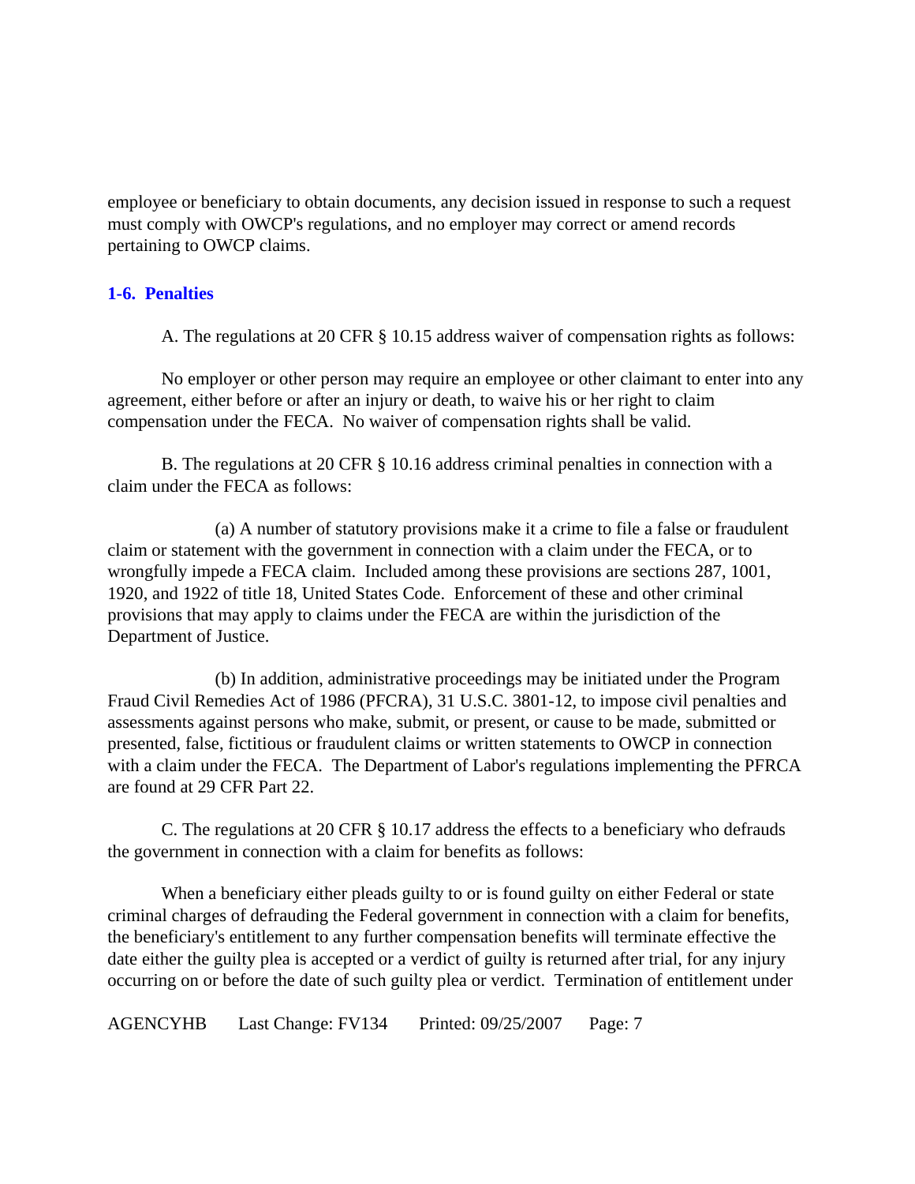employee or beneficiary to obtain documents, any decision issued in response to such a request must comply with OWCP's regulations, and no employer may correct or amend records pertaining to OWCP claims.

## 1-6. Penalties

A. The regulations at 20 CFR § 10.15 address waiver of compensation rights as follows:

No employer or other person may require an employee or other claimant to enter into any agreement, either before or after an injury or death, to waive his or her right to claim compensation under the FECA. No waiver of compensation rights shall be valid.

B. The regulations at 20 CFR § 10.16 address criminal penalties in connection with a claim under the FECA as follows:

(a) A number of statutory provisions make it a crime to file a false or fraudulent claim or statement with the government in connection with a claim under the FECA, or to wrongfully impede a FECA claim. Included among these provisions are sections 287, 1001, 1920, and 1922 of title 18, United States Code. Enforcement of these and other criminal provisions that may apply to claims under the FECA are within the jurisdiction of the Department of Justice.

(b) In addition, administrative proceedings may be initiated under the Program Fraud Civil Remedies Act of 1986 (PFCRA), 31 U.S.C. 3801-12, to impose civil penalties and assessments against persons who make, submit, or present, or cause to be made, submitted or presented, false, fictitious or fraudulent claims or written statements to OWCP in connection with a claim under the FECA. The Department of Labor's regulations implementing the PFRCA are found at 29 CFR Part 22.

C. The regulations at 20 CFR § 10.17 address the effects to a beneficiary who defrauds the government in connection with a claim for benefits as follows:

When a beneficiary either pleads guilty to or is found guilty on either Federal or state criminal charges of defrauding the Federal government in connection with a claim for benefits, the beneficiary's entitlement to any further compensation benefits will terminate effective the date either the guilty plea is accepted or a verdict of guilty is returned after trial, for any injury occurring on or before the date of such guilty plea or verdict. Termination of entitlement under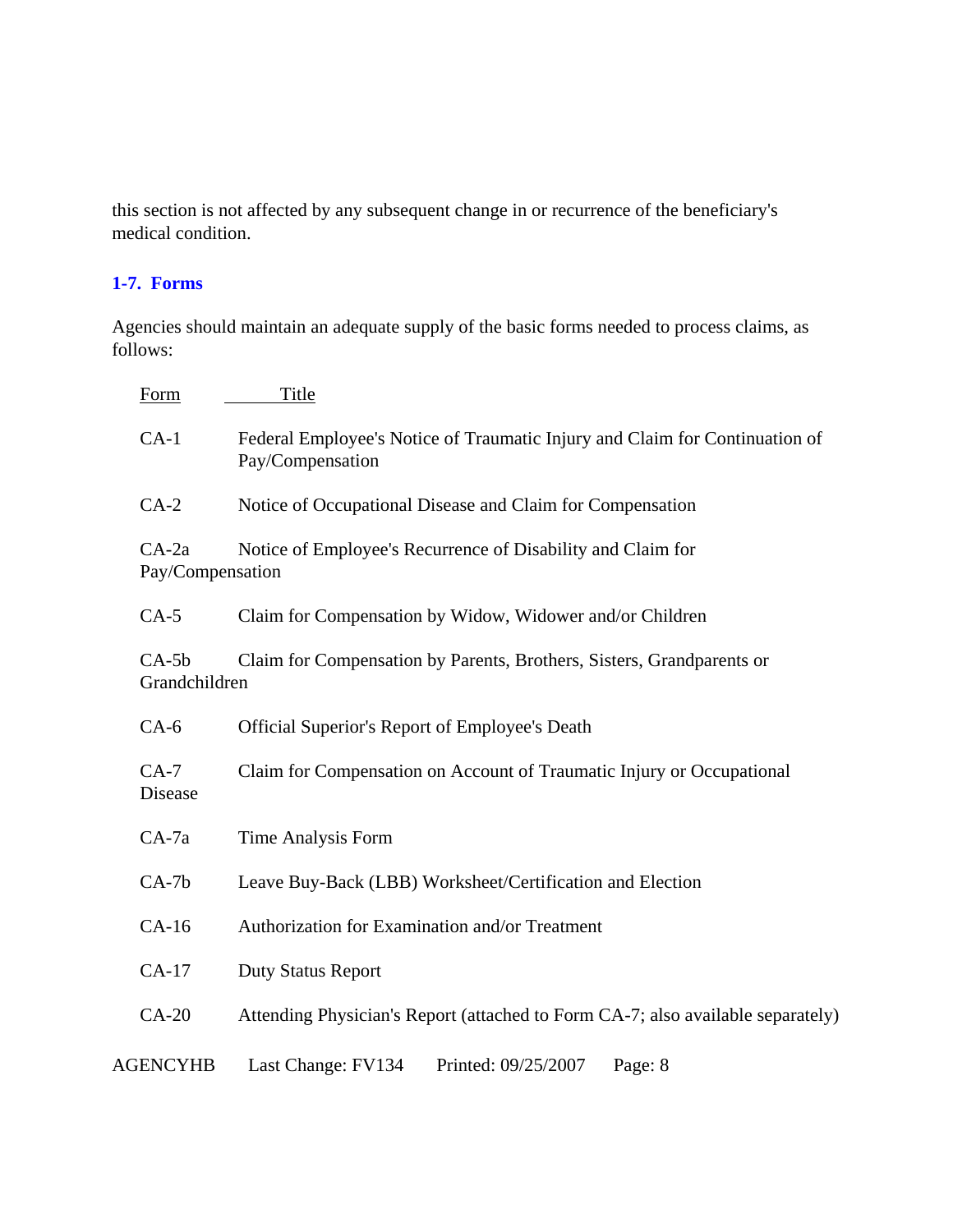this section is not affected by any subsequent change in or recurrence of the beneficiary's medical condition.

### 1-7. Forms

Agencies should maintain an adequate supply of the basic forms needed to process claims, as follows:

| Form | Title |
| --- | --- |
| CA-1 | Federal Employee's Notice of Traumatic Injury and Claim for Continuation of Pay/Compensation |
| CA-2 | Notice of Occupational Disease and Claim for Compensation |
| CA-2a | Notice of Employee's Recurrence of Disability and Claim for Pay/Compensation |
| CA-5 | Claim for Compensation by Widow, Widower and/or Children |
| CA-5b | Claim for Compensation by Parents, Brothers, Sisters, Grandparents or Grandchildren |
| CA-6 | Official Superior's Report of Employee's Death |
| CA-7 | Claim for Compensation on Account of Traumatic Injury or Occupational Disease |
| CA-7a | Time Analysis Form |
| CA-7b | Leave Buy-Back (LBB) Worksheet/Certification and Election |
| CA-16 | Authorization for Examination and/or Treatment |
| CA-17 | Duty Status Report |
| CA-20 | Attending Physician's Report (attached to Form CA-7; also available separately) |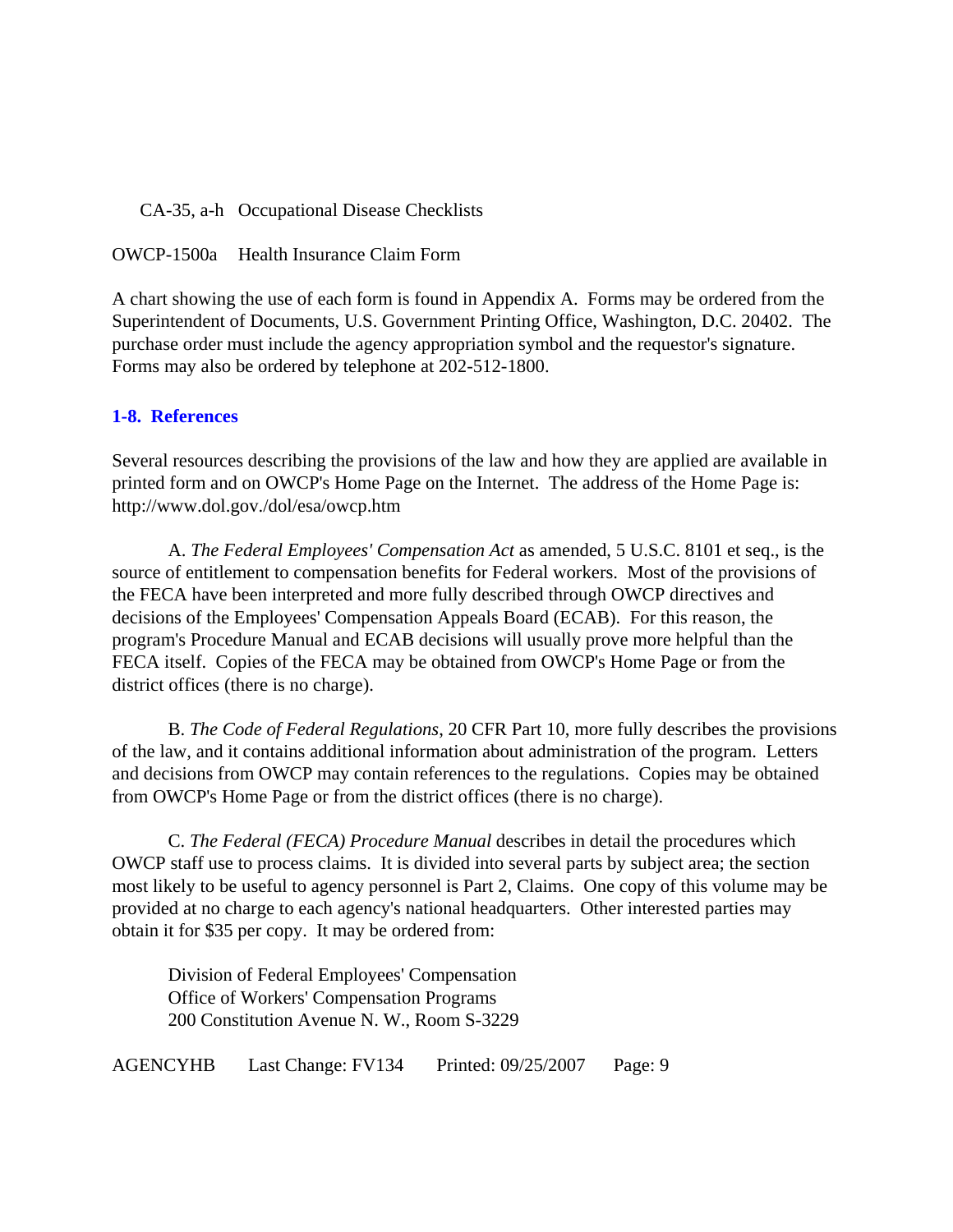CA-35, a-h   Occupational Disease Checklists

OWCP-1500a   Health Insurance Claim Form

A chart showing the use of each form is found in Appendix A. Forms may be ordered from the Superintendent of Documents, U.S. Government Printing Office, Washington, D.C. 20402. The purchase order must include the agency appropriation symbol and the requestor's signature. Forms may also be ordered by telephone at 202-512-1800.

## 1-8. References

Several resources describing the provisions of the law and how they are applied are available in printed form and on OWCP's Home Page on the Internet. The address of the Home Page is: http://www.dol.gov./dol/esa/owcp.htm

A. *The Federal Employees' Compensation Act* as amended, 5 U.S.C. 8101 et seq., is the source of entitlement to compensation benefits for Federal workers. Most of the provisions of the FECA have been interpreted and more fully described through OWCP directives and decisions of the Employees' Compensation Appeals Board (ECAB). For this reason, the program's Procedure Manual and ECAB decisions will usually prove more helpful than the FECA itself. Copies of the FECA may be obtained from OWCP's Home Page or from the district offices (there is no charge).

B. *The Code of Federal Regulations*, 20 CFR Part 10, more fully describes the provisions of the law, and it contains additional information about administration of the program. Letters and decisions from OWCP may contain references to the regulations. Copies may be obtained from OWCP's Home Page or from the district offices (there is no charge).

C. *The Federal (FECA) Procedure Manual* describes in detail the procedures which OWCP staff use to process claims. It is divided into several parts by subject area; the section most likely to be useful to agency personnel is Part 2, Claims. One copy of this volume may be provided at no charge to each agency's national headquarters. Other interested parties may obtain it for $35 per copy. It may be ordered from:

Division of Federal Employees' Compensation
Office of Workers' Compensation Programs
200 Constitution Avenue N. W., Room S-3229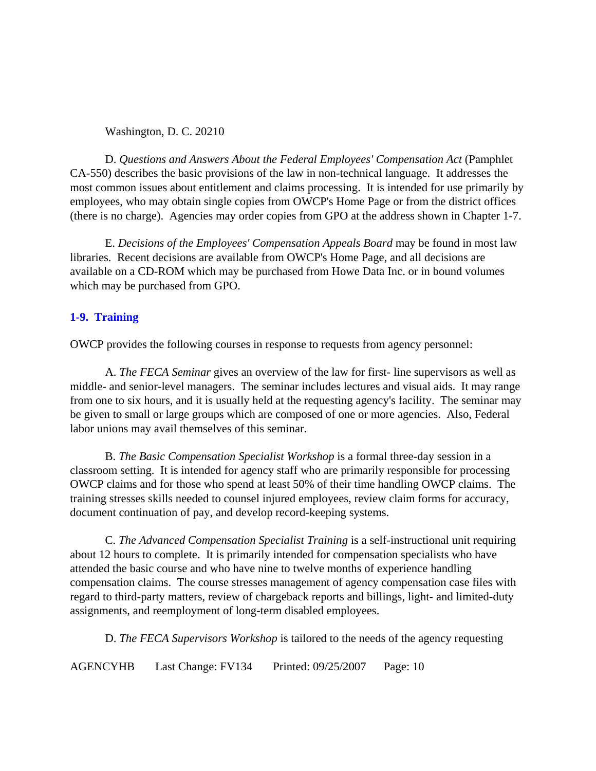Washington, D. C. 20210

D. *Questions and Answers About the Federal Employees' Compensation Act* (Pamphlet CA-550) describes the basic provisions of the law in non-technical language. It addresses the most common issues about entitlement and claims processing. It is intended for use primarily by employees, who may obtain single copies from OWCP's Home Page or from the district offices (there is no charge). Agencies may order copies from GPO at the address shown in Chapter 1-7.

E. *Decisions of the Employees' Compensation Appeals Board* may be found in most law libraries. Recent decisions are available from OWCP's Home Page, and all decisions are available on a CD-ROM which may be purchased from Howe Data Inc. or in bound volumes which may be purchased from GPO.

## 1-9. Training

OWCP provides the following courses in response to requests from agency personnel:

A. *The FECA Seminar* gives an overview of the law for first- line supervisors as well as middle- and senior-level managers. The seminar includes lectures and visual aids. It may range from one to six hours, and it is usually held at the requesting agency's facility. The seminar may be given to small or large groups which are composed of one or more agencies. Also, Federal labor unions may avail themselves of this seminar.

B. *The Basic Compensation Specialist Workshop* is a formal three-day session in a classroom setting. It is intended for agency staff who are primarily responsible for processing OWCP claims and for those who spend at least 50% of their time handling OWCP claims. The training stresses skills needed to counsel injured employees, review claim forms for accuracy, document continuation of pay, and develop record-keeping systems.

C. *The Advanced Compensation Specialist Training* is a self-instructional unit requiring about 12 hours to complete. It is primarily intended for compensation specialists who have attended the basic course and who have nine to twelve months of experience handling compensation claims. The course stresses management of agency compensation case files with regard to third-party matters, review of chargeback reports and billings, light- and limited-duty assignments, and reemployment of long-term disabled employees.

D. *The FECA Supervisors Workshop* is tailored to the needs of the agency requesting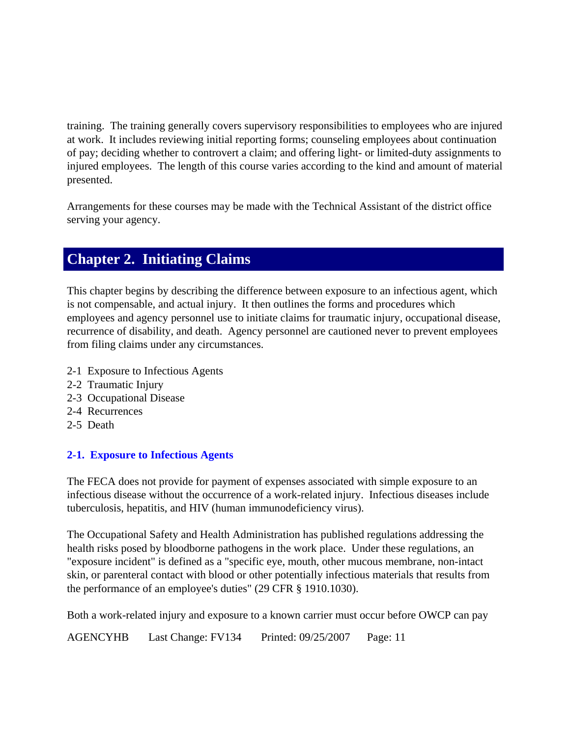training.  The training generally covers supervisory responsibilities to employees who are injured at work.  It includes reviewing initial reporting forms; counseling employees about continuation of pay; deciding whether to controvert a claim; and offering light- or limited-duty assignments to injured employees.  The length of this course varies according to the kind and amount of material presented.

Arrangements for these courses may be made with the Technical Assistant of the district office serving your agency.

# Chapter 2.  Initiating Claims

This chapter begins by describing the difference between exposure to an infectious agent, which is not compensable, and actual injury.  It then outlines the forms and procedures which employees and agency personnel use to initiate claims for traumatic injury, occupational disease, recurrence of disability, and death.  Agency personnel are cautioned never to prevent employees from filing claims under any circumstances.

2-1  Exposure to Infectious Agents
2-2  Traumatic Injury
2-3  Occupational Disease
2-4  Recurrences
2-5  Death

### 2-1.  Exposure to Infectious Agents

The FECA does not provide for payment of expenses associated with simple exposure to an infectious disease without the occurrence of a work-related injury.  Infectious diseases include tuberculosis, hepatitis, and HIV (human immunodeficiency virus).

The Occupational Safety and Health Administration has published regulations addressing the health risks posed by bloodborne pathogens in the work place.  Under these regulations, an "exposure incident" is defined as a "specific eye, mouth, other mucous membrane, non-intact skin, or parenteral contact with blood or other potentially infectious materials that results from the performance of an employee's duties" (29 CFR § 1910.1030).

Both a work-related injury and exposure to a known carrier must occur before OWCP can pay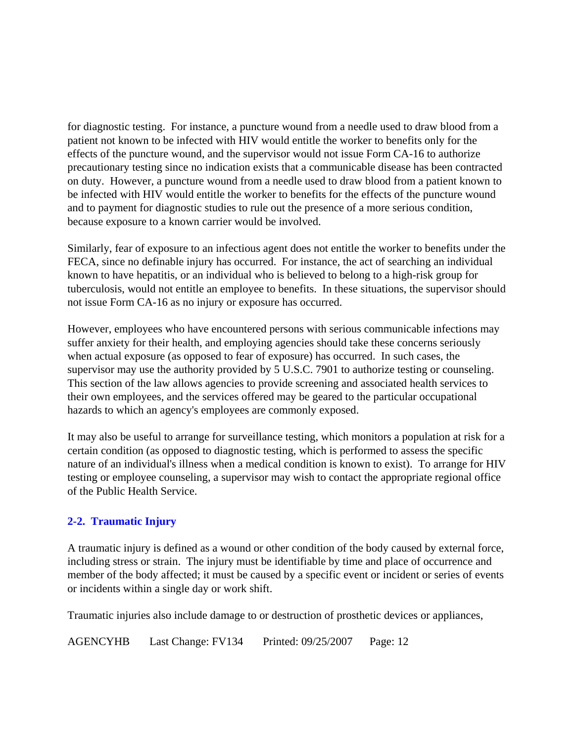for diagnostic testing. For instance, a puncture wound from a needle used to draw blood from a patient not known to be infected with HIV would entitle the worker to benefits only for the effects of the puncture wound, and the supervisor would not issue Form CA-16 to authorize precautionary testing since no indication exists that a communicable disease has been contracted on duty. However, a puncture wound from a needle used to draw blood from a patient known to be infected with HIV would entitle the worker to benefits for the effects of the puncture wound and to payment for diagnostic studies to rule out the presence of a more serious condition, because exposure to a known carrier would be involved.

Similarly, fear of exposure to an infectious agent does not entitle the worker to benefits under the FECA, since no definable injury has occurred. For instance, the act of searching an individual known to have hepatitis, or an individual who is believed to belong to a high-risk group for tuberculosis, would not entitle an employee to benefits. In these situations, the supervisor should not issue Form CA-16 as no injury or exposure has occurred.

However, employees who have encountered persons with serious communicable infections may suffer anxiety for their health, and employing agencies should take these concerns seriously when actual exposure (as opposed to fear of exposure) has occurred. In such cases, the supervisor may use the authority provided by 5 U.S.C. 7901 to authorize testing or counseling. This section of the law allows agencies to provide screening and associated health services to their own employees, and the services offered may be geared to the particular occupational hazards to which an agency's employees are commonly exposed.

It may also be useful to arrange for surveillance testing, which monitors a population at risk for a certain condition (as opposed to diagnostic testing, which is performed to assess the specific nature of an individual's illness when a medical condition is known to exist). To arrange for HIV testing or employee counseling, a supervisor may wish to contact the appropriate regional office of the Public Health Service.

## 2-2. Traumatic Injury

A traumatic injury is defined as a wound or other condition of the body caused by external force, including stress or strain. The injury must be identifiable by time and place of occurrence and member of the body affected; it must be caused by a specific event or incident or series of events or incidents within a single day or work shift.

Traumatic injuries also include damage to or destruction of prosthetic devices or appliances,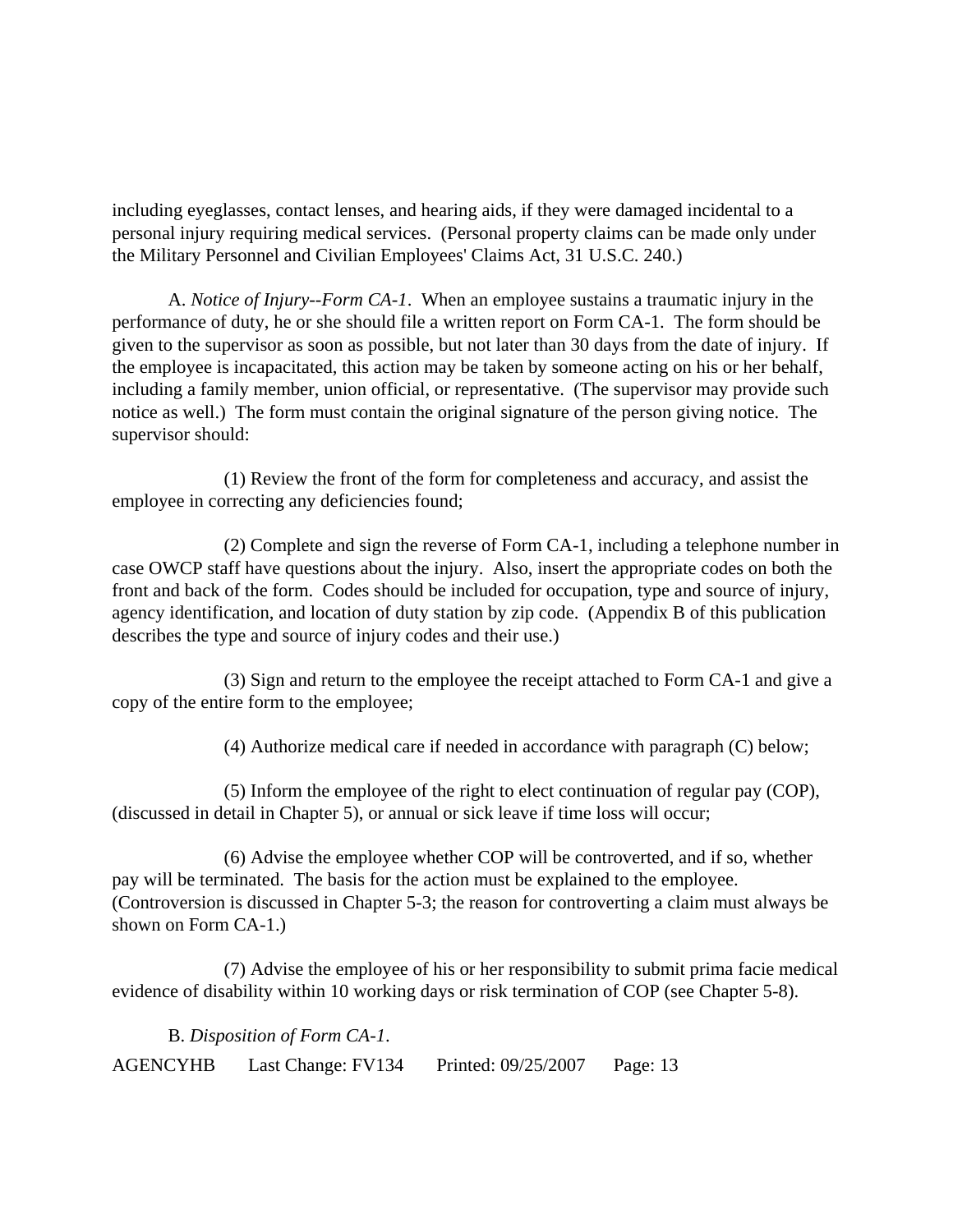including eyeglasses, contact lenses, and hearing aids, if they were damaged incidental to a personal injury requiring medical services. (Personal property claims can be made only under the Military Personnel and Civilian Employees' Claims Act, 31 U.S.C. 240.)

A. *Notice of Injury--Form CA-1*. When an employee sustains a traumatic injury in the performance of duty, he or she should file a written report on Form CA-1. The form should be given to the supervisor as soon as possible, but not later than 30 days from the date of injury. If the employee is incapacitated, this action may be taken by someone acting on his or her behalf, including a family member, union official, or representative. (The supervisor may provide such notice as well.) The form must contain the original signature of the person giving notice. The supervisor should:

(1) Review the front of the form for completeness and accuracy, and assist the employee in correcting any deficiencies found;

(2) Complete and sign the reverse of Form CA-1, including a telephone number in case OWCP staff have questions about the injury. Also, insert the appropriate codes on both the front and back of the form. Codes should be included for occupation, type and source of injury, agency identification, and location of duty station by zip code. (Appendix B of this publication describes the type and source of injury codes and their use.)

(3) Sign and return to the employee the receipt attached to Form CA-1 and give a copy of the entire form to the employee;

(4) Authorize medical care if needed in accordance with paragraph (C) below;

(5) Inform the employee of the right to elect continuation of regular pay (COP), (discussed in detail in Chapter 5), or annual or sick leave if time loss will occur;

(6) Advise the employee whether COP will be controverted, and if so, whether pay will be terminated. The basis for the action must be explained to the employee. (Controversion is discussed in Chapter 5-3; the reason for controverting a claim must always be shown on Form CA-1.)

(7) Advise the employee of his or her responsibility to submit prima facie medical evidence of disability within 10 working days or risk termination of COP (see Chapter 5-8).

B. *Disposition of Form CA-1*.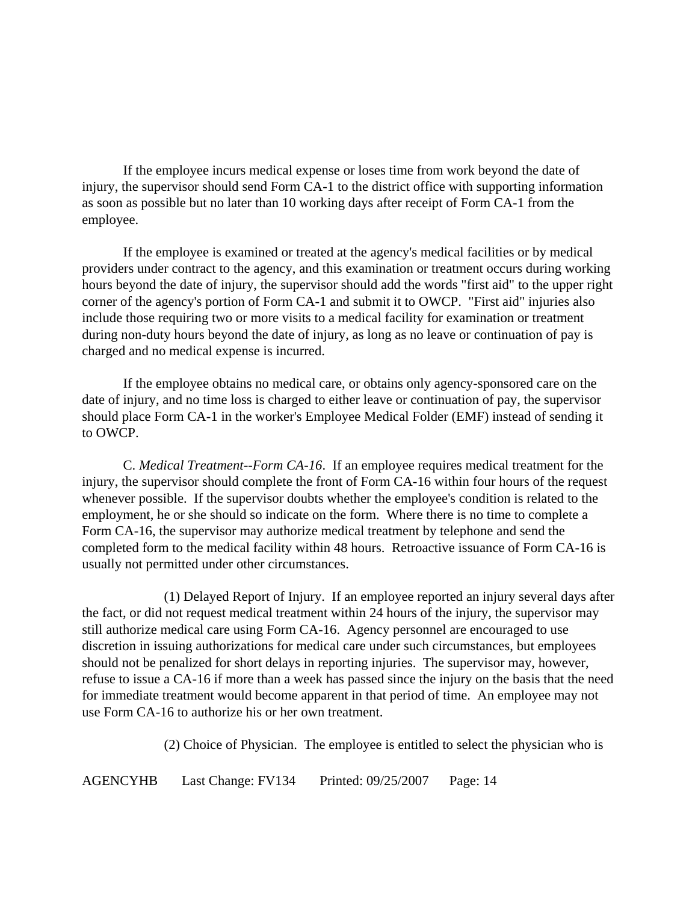If the employee incurs medical expense or loses time from work beyond the date of injury, the supervisor should send Form CA-1 to the district office with supporting information as soon as possible but no later than 10 working days after receipt of Form CA-1 from the employee.

If the employee is examined or treated at the agency's medical facilities or by medical providers under contract to the agency, and this examination or treatment occurs during working hours beyond the date of injury, the supervisor should add the words "first aid" to the upper right corner of the agency's portion of Form CA-1 and submit it to OWCP. "First aid" injuries also include those requiring two or more visits to a medical facility for examination or treatment during non-duty hours beyond the date of injury, as long as no leave or continuation of pay is charged and no medical expense is incurred.

If the employee obtains no medical care, or obtains only agency-sponsored care on the date of injury, and no time loss is charged to either leave or continuation of pay, the supervisor should place Form CA-1 in the worker's Employee Medical Folder (EMF) instead of sending it to OWCP.

C. *Medical Treatment--Form CA-16*. If an employee requires medical treatment for the injury, the supervisor should complete the front of Form CA-16 within four hours of the request whenever possible. If the supervisor doubts whether the employee's condition is related to the employment, he or she should so indicate on the form. Where there is no time to complete a Form CA-16, the supervisor may authorize medical treatment by telephone and send the completed form to the medical facility within 48 hours. Retroactive issuance of Form CA-16 is usually not permitted under other circumstances.

(1) Delayed Report of Injury. If an employee reported an injury several days after the fact, or did not request medical treatment within 24 hours of the injury, the supervisor may still authorize medical care using Form CA-16. Agency personnel are encouraged to use discretion in issuing authorizations for medical care under such circumstances, but employees should not be penalized for short delays in reporting injuries. The supervisor may, however, refuse to issue a CA-16 if more than a week has passed since the injury on the basis that the need for immediate treatment would become apparent in that period of time. An employee may not use Form CA-16 to authorize his or her own treatment.

(2) Choice of Physician. The employee is entitled to select the physician who is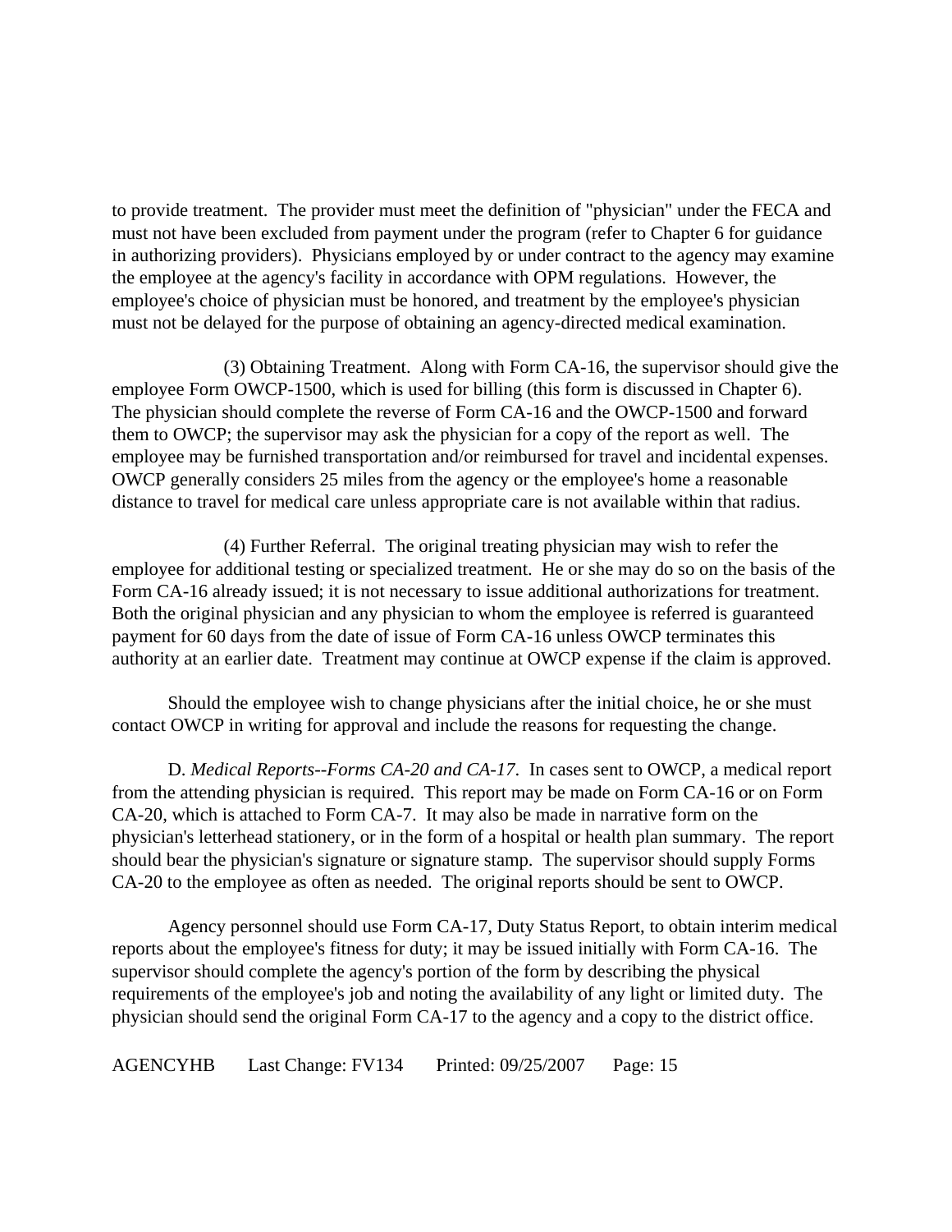to provide treatment. The provider must meet the definition of "physician" under the FECA and must not have been excluded from payment under the program (refer to Chapter 6 for guidance in authorizing providers). Physicians employed by or under contract to the agency may examine the employee at the agency's facility in accordance with OPM regulations. However, the employee's choice of physician must be honored, and treatment by the employee's physician must not be delayed for the purpose of obtaining an agency-directed medical examination.

(3) Obtaining Treatment. Along with Form CA-16, the supervisor should give the employee Form OWCP-1500, which is used for billing (this form is discussed in Chapter 6). The physician should complete the reverse of Form CA-16 and the OWCP-1500 and forward them to OWCP; the supervisor may ask the physician for a copy of the report as well. The employee may be furnished transportation and/or reimbursed for travel and incidental expenses. OWCP generally considers 25 miles from the agency or the employee's home a reasonable distance to travel for medical care unless appropriate care is not available within that radius.

(4) Further Referral. The original treating physician may wish to refer the employee for additional testing or specialized treatment. He or she may do so on the basis of the Form CA-16 already issued; it is not necessary to issue additional authorizations for treatment. Both the original physician and any physician to whom the employee is referred is guaranteed payment for 60 days from the date of issue of Form CA-16 unless OWCP terminates this authority at an earlier date. Treatment may continue at OWCP expense if the claim is approved.

Should the employee wish to change physicians after the initial choice, he or she must contact OWCP in writing for approval and include the reasons for requesting the change.

D. *Medical Reports--Forms CA-20 and CA-17*. In cases sent to OWCP, a medical report from the attending physician is required. This report may be made on Form CA-16 or on Form CA-20, which is attached to Form CA-7. It may also be made in narrative form on the physician's letterhead stationery, or in the form of a hospital or health plan summary. The report should bear the physician's signature or signature stamp. The supervisor should supply Forms CA-20 to the employee as often as needed. The original reports should be sent to OWCP.

Agency personnel should use Form CA-17, Duty Status Report, to obtain interim medical reports about the employee's fitness for duty; it may be issued initially with Form CA-16. The supervisor should complete the agency's portion of the form by describing the physical requirements of the employee's job and noting the availability of any light or limited duty. The physician should send the original Form CA-17 to the agency and a copy to the district office.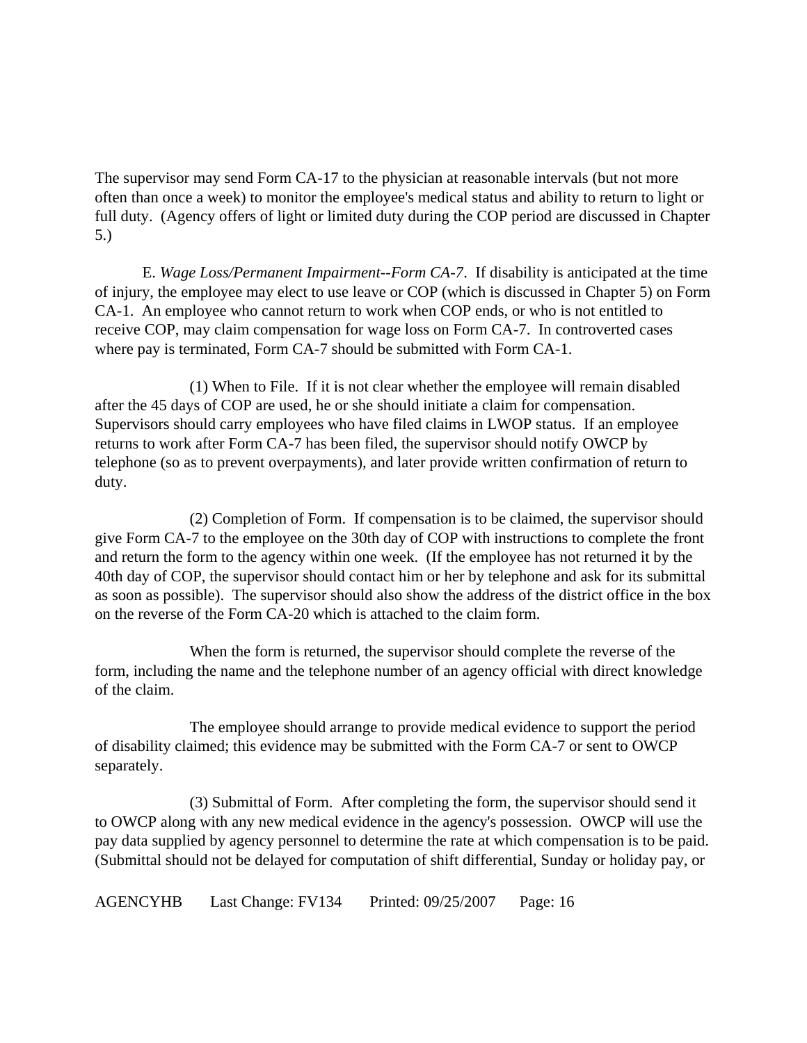The supervisor may send Form CA-17 to the physician at reasonable intervals (but not more often than once a week) to monitor the employee's medical status and ability to return to light or full duty. (Agency offers of light or limited duty during the COP period are discussed in Chapter 5.)

E. *Wage Loss/Permanent Impairment--Form CA-7*. If disability is anticipated at the time of injury, the employee may elect to use leave or COP (which is discussed in Chapter 5) on Form CA-1. An employee who cannot return to work when COP ends, or who is not entitled to receive COP, may claim compensation for wage loss on Form CA-7. In controverted cases where pay is terminated, Form CA-7 should be submitted with Form CA-1.

(1) When to File. If it is not clear whether the employee will remain disabled after the 45 days of COP are used, he or she should initiate a claim for compensation. Supervisors should carry employees who have filed claims in LWOP status. If an employee returns to work after Form CA-7 has been filed, the supervisor should notify OWCP by telephone (so as to prevent overpayments), and later provide written confirmation of return to duty.

(2) Completion of Form. If compensation is to be claimed, the supervisor should give Form CA-7 to the employee on the 30th day of COP with instructions to complete the front and return the form to the agency within one week. (If the employee has not returned it by the 40th day of COP, the supervisor should contact him or her by telephone and ask for its submittal as soon as possible). The supervisor should also show the address of the district office in the box on the reverse of the Form CA-20 which is attached to the claim form.

When the form is returned, the supervisor should complete the reverse of the form, including the name and the telephone number of an agency official with direct knowledge of the claim.

The employee should arrange to provide medical evidence to support the period of disability claimed; this evidence may be submitted with the Form CA-7 or sent to OWCP separately.

(3) Submittal of Form. After completing the form, the supervisor should send it to OWCP along with any new medical evidence in the agency's possession. OWCP will use the pay data supplied by agency personnel to determine the rate at which compensation is to be paid. (Submittal should not be delayed for computation of shift differential, Sunday or holiday pay, or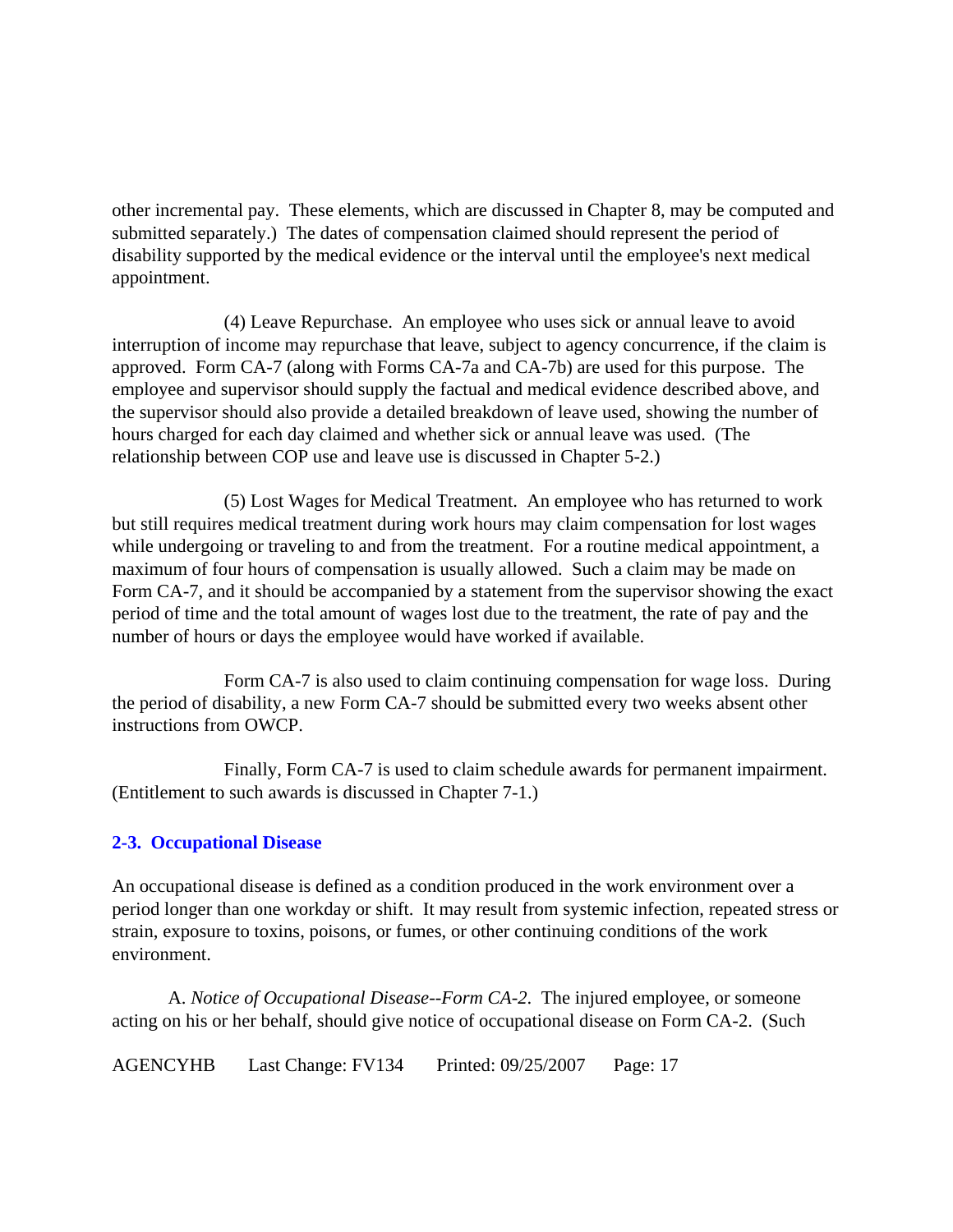other incremental pay. These elements, which are discussed in Chapter 8, may be computed and submitted separately.) The dates of compensation claimed should represent the period of disability supported by the medical evidence or the interval until the employee's next medical appointment.

(4) Leave Repurchase. An employee who uses sick or annual leave to avoid interruption of income may repurchase that leave, subject to agency concurrence, if the claim is approved. Form CA-7 (along with Forms CA-7a and CA-7b) are used for this purpose. The employee and supervisor should supply the factual and medical evidence described above, and the supervisor should also provide a detailed breakdown of leave used, showing the number of hours charged for each day claimed and whether sick or annual leave was used. (The relationship between COP use and leave use is discussed in Chapter 5-2.)

(5) Lost Wages for Medical Treatment. An employee who has returned to work but still requires medical treatment during work hours may claim compensation for lost wages while undergoing or traveling to and from the treatment. For a routine medical appointment, a maximum of four hours of compensation is usually allowed. Such a claim may be made on Form CA-7, and it should be accompanied by a statement from the supervisor showing the exact period of time and the total amount of wages lost due to the treatment, the rate of pay and the number of hours or days the employee would have worked if available.

Form CA-7 is also used to claim continuing compensation for wage loss. During the period of disability, a new Form CA-7 should be submitted every two weeks absent other instructions from OWCP.

Finally, Form CA-7 is used to claim schedule awards for permanent impairment. (Entitlement to such awards is discussed in Chapter 7-1.)

## 2-3. Occupational Disease

An occupational disease is defined as a condition produced in the work environment over a period longer than one workday or shift. It may result from systemic infection, repeated stress or strain, exposure to toxins, poisons, or fumes, or other continuing conditions of the work environment.

A. *Notice of Occupational Disease--Form CA-2*. The injured employee, or someone acting on his or her behalf, should give notice of occupational disease on Form CA-2. (Such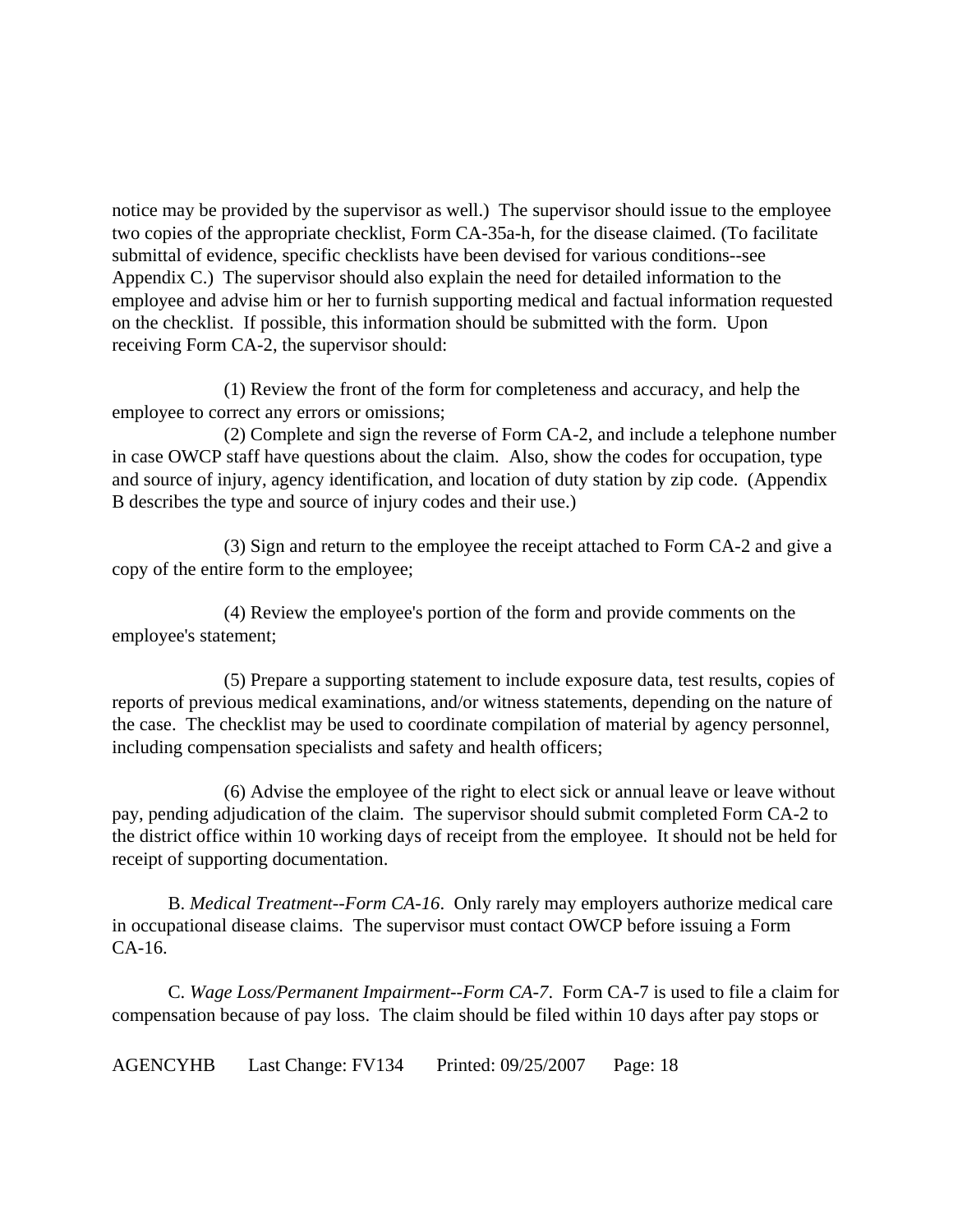notice may be provided by the supervisor as well.) The supervisor should issue to the employee two copies of the appropriate checklist, Form CA-35a-h, for the disease claimed. (To facilitate submittal of evidence, specific checklists have been devised for various conditions--see Appendix C.) The supervisor should also explain the need for detailed information to the employee and advise him or her to furnish supporting medical and factual information requested on the checklist. If possible, this information should be submitted with the form. Upon receiving Form CA-2, the supervisor should:

(1) Review the front of the form for completeness and accuracy, and help the employee to correct any errors or omissions;

(2) Complete and sign the reverse of Form CA-2, and include a telephone number in case OWCP staff have questions about the claim. Also, show the codes for occupation, type and source of injury, agency identification, and location of duty station by zip code. (Appendix B describes the type and source of injury codes and their use.)

(3) Sign and return to the employee the receipt attached to Form CA-2 and give a copy of the entire form to the employee;

(4) Review the employee's portion of the form and provide comments on the employee's statement;

(5) Prepare a supporting statement to include exposure data, test results, copies of reports of previous medical examinations, and/or witness statements, depending on the nature of the case. The checklist may be used to coordinate compilation of material by agency personnel, including compensation specialists and safety and health officers;

(6) Advise the employee of the right to elect sick or annual leave or leave without pay, pending adjudication of the claim. The supervisor should submit completed Form CA-2 to the district office within 10 working days of receipt from the employee. It should not be held for receipt of supporting documentation.

B. *Medical Treatment--Form CA-16*. Only rarely may employers authorize medical care in occupational disease claims. The supervisor must contact OWCP before issuing a Form CA-16.

C. *Wage Loss/Permanent Impairment--Form CA-7*. Form CA-7 is used to file a claim for compensation because of pay loss. The claim should be filed within 10 days after pay stops or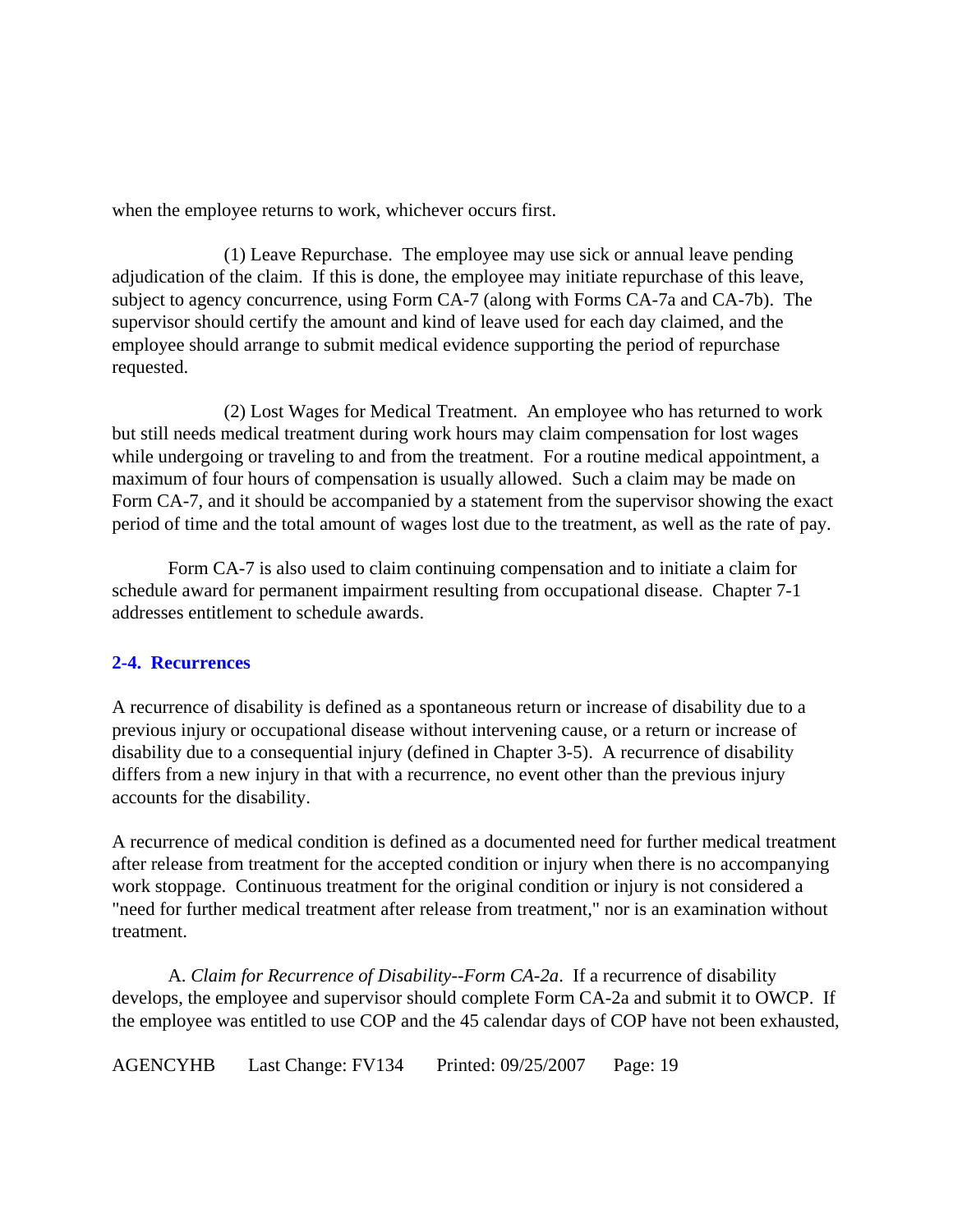when the employee returns to work, whichever occurs first.

(1) Leave Repurchase. The employee may use sick or annual leave pending adjudication of the claim. If this is done, the employee may initiate repurchase of this leave, subject to agency concurrence, using Form CA-7 (along with Forms CA-7a and CA-7b). The supervisor should certify the amount and kind of leave used for each day claimed, and the employee should arrange to submit medical evidence supporting the period of repurchase requested.

(2) Lost Wages for Medical Treatment. An employee who has returned to work but still needs medical treatment during work hours may claim compensation for lost wages while undergoing or traveling to and from the treatment. For a routine medical appointment, a maximum of four hours of compensation is usually allowed. Such a claim may be made on Form CA-7, and it should be accompanied by a statement from the supervisor showing the exact period of time and the total amount of wages lost due to the treatment, as well as the rate of pay.

Form CA-7 is also used to claim continuing compensation and to initiate a claim for schedule award for permanent impairment resulting from occupational disease. Chapter 7-1 addresses entitlement to schedule awards.

## 2-4. Recurrences

A recurrence of disability is defined as a spontaneous return or increase of disability due to a previous injury or occupational disease without intervening cause, or a return or increase of disability due to a consequential injury (defined in Chapter 3-5). A recurrence of disability differs from a new injury in that with a recurrence, no event other than the previous injury accounts for the disability.

A recurrence of medical condition is defined as a documented need for further medical treatment after release from treatment for the accepted condition or injury when there is no accompanying work stoppage. Continuous treatment for the original condition or injury is not considered a "need for further medical treatment after release from treatment," nor is an examination without treatment.

A. *Claim for Recurrence of Disability--Form CA-2a*. If a recurrence of disability develops, the employee and supervisor should complete Form CA-2a and submit it to OWCP. If the employee was entitled to use COP and the 45 calendar days of COP have not been exhausted,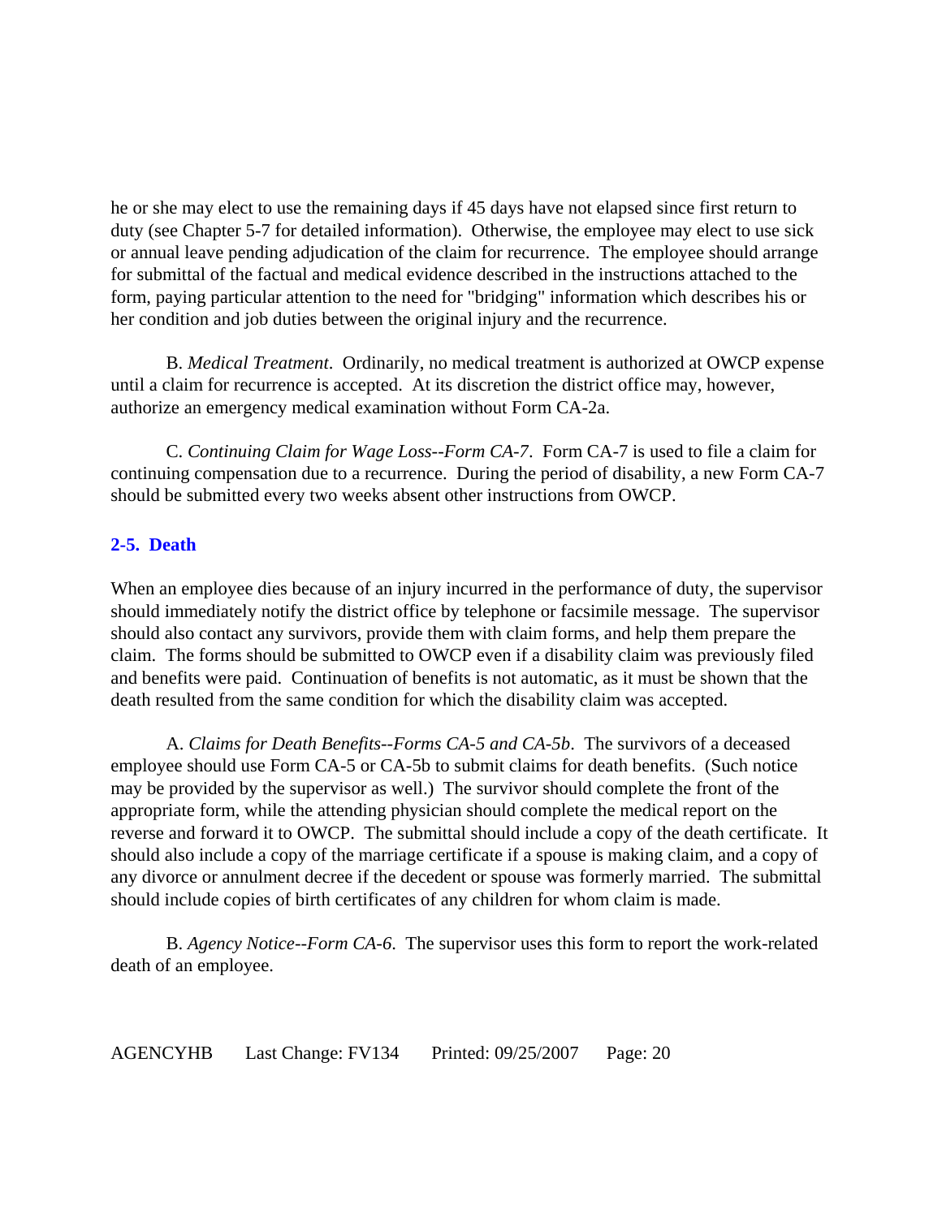he or she may elect to use the remaining days if 45 days have not elapsed since first return to duty (see Chapter 5-7 for detailed information). Otherwise, the employee may elect to use sick or annual leave pending adjudication of the claim for recurrence. The employee should arrange for submittal of the factual and medical evidence described in the instructions attached to the form, paying particular attention to the need for "bridging" information which describes his or her condition and job duties between the original injury and the recurrence.

B. *Medical Treatment*. Ordinarily, no medical treatment is authorized at OWCP expense until a claim for recurrence is accepted. At its discretion the district office may, however, authorize an emergency medical examination without Form CA-2a.

C. *Continuing Claim for Wage Loss--Form CA-7*. Form CA-7 is used to file a claim for continuing compensation due to a recurrence. During the period of disability, a new Form CA-7 should be submitted every two weeks absent other instructions from OWCP.

## 2-5. Death

When an employee dies because of an injury incurred in the performance of duty, the supervisor should immediately notify the district office by telephone or facsimile message. The supervisor should also contact any survivors, provide them with claim forms, and help them prepare the claim. The forms should be submitted to OWCP even if a disability claim was previously filed and benefits were paid. Continuation of benefits is not automatic, as it must be shown that the death resulted from the same condition for which the disability claim was accepted.

A. *Claims for Death Benefits--Forms CA-5 and CA-5b*. The survivors of a deceased employee should use Form CA-5 or CA-5b to submit claims for death benefits. (Such notice may be provided by the supervisor as well.) The survivor should complete the front of the appropriate form, while the attending physician should complete the medical report on the reverse and forward it to OWCP. The submittal should include a copy of the death certificate. It should also include a copy of the marriage certificate if a spouse is making claim, and a copy of any divorce or annulment decree if the decedent or spouse was formerly married. The submittal should include copies of birth certificates of any children for whom claim is made.

B. *Agency Notice--Form CA-6*. The supervisor uses this form to report the work-related death of an employee.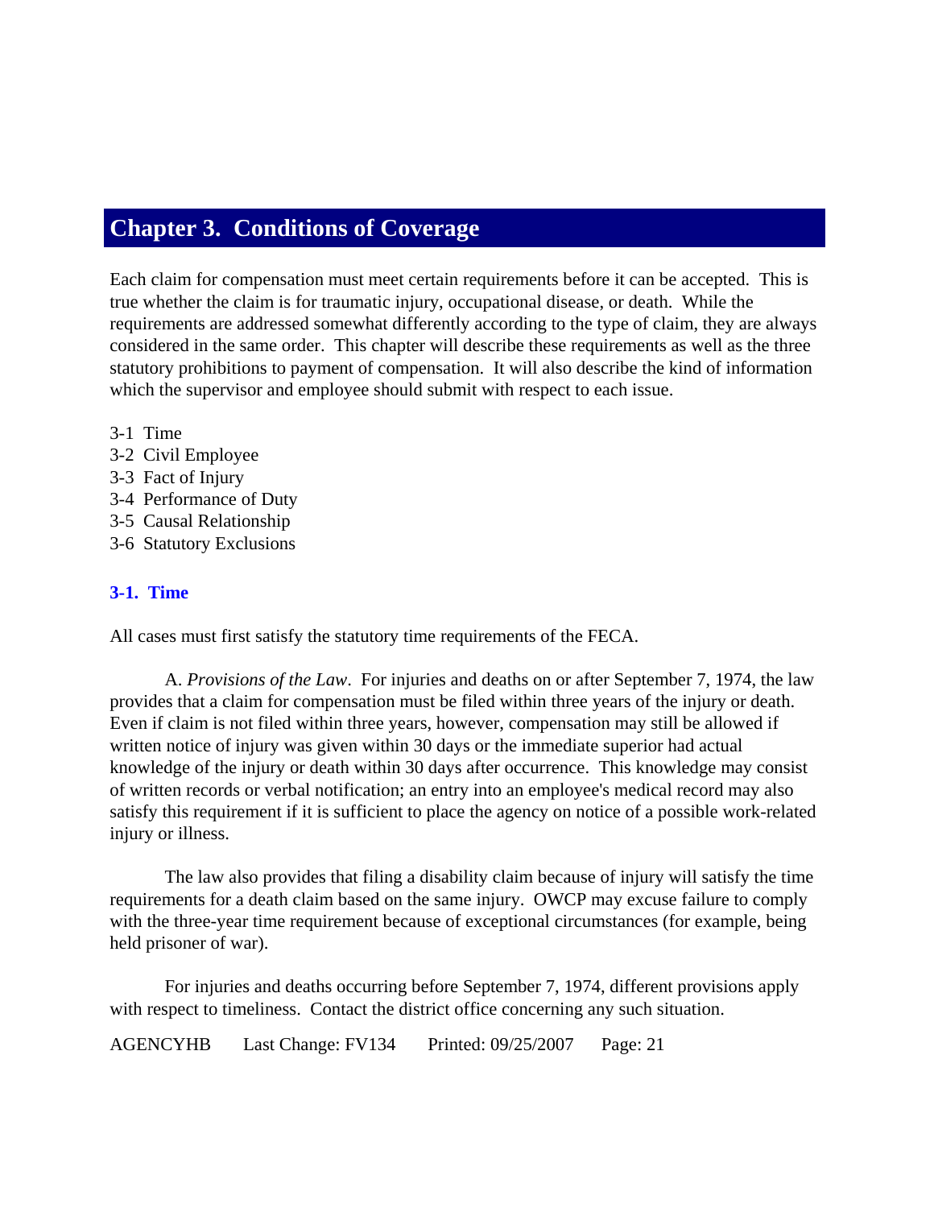# Chapter 3. Conditions of Coverage

Each claim for compensation must meet certain requirements before it can be accepted. This is true whether the claim is for traumatic injury, occupational disease, or death. While the requirements are addressed somewhat differently according to the type of claim, they are always considered in the same order. This chapter will describe these requirements as well as the three statutory prohibitions to payment of compensation. It will also describe the kind of information which the supervisor and employee should submit with respect to each issue.

3-1 Time
3-2 Civil Employee
3-3 Fact of Injury
3-4 Performance of Duty
3-5 Causal Relationship
3-6 Statutory Exclusions

## 3-1. Time

All cases must first satisfy the statutory time requirements of the FECA.

A. *Provisions of the Law*. For injuries and deaths on or after September 7, 1974, the law provides that a claim for compensation must be filed within three years of the injury or death. Even if claim is not filed within three years, however, compensation may still be allowed if written notice of injury was given within 30 days or the immediate superior had actual knowledge of the injury or death within 30 days after occurrence. This knowledge may consist of written records or verbal notification; an entry into an employee's medical record may also satisfy this requirement if it is sufficient to place the agency on notice of a possible work-related injury or illness.

The law also provides that filing a disability claim because of injury will satisfy the time requirements for a death claim based on the same injury. OWCP may excuse failure to comply with the three-year time requirement because of exceptional circumstances (for example, being held prisoner of war).

For injuries and deaths occurring before September 7, 1974, different provisions apply with respect to timeliness. Contact the district office concerning any such situation.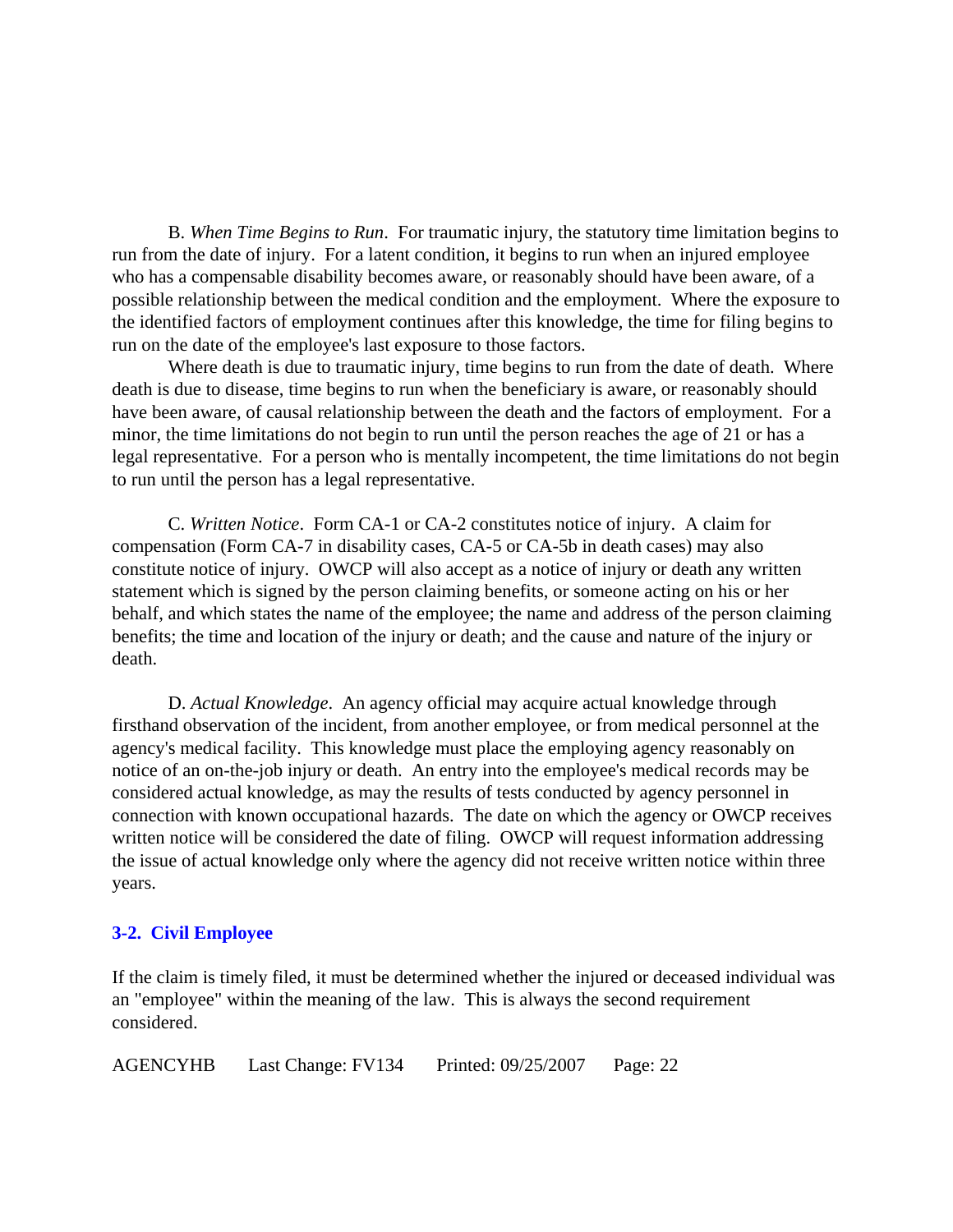B. *When Time Begins to Run*. For traumatic injury, the statutory time limitation begins to run from the date of injury. For a latent condition, it begins to run when an injured employee who has a compensable disability becomes aware, or reasonably should have been aware, of a possible relationship between the medical condition and the employment. Where the exposure to the identified factors of employment continues after this knowledge, the time for filing begins to run on the date of the employee's last exposure to those factors.

Where death is due to traumatic injury, time begins to run from the date of death. Where death is due to disease, time begins to run when the beneficiary is aware, or reasonably should have been aware, of causal relationship between the death and the factors of employment. For a minor, the time limitations do not begin to run until the person reaches the age of 21 or has a legal representative. For a person who is mentally incompetent, the time limitations do not begin to run until the person has a legal representative.

C. *Written Notice*. Form CA-1 or CA-2 constitutes notice of injury. A claim for compensation (Form CA-7 in disability cases, CA-5 or CA-5b in death cases) may also constitute notice of injury. OWCP will also accept as a notice of injury or death any written statement which is signed by the person claiming benefits, or someone acting on his or her behalf, and which states the name of the employee; the name and address of the person claiming benefits; the time and location of the injury or death; and the cause and nature of the injury or death.

D. *Actual Knowledge*. An agency official may acquire actual knowledge through firsthand observation of the incident, from another employee, or from medical personnel at the agency's medical facility. This knowledge must place the employing agency reasonably on notice of an on-the-job injury or death. An entry into the employee's medical records may be considered actual knowledge, as may the results of tests conducted by agency personnel in connection with known occupational hazards. The date on which the agency or OWCP receives written notice will be considered the date of filing. OWCP will request information addressing the issue of actual knowledge only where the agency did not receive written notice within three years.

## 3-2. Civil Employee

If the claim is timely filed, it must be determined whether the injured or deceased individual was an "employee" within the meaning of the law. This is always the second requirement considered.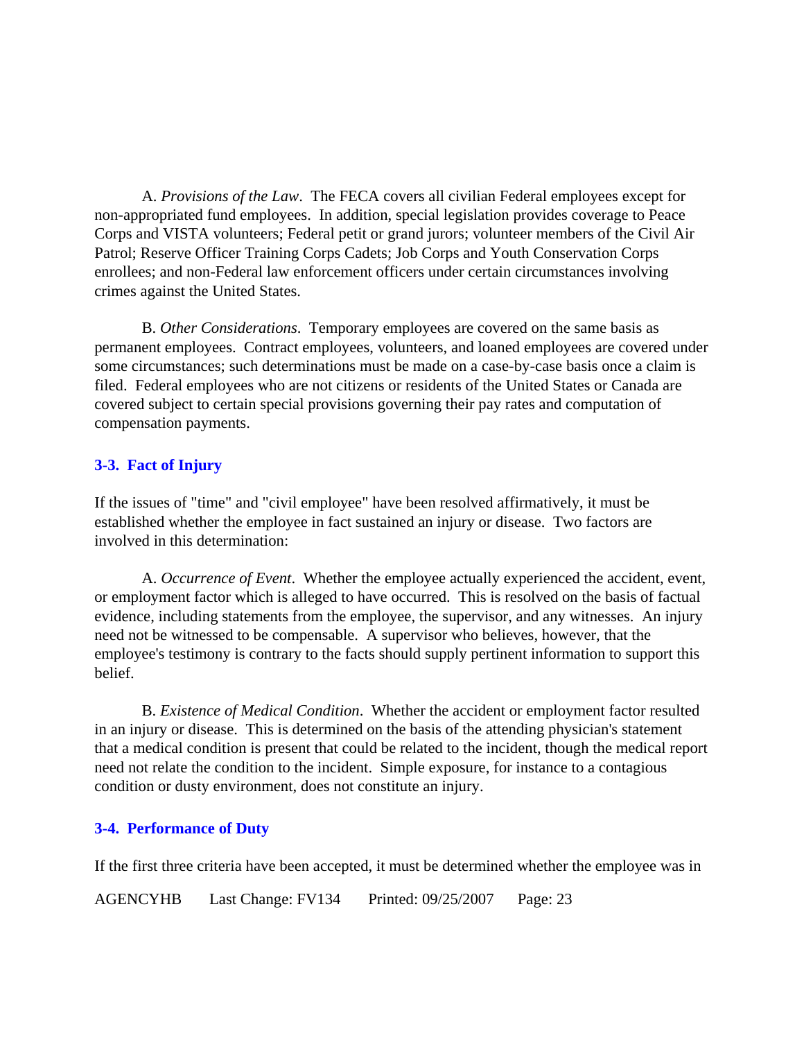A. *Provisions of the Law*. The FECA covers all civilian Federal employees except for non-appropriated fund employees. In addition, special legislation provides coverage to Peace Corps and VISTA volunteers; Federal petit or grand jurors; volunteer members of the Civil Air Patrol; Reserve Officer Training Corps Cadets; Job Corps and Youth Conservation Corps enrollees; and non-Federal law enforcement officers under certain circumstances involving crimes against the United States.

B. *Other Considerations*. Temporary employees are covered on the same basis as permanent employees. Contract employees, volunteers, and loaned employees are covered under some circumstances; such determinations must be made on a case-by-case basis once a claim is filed. Federal employees who are not citizens or residents of the United States or Canada are covered subject to certain special provisions governing their pay rates and computation of compensation payments.

### 3-3. Fact of Injury

If the issues of "time" and "civil employee" have been resolved affirmatively, it must be established whether the employee in fact sustained an injury or disease. Two factors are involved in this determination:

A. *Occurrence of Event*. Whether the employee actually experienced the accident, event, or employment factor which is alleged to have occurred. This is resolved on the basis of factual evidence, including statements from the employee, the supervisor, and any witnesses. An injury need not be witnessed to be compensable. A supervisor who believes, however, that the employee's testimony is contrary to the facts should supply pertinent information to support this belief.

B. *Existence of Medical Condition*. Whether the accident or employment factor resulted in an injury or disease. This is determined on the basis of the attending physician's statement that a medical condition is present that could be related to the incident, though the medical report need not relate the condition to the incident. Simple exposure, for instance to a contagious condition or dusty environment, does not constitute an injury.

### 3-4. Performance of Duty

If the first three criteria have been accepted, it must be determined whether the employee was in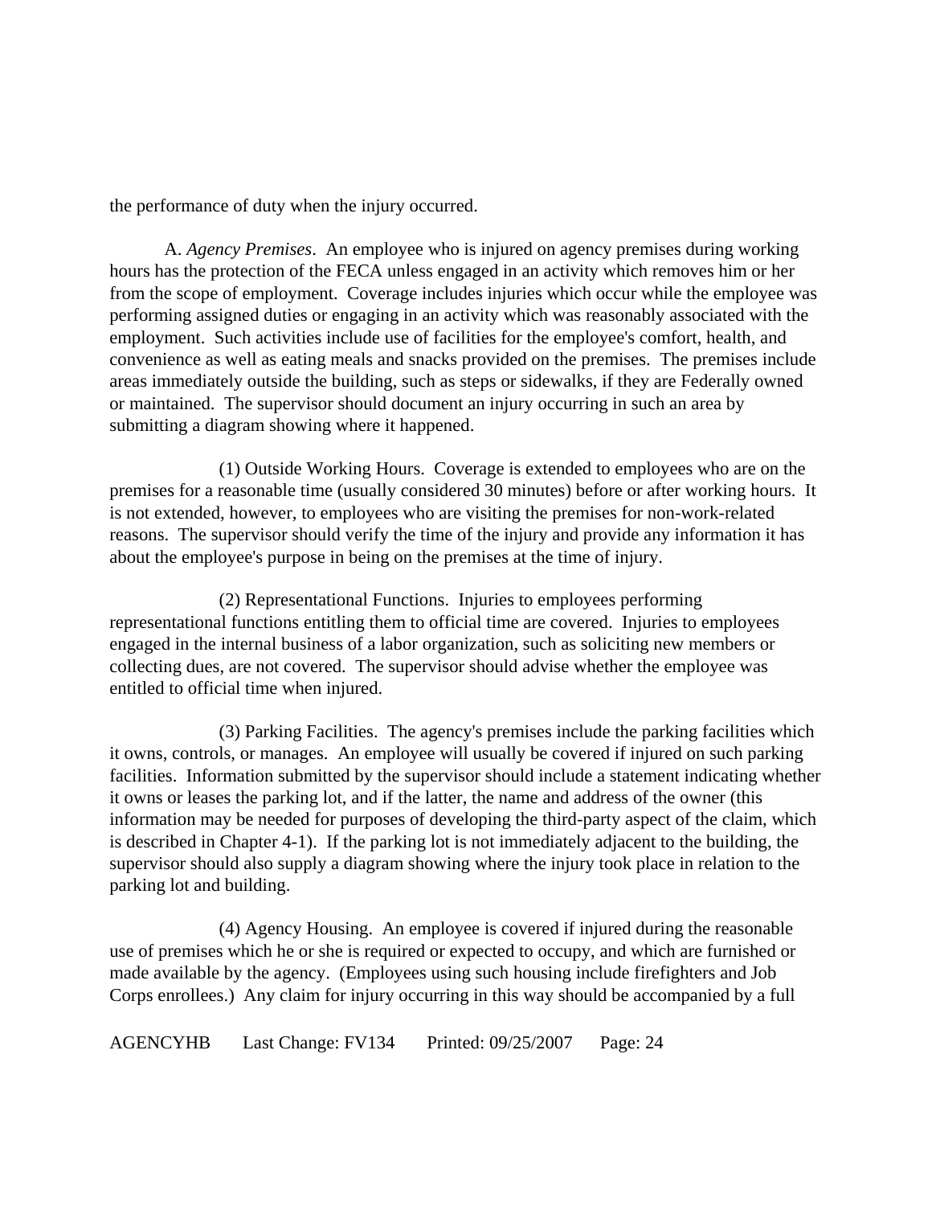the performance of duty when the injury occurred.

A. *Agency Premises*. An employee who is injured on agency premises during working hours has the protection of the FECA unless engaged in an activity which removes him or her from the scope of employment. Coverage includes injuries which occur while the employee was performing assigned duties or engaging in an activity which was reasonably associated with the employment. Such activities include use of facilities for the employee's comfort, health, and convenience as well as eating meals and snacks provided on the premises. The premises include areas immediately outside the building, such as steps or sidewalks, if they are Federally owned or maintained. The supervisor should document an injury occurring in such an area by submitting a diagram showing where it happened.

(1) Outside Working Hours. Coverage is extended to employees who are on the premises for a reasonable time (usually considered 30 minutes) before or after working hours. It is not extended, however, to employees who are visiting the premises for non-work-related reasons. The supervisor should verify the time of the injury and provide any information it has about the employee's purpose in being on the premises at the time of injury.

(2) Representational Functions. Injuries to employees performing representational functions entitling them to official time are covered. Injuries to employees engaged in the internal business of a labor organization, such as soliciting new members or collecting dues, are not covered. The supervisor should advise whether the employee was entitled to official time when injured.

(3) Parking Facilities. The agency's premises include the parking facilities which it owns, controls, or manages. An employee will usually be covered if injured on such parking facilities. Information submitted by the supervisor should include a statement indicating whether it owns or leases the parking lot, and if the latter, the name and address of the owner (this information may be needed for purposes of developing the third-party aspect of the claim, which is described in Chapter 4-1). If the parking lot is not immediately adjacent to the building, the supervisor should also supply a diagram showing where the injury took place in relation to the parking lot and building.

(4) Agency Housing. An employee is covered if injured during the reasonable use of premises which he or she is required or expected to occupy, and which are furnished or made available by the agency. (Employees using such housing include firefighters and Job Corps enrollees.) Any claim for injury occurring in this way should be accompanied by a full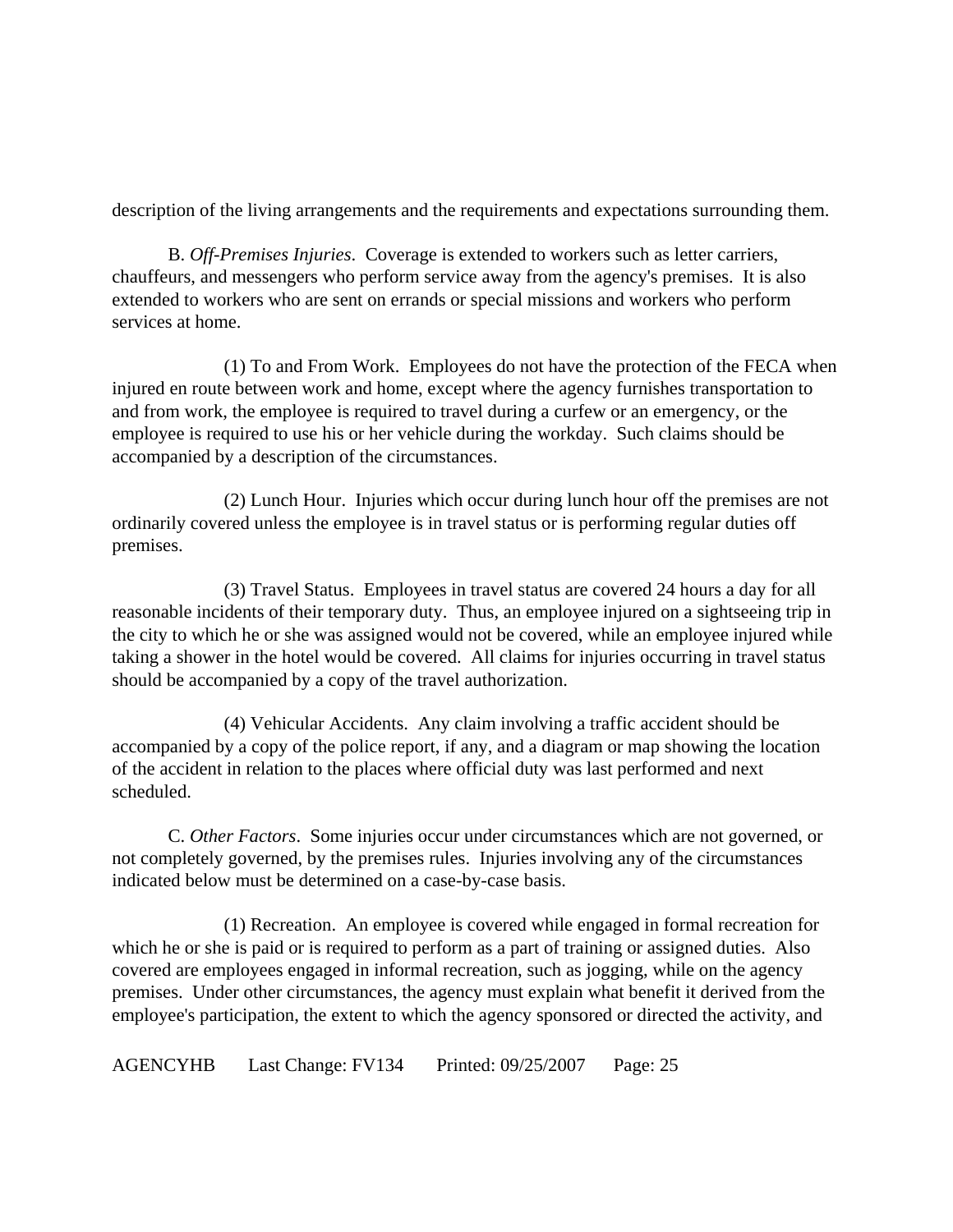description of the living arrangements and the requirements and expectations surrounding them.

B. *Off-Premises Injuries*. Coverage is extended to workers such as letter carriers, chauffeurs, and messengers who perform service away from the agency's premises. It is also extended to workers who are sent on errands or special missions and workers who perform services at home.

(1) To and From Work. Employees do not have the protection of the FECA when injured en route between work and home, except where the agency furnishes transportation to and from work, the employee is required to travel during a curfew or an emergency, or the employee is required to use his or her vehicle during the workday. Such claims should be accompanied by a description of the circumstances.

(2) Lunch Hour. Injuries which occur during lunch hour off the premises are not ordinarily covered unless the employee is in travel status or is performing regular duties off premises.

(3) Travel Status. Employees in travel status are covered 24 hours a day for all reasonable incidents of their temporary duty. Thus, an employee injured on a sightseeing trip in the city to which he or she was assigned would not be covered, while an employee injured while taking a shower in the hotel would be covered. All claims for injuries occurring in travel status should be accompanied by a copy of the travel authorization.

(4) Vehicular Accidents. Any claim involving a traffic accident should be accompanied by a copy of the police report, if any, and a diagram or map showing the location of the accident in relation to the places where official duty was last performed and next scheduled.

C. *Other Factors*. Some injuries occur under circumstances which are not governed, or not completely governed, by the premises rules. Injuries involving any of the circumstances indicated below must be determined on a case-by-case basis.

(1) Recreation. An employee is covered while engaged in formal recreation for which he or she is paid or is required to perform as a part of training or assigned duties. Also covered are employees engaged in informal recreation, such as jogging, while on the agency premises. Under other circumstances, the agency must explain what benefit it derived from the employee's participation, the extent to which the agency sponsored or directed the activity, and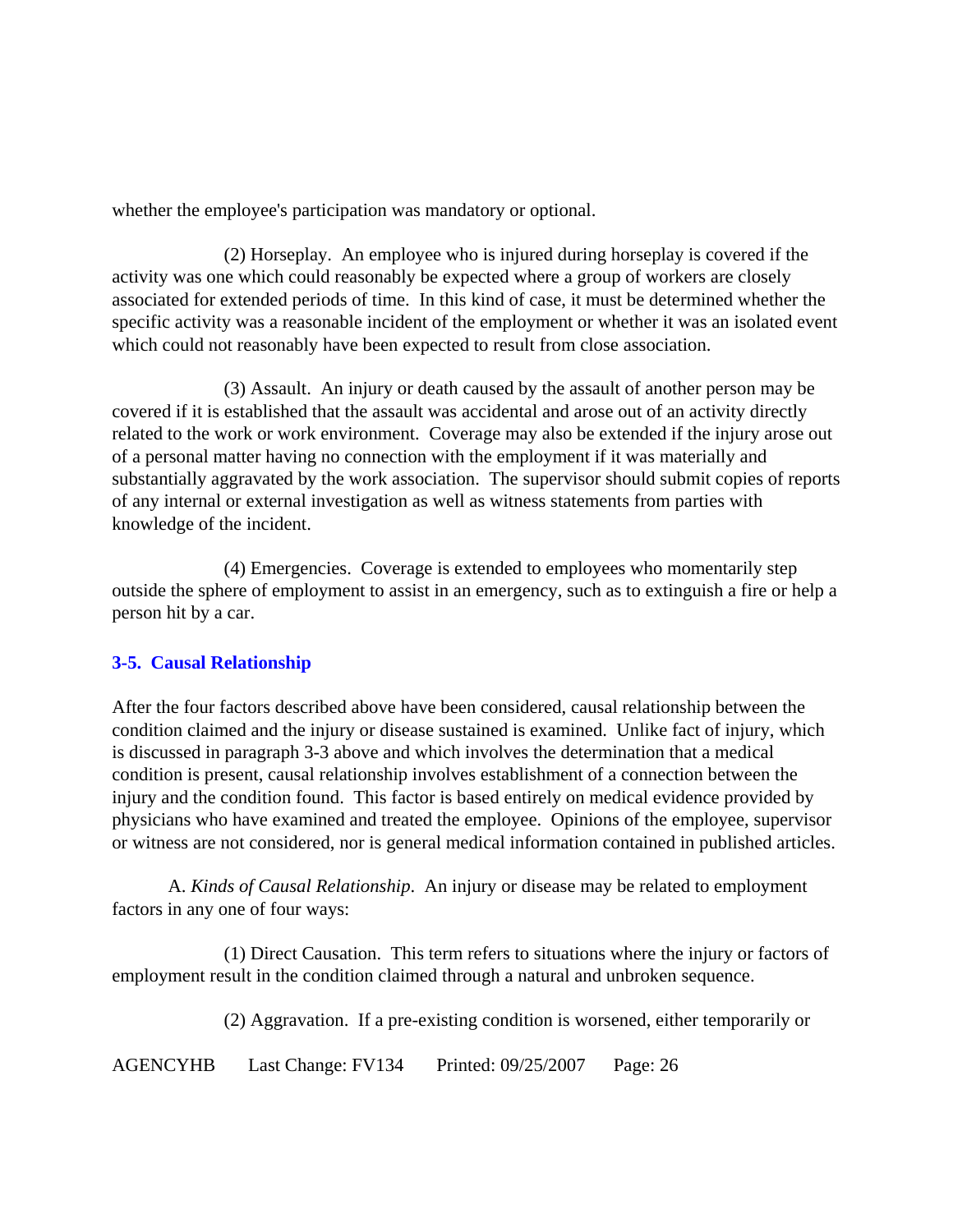whether the employee's participation was mandatory or optional.

(2) Horseplay. An employee who is injured during horseplay is covered if the activity was one which could reasonably be expected where a group of workers are closely associated for extended periods of time. In this kind of case, it must be determined whether the specific activity was a reasonable incident of the employment or whether it was an isolated event which could not reasonably have been expected to result from close association.

(3) Assault. An injury or death caused by the assault of another person may be covered if it is established that the assault was accidental and arose out of an activity directly related to the work or work environment. Coverage may also be extended if the injury arose out of a personal matter having no connection with the employment if it was materially and substantially aggravated by the work association. The supervisor should submit copies of reports of any internal or external investigation as well as witness statements from parties with knowledge of the incident.

(4) Emergencies. Coverage is extended to employees who momentarily step outside the sphere of employment to assist in an emergency, such as to extinguish a fire or help a person hit by a car.

## 3-5. Causal Relationship

After the four factors described above have been considered, causal relationship between the condition claimed and the injury or disease sustained is examined. Unlike fact of injury, which is discussed in paragraph 3-3 above and which involves the determination that a medical condition is present, causal relationship involves establishment of a connection between the injury and the condition found. This factor is based entirely on medical evidence provided by physicians who have examined and treated the employee. Opinions of the employee, supervisor or witness are not considered, nor is general medical information contained in published articles.

A. *Kinds of Causal Relationship*. An injury or disease may be related to employment factors in any one of four ways:

(1) Direct Causation. This term refers to situations where the injury or factors of employment result in the condition claimed through a natural and unbroken sequence.

(2) Aggravation. If a pre-existing condition is worsened, either temporarily or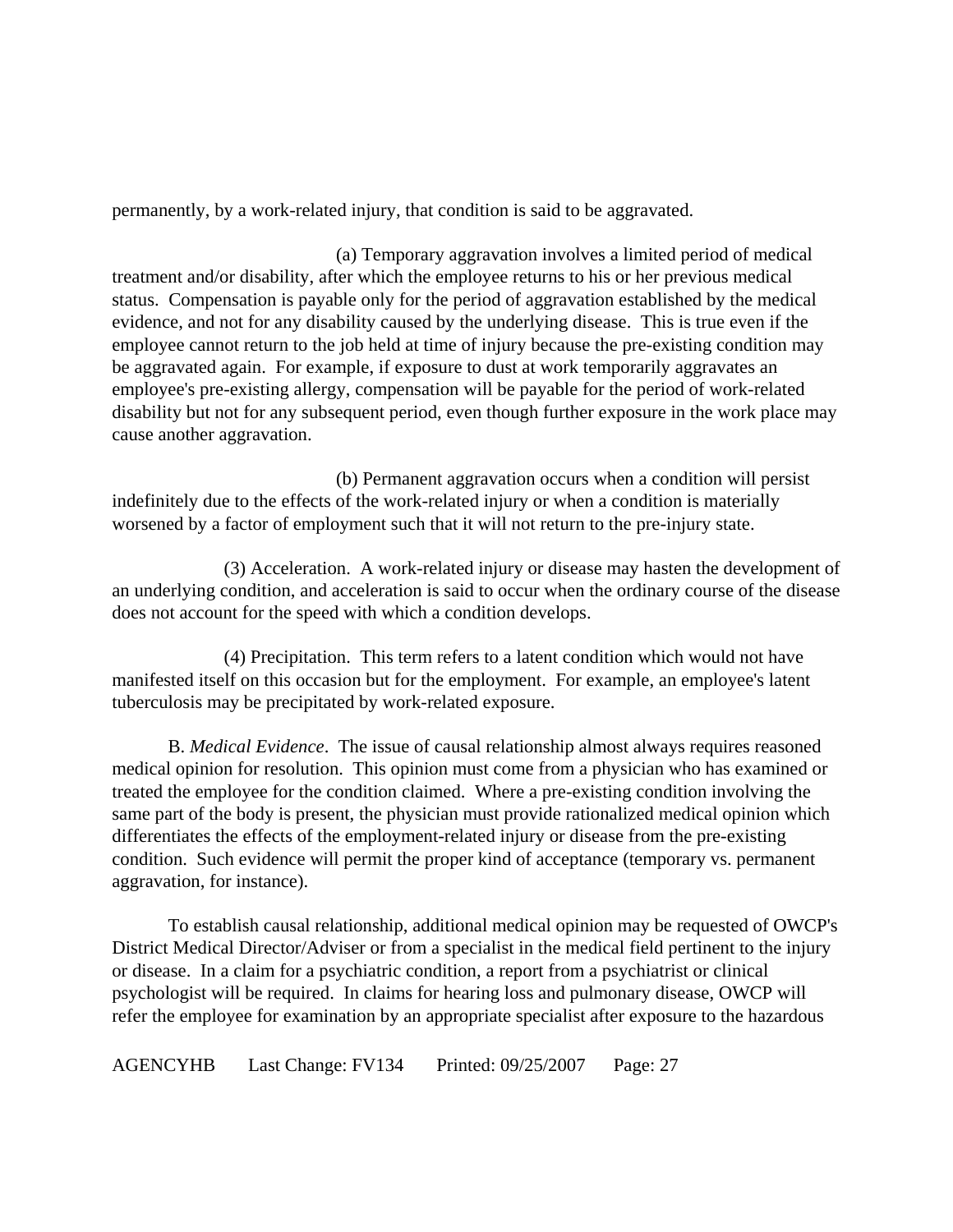permanently, by a work-related injury, that condition is said to be aggravated.

(a) Temporary aggravation involves a limited period of medical treatment and/or disability, after which the employee returns to his or her previous medical status. Compensation is payable only for the period of aggravation established by the medical evidence, and not for any disability caused by the underlying disease. This is true even if the employee cannot return to the job held at time of injury because the pre-existing condition may be aggravated again. For example, if exposure to dust at work temporarily aggravates an employee's pre-existing allergy, compensation will be payable for the period of work-related disability but not for any subsequent period, even though further exposure in the work place may cause another aggravation.

(b) Permanent aggravation occurs when a condition will persist indefinitely due to the effects of the work-related injury or when a condition is materially worsened by a factor of employment such that it will not return to the pre-injury state.

(3) Acceleration. A work-related injury or disease may hasten the development of an underlying condition, and acceleration is said to occur when the ordinary course of the disease does not account for the speed with which a condition develops.

(4) Precipitation. This term refers to a latent condition which would not have manifested itself on this occasion but for the employment. For example, an employee's latent tuberculosis may be precipitated by work-related exposure.

B. *Medical Evidence*. The issue of causal relationship almost always requires reasoned medical opinion for resolution. This opinion must come from a physician who has examined or treated the employee for the condition claimed. Where a pre-existing condition involving the same part of the body is present, the physician must provide rationalized medical opinion which differentiates the effects of the employment-related injury or disease from the pre-existing condition. Such evidence will permit the proper kind of acceptance (temporary vs. permanent aggravation, for instance).

To establish causal relationship, additional medical opinion may be requested of OWCP's District Medical Director/Adviser or from a specialist in the medical field pertinent to the injury or disease. In a claim for a psychiatric condition, a report from a psychiatrist or clinical psychologist will be required. In claims for hearing loss and pulmonary disease, OWCP will refer the employee for examination by an appropriate specialist after exposure to the hazardous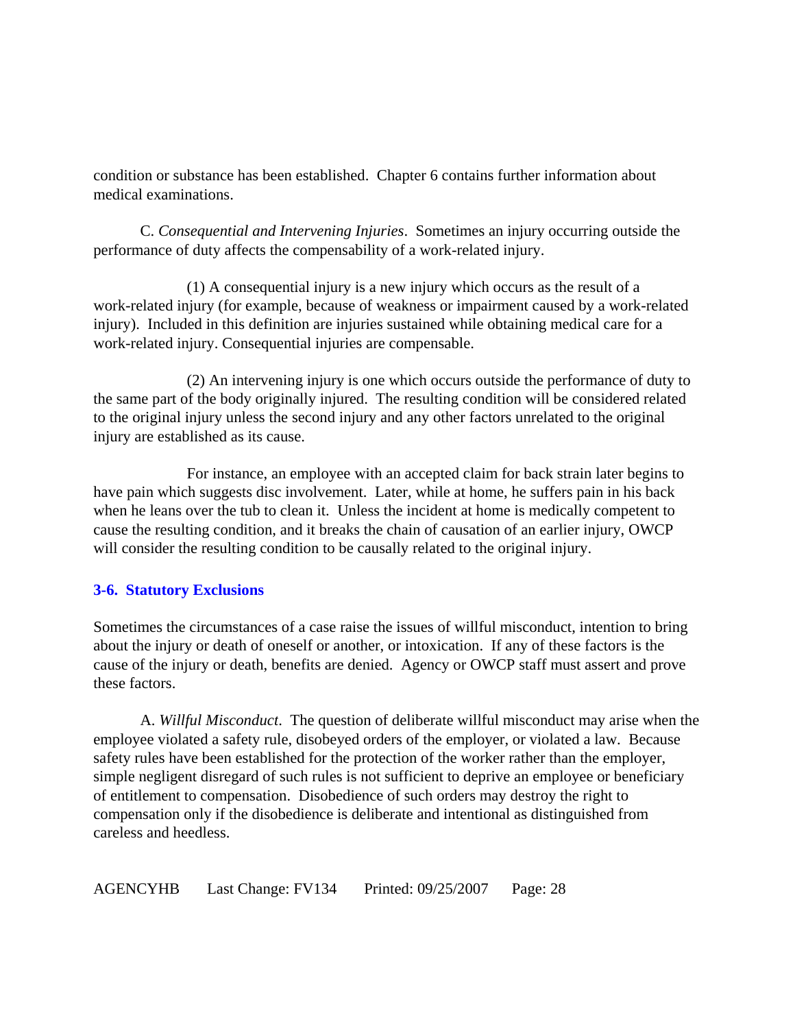condition or substance has been established. Chapter 6 contains further information about medical examinations.

C. *Consequential and Intervening Injuries*. Sometimes an injury occurring outside the performance of duty affects the compensability of a work-related injury.

(1) A consequential injury is a new injury which occurs as the result of a work-related injury (for example, because of weakness or impairment caused by a work-related injury). Included in this definition are injuries sustained while obtaining medical care for a work-related injury. Consequential injuries are compensable.

(2) An intervening injury is one which occurs outside the performance of duty to the same part of the body originally injured. The resulting condition will be considered related to the original injury unless the second injury and any other factors unrelated to the original injury are established as its cause.

For instance, an employee with an accepted claim for back strain later begins to have pain which suggests disc involvement. Later, while at home, he suffers pain in his back when he leans over the tub to clean it. Unless the incident at home is medically competent to cause the resulting condition, and it breaks the chain of causation of an earlier injury, OWCP will consider the resulting condition to be causally related to the original injury.

### 3-6. Statutory Exclusions

Sometimes the circumstances of a case raise the issues of willful misconduct, intention to bring about the injury or death of oneself or another, or intoxication. If any of these factors is the cause of the injury or death, benefits are denied. Agency or OWCP staff must assert and prove these factors.

A. *Willful Misconduct*. The question of deliberate willful misconduct may arise when the employee violated a safety rule, disobeyed orders of the employer, or violated a law. Because safety rules have been established for the protection of the worker rather than the employer, simple negligent disregard of such rules is not sufficient to deprive an employee or beneficiary of entitlement to compensation. Disobedience of such orders may destroy the right to compensation only if the disobedience is deliberate and intentional as distinguished from careless and heedless.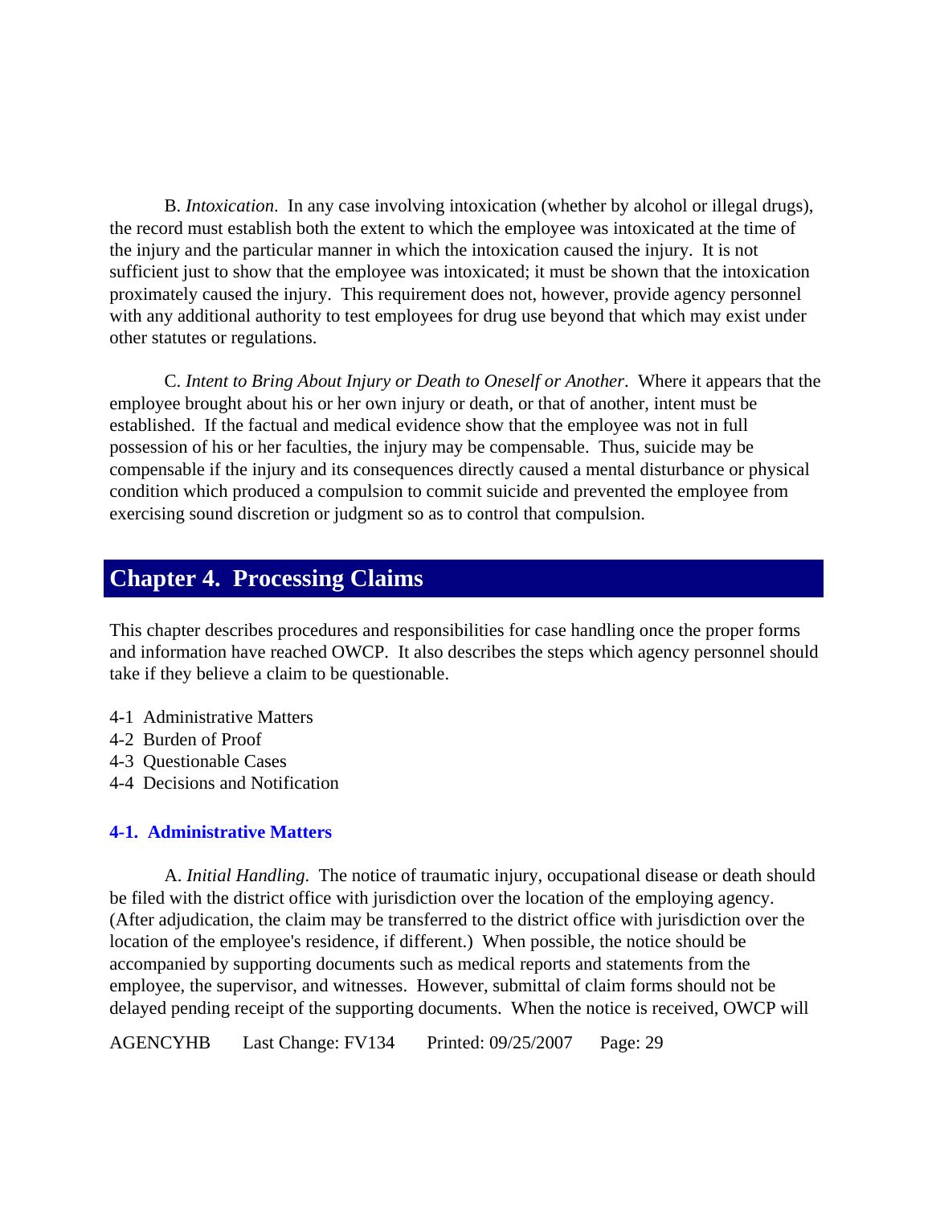B. *Intoxication*. In any case involving intoxication (whether by alcohol or illegal drugs), the record must establish both the extent to which the employee was intoxicated at the time of the injury and the particular manner in which the intoxication caused the injury. It is not sufficient just to show that the employee was intoxicated; it must be shown that the intoxication proximately caused the injury. This requirement does not, however, provide agency personnel with any additional authority to test employees for drug use beyond that which may exist under other statutes or regulations.

C. *Intent to Bring About Injury or Death to Oneself or Another*. Where it appears that the employee brought about his or her own injury or death, or that of another, intent must be established. If the factual and medical evidence show that the employee was not in full possession of his or her faculties, the injury may be compensable. Thus, suicide may be compensable if the injury and its consequences directly caused a mental disturbance or physical condition which produced a compulsion to commit suicide and prevented the employee from exercising sound discretion or judgment so as to control that compulsion.

# Chapter 4. Processing Claims

This chapter describes procedures and responsibilities for case handling once the proper forms and information have reached OWCP. It also describes the steps which agency personnel should take if they believe a claim to be questionable.

4-1 Administrative Matters
4-2 Burden of Proof
4-3 Questionable Cases
4-4 Decisions and Notification

### 4-1. Administrative Matters

A. *Initial Handling*. The notice of traumatic injury, occupational disease or death should be filed with the district office with jurisdiction over the location of the employing agency. (After adjudication, the claim may be transferred to the district office with jurisdiction over the location of the employee's residence, if different.) When possible, the notice should be accompanied by supporting documents such as medical reports and statements from the employee, the supervisor, and witnesses. However, submittal of claim forms should not be delayed pending receipt of the supporting documents. When the notice is received, OWCP will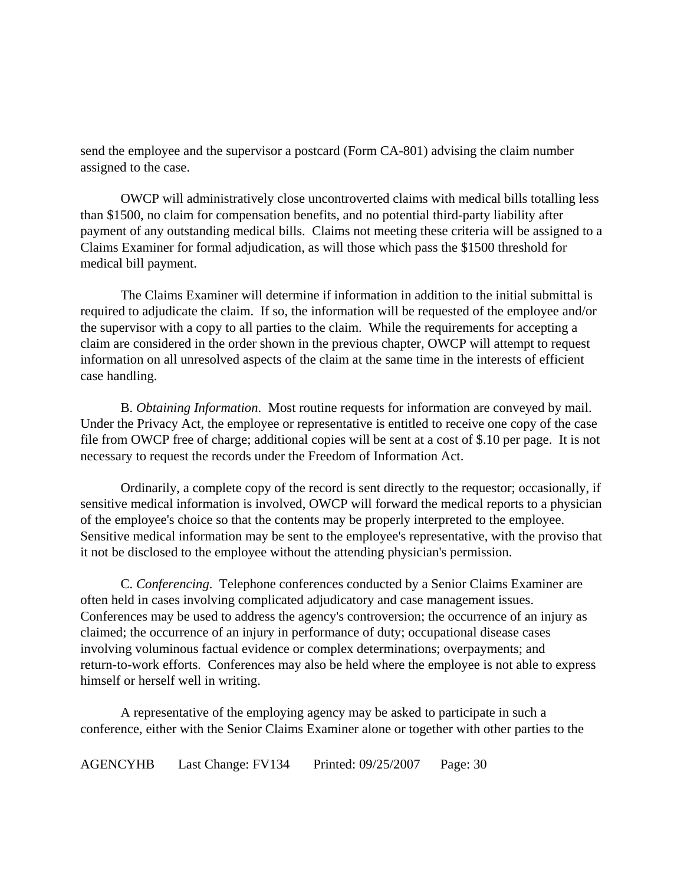send the employee and the supervisor a postcard (Form CA-801) advising the claim number assigned to the case.

OWCP will administratively close uncontroverted claims with medical bills totalling less than $1500, no claim for compensation benefits, and no potential third-party liability after payment of any outstanding medical bills. Claims not meeting these criteria will be assigned to a Claims Examiner for formal adjudication, as will those which pass the $1500 threshold for medical bill payment.

The Claims Examiner will determine if information in addition to the initial submittal is required to adjudicate the claim. If so, the information will be requested of the employee and/or the supervisor with a copy to all parties to the claim. While the requirements for accepting a claim are considered in the order shown in the previous chapter, OWCP will attempt to request information on all unresolved aspects of the claim at the same time in the interests of efficient case handling.

B. *Obtaining Information*. Most routine requests for information are conveyed by mail. Under the Privacy Act, the employee or representative is entitled to receive one copy of the case file from OWCP free of charge; additional copies will be sent at a cost of $.10 per page. It is not necessary to request the records under the Freedom of Information Act.

Ordinarily, a complete copy of the record is sent directly to the requestor; occasionally, if sensitive medical information is involved, OWCP will forward the medical reports to a physician of the employee's choice so that the contents may be properly interpreted to the employee. Sensitive medical information may be sent to the employee's representative, with the proviso that it not be disclosed to the employee without the attending physician's permission.

C. *Conferencing*. Telephone conferences conducted by a Senior Claims Examiner are often held in cases involving complicated adjudicatory and case management issues. Conferences may be used to address the agency's controversion; the occurrence of an injury as claimed; the occurrence of an injury in performance of duty; occupational disease cases involving voluminous factual evidence or complex determinations; overpayments; and return-to-work efforts. Conferences may also be held where the employee is not able to express himself or herself well in writing.

A representative of the employing agency may be asked to participate in such a conference, either with the Senior Claims Examiner alone or together with other parties to the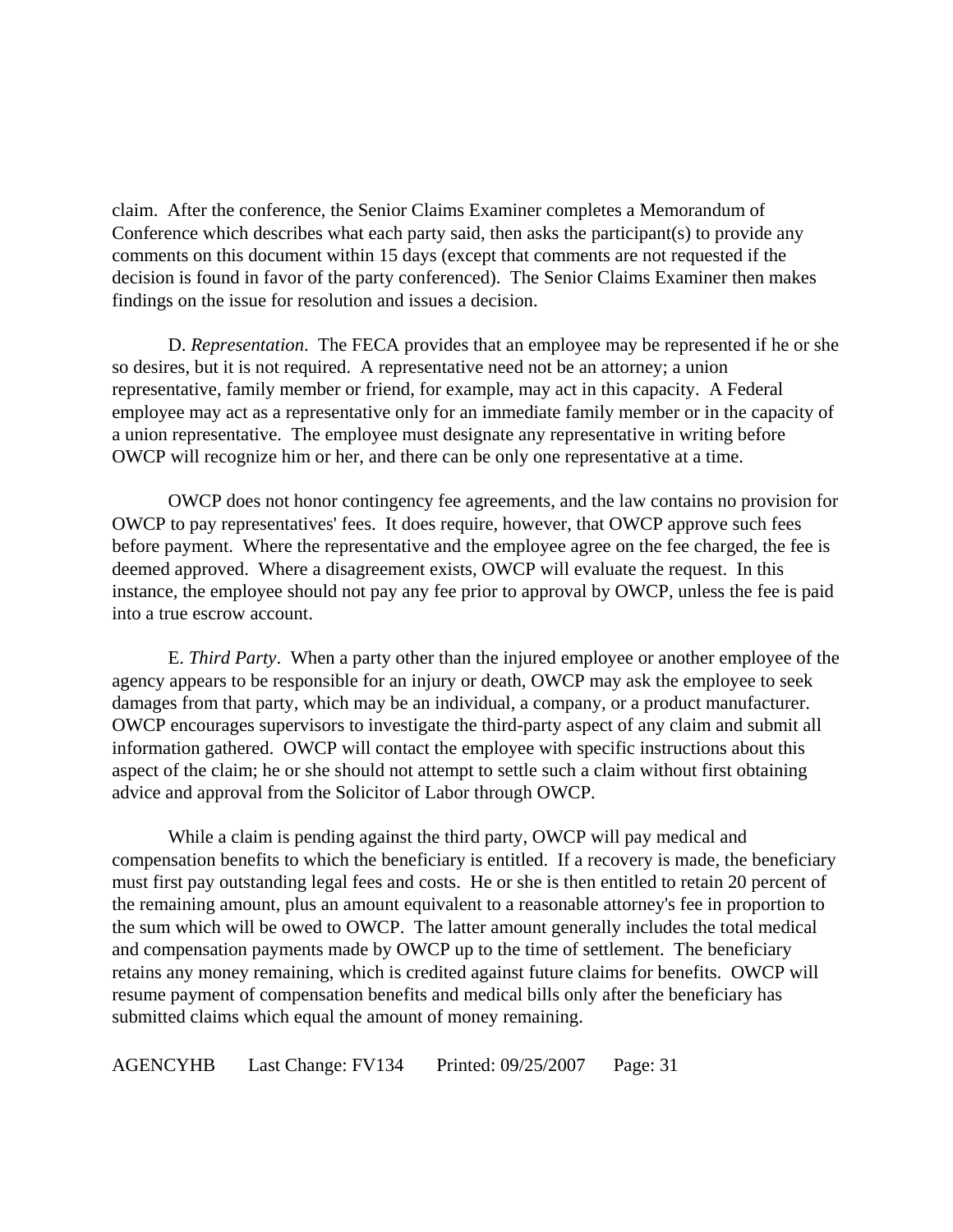claim. After the conference, the Senior Claims Examiner completes a Memorandum of Conference which describes what each party said, then asks the participant(s) to provide any comments on this document within 15 days (except that comments are not requested if the decision is found in favor of the party conferenced). The Senior Claims Examiner then makes findings on the issue for resolution and issues a decision.

D. *Representation*. The FECA provides that an employee may be represented if he or she so desires, but it is not required. A representative need not be an attorney; a union representative, family member or friend, for example, may act in this capacity. A Federal employee may act as a representative only for an immediate family member or in the capacity of a union representative. The employee must designate any representative in writing before OWCP will recognize him or her, and there can be only one representative at a time.

OWCP does not honor contingency fee agreements, and the law contains no provision for OWCP to pay representatives' fees. It does require, however, that OWCP approve such fees before payment. Where the representative and the employee agree on the fee charged, the fee is deemed approved. Where a disagreement exists, OWCP will evaluate the request. In this instance, the employee should not pay any fee prior to approval by OWCP, unless the fee is paid into a true escrow account.

E. *Third Party*. When a party other than the injured employee or another employee of the agency appears to be responsible for an injury or death, OWCP may ask the employee to seek damages from that party, which may be an individual, a company, or a product manufacturer. OWCP encourages supervisors to investigate the third-party aspect of any claim and submit all information gathered. OWCP will contact the employee with specific instructions about this aspect of the claim; he or she should not attempt to settle such a claim without first obtaining advice and approval from the Solicitor of Labor through OWCP.

While a claim is pending against the third party, OWCP will pay medical and compensation benefits to which the beneficiary is entitled. If a recovery is made, the beneficiary must first pay outstanding legal fees and costs. He or she is then entitled to retain 20 percent of the remaining amount, plus an amount equivalent to a reasonable attorney's fee in proportion to the sum which will be owed to OWCP. The latter amount generally includes the total medical and compensation payments made by OWCP up to the time of settlement. The beneficiary retains any money remaining, which is credited against future claims for benefits. OWCP will resume payment of compensation benefits and medical bills only after the beneficiary has submitted claims which equal the amount of money remaining.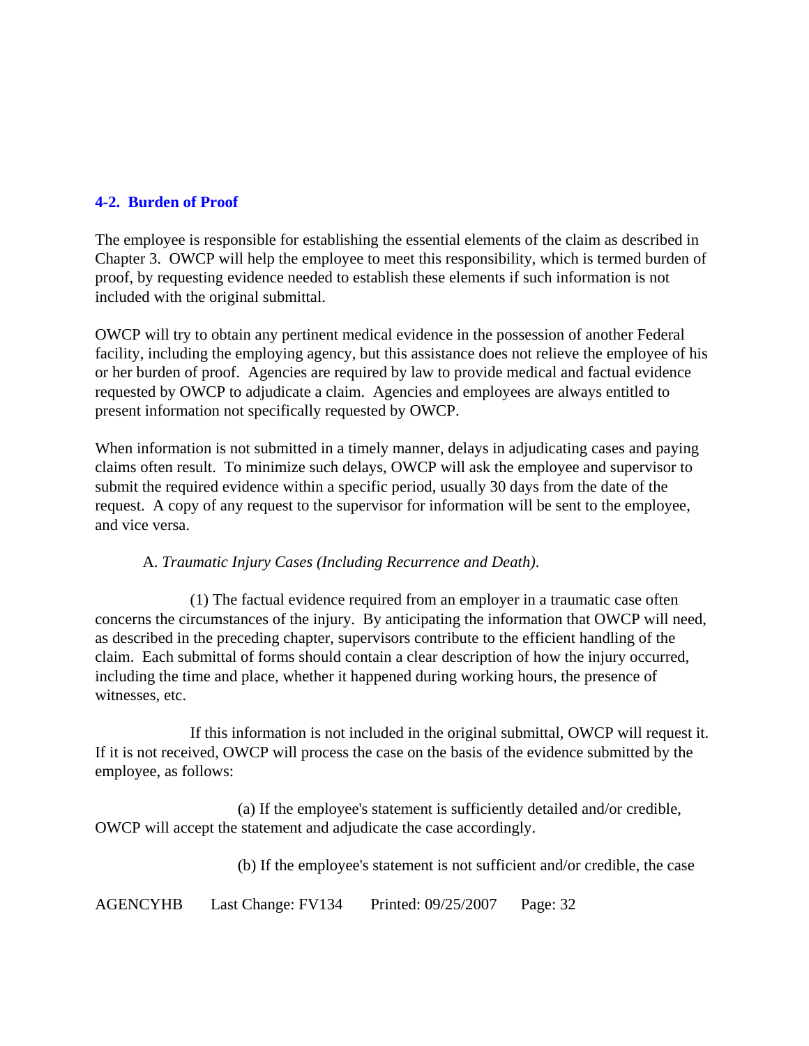## 4-2. Burden of Proof

The employee is responsible for establishing the essential elements of the claim as described in Chapter 3. OWCP will help the employee to meet this responsibility, which is termed burden of proof, by requesting evidence needed to establish these elements if such information is not included with the original submittal.

OWCP will try to obtain any pertinent medical evidence in the possession of another Federal facility, including the employing agency, but this assistance does not relieve the employee of his or her burden of proof. Agencies are required by law to provide medical and factual evidence requested by OWCP to adjudicate a claim. Agencies and employees are always entitled to present information not specifically requested by OWCP.

When information is not submitted in a timely manner, delays in adjudicating cases and paying claims often result. To minimize such delays, OWCP will ask the employee and supervisor to submit the required evidence within a specific period, usually 30 days from the date of the request. A copy of any request to the supervisor for information will be sent to the employee, and vice versa.

A. *Traumatic Injury Cases (Including Recurrence and Death).*

(1) The factual evidence required from an employer in a traumatic case often concerns the circumstances of the injury. By anticipating the information that OWCP will need, as described in the preceding chapter, supervisors contribute to the efficient handling of the claim. Each submittal of forms should contain a clear description of how the injury occurred, including the time and place, whether it happened during working hours, the presence of witnesses, etc.

If this information is not included in the original submittal, OWCP will request it. If it is not received, OWCP will process the case on the basis of the evidence submitted by the employee, as follows:

(a) If the employee's statement is sufficiently detailed and/or credible, OWCP will accept the statement and adjudicate the case accordingly.

(b) If the employee's statement is not sufficient and/or credible, the case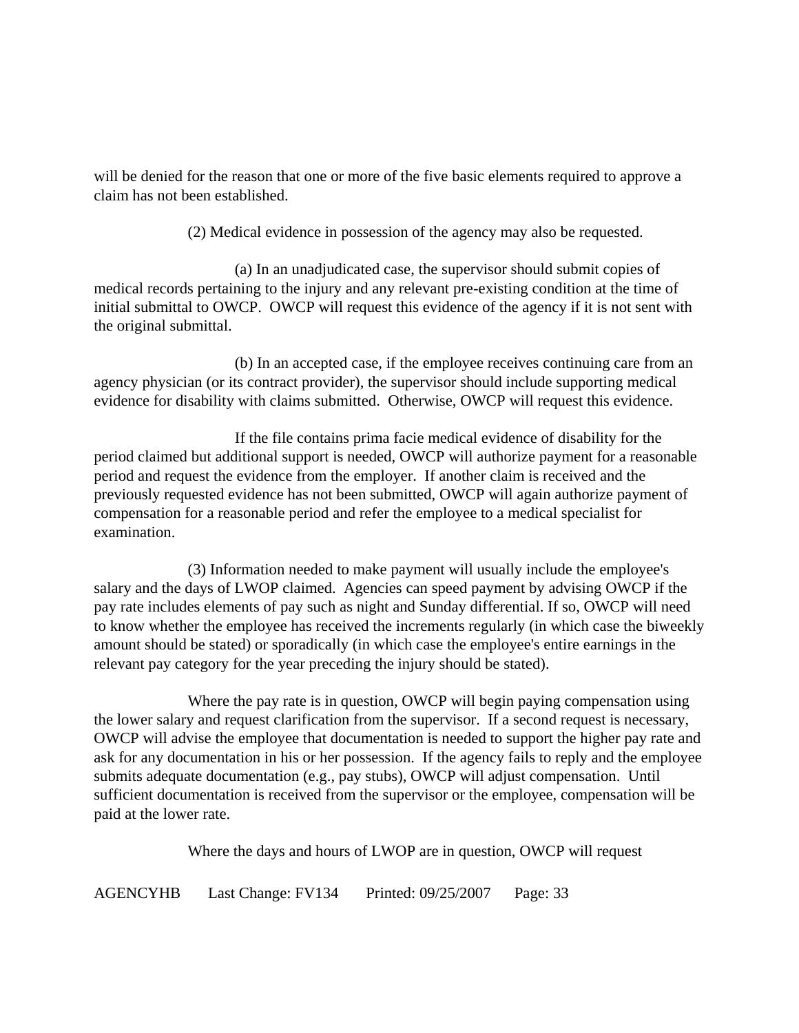will be denied for the reason that one or more of the five basic elements required to approve a claim has not been established.

(2) Medical evidence in possession of the agency may also be requested.

(a) In an unadjudicated case, the supervisor should submit copies of medical records pertaining to the injury and any relevant pre-existing condition at the time of initial submittal to OWCP. OWCP will request this evidence of the agency if it is not sent with the original submittal.

(b) In an accepted case, if the employee receives continuing care from an agency physician (or its contract provider), the supervisor should include supporting medical evidence for disability with claims submitted. Otherwise, OWCP will request this evidence.

If the file contains prima facie medical evidence of disability for the period claimed but additional support is needed, OWCP will authorize payment for a reasonable period and request the evidence from the employer. If another claim is received and the previously requested evidence has not been submitted, OWCP will again authorize payment of compensation for a reasonable period and refer the employee to a medical specialist for examination.

(3) Information needed to make payment will usually include the employee's salary and the days of LWOP claimed. Agencies can speed payment by advising OWCP if the pay rate includes elements of pay such as night and Sunday differential. If so, OWCP will need to know whether the employee has received the increments regularly (in which case the biweekly amount should be stated) or sporadically (in which case the employee's entire earnings in the relevant pay category for the year preceding the injury should be stated).

Where the pay rate is in question, OWCP will begin paying compensation using the lower salary and request clarification from the supervisor. If a second request is necessary, OWCP will advise the employee that documentation is needed to support the higher pay rate and ask for any documentation in his or her possession. If the agency fails to reply and the employee submits adequate documentation (e.g., pay stubs), OWCP will adjust compensation. Until sufficient documentation is received from the supervisor or the employee, compensation will be paid at the lower rate.

Where the days and hours of LWOP are in question, OWCP will request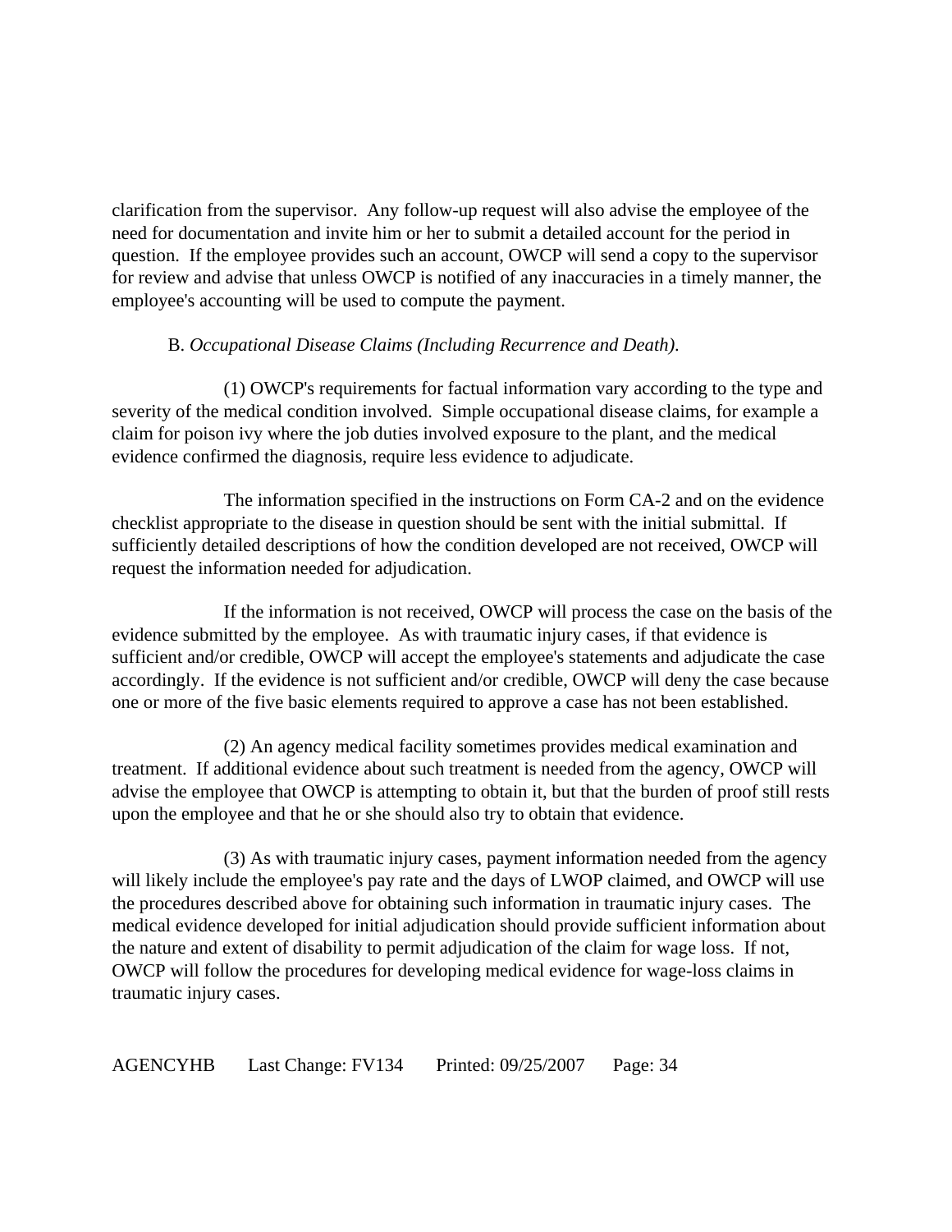clarification from the supervisor. Any follow-up request will also advise the employee of the need for documentation and invite him or her to submit a detailed account for the period in question. If the employee provides such an account, OWCP will send a copy to the supervisor for review and advise that unless OWCP is notified of any inaccuracies in a timely manner, the employee's accounting will be used to compute the payment.

B. *Occupational Disease Claims (Including Recurrence and Death).*

(1) OWCP's requirements for factual information vary according to the type and severity of the medical condition involved. Simple occupational disease claims, for example a claim for poison ivy where the job duties involved exposure to the plant, and the medical evidence confirmed the diagnosis, require less evidence to adjudicate.

The information specified in the instructions on Form CA-2 and on the evidence checklist appropriate to the disease in question should be sent with the initial submittal. If sufficiently detailed descriptions of how the condition developed are not received, OWCP will request the information needed for adjudication.

If the information is not received, OWCP will process the case on the basis of the evidence submitted by the employee. As with traumatic injury cases, if that evidence is sufficient and/or credible, OWCP will accept the employee's statements and adjudicate the case accordingly. If the evidence is not sufficient and/or credible, OWCP will deny the case because one or more of the five basic elements required to approve a case has not been established.

(2) An agency medical facility sometimes provides medical examination and treatment. If additional evidence about such treatment is needed from the agency, OWCP will advise the employee that OWCP is attempting to obtain it, but that the burden of proof still rests upon the employee and that he or she should also try to obtain that evidence.

(3) As with traumatic injury cases, payment information needed from the agency will likely include the employee's pay rate and the days of LWOP claimed, and OWCP will use the procedures described above for obtaining such information in traumatic injury cases. The medical evidence developed for initial adjudication should provide sufficient information about the nature and extent of disability to permit adjudication of the claim for wage loss. If not, OWCP will follow the procedures for developing medical evidence for wage-loss claims in traumatic injury cases.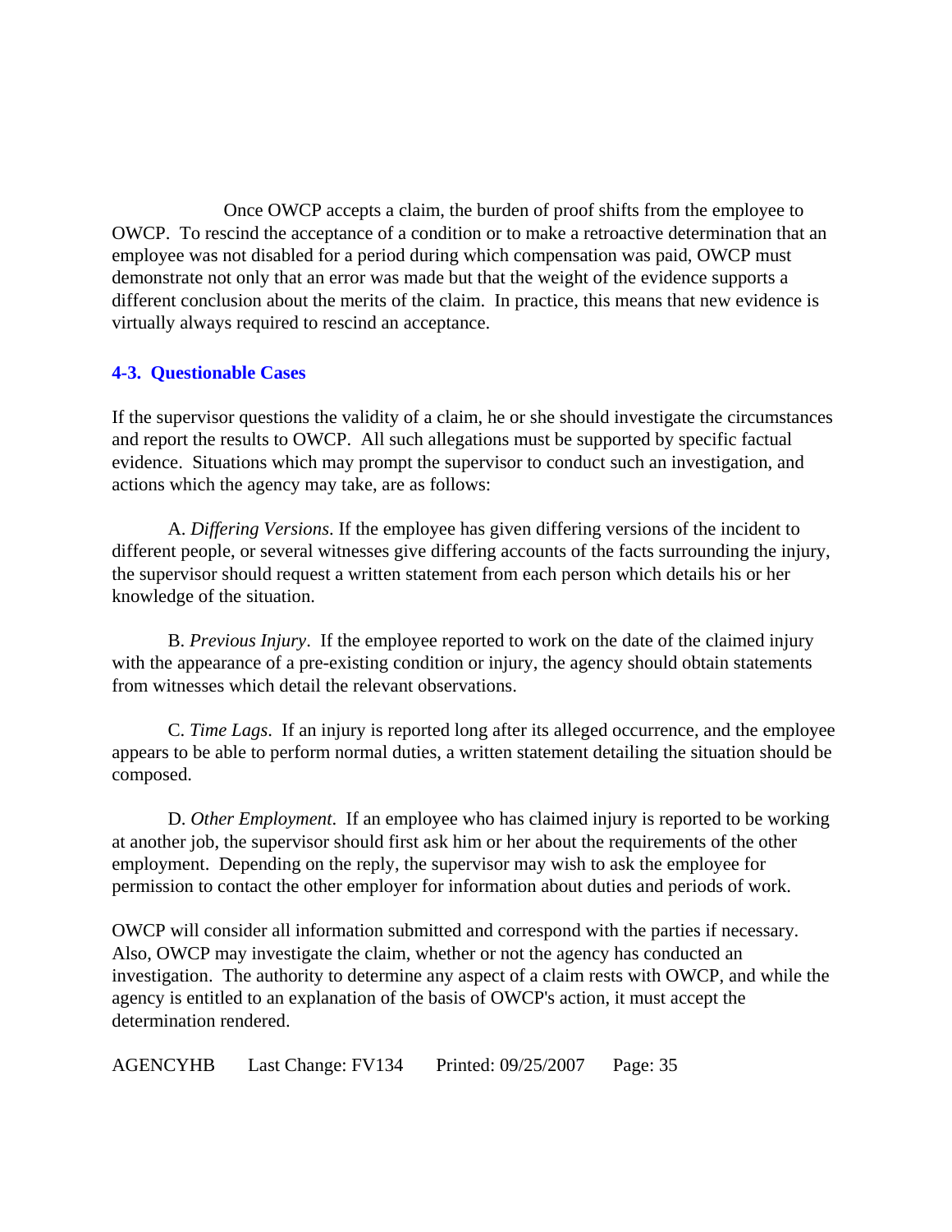Once OWCP accepts a claim, the burden of proof shifts from the employee to OWCP. To rescind the acceptance of a condition or to make a retroactive determination that an employee was not disabled for a period during which compensation was paid, OWCP must demonstrate not only that an error was made but that the weight of the evidence supports a different conclusion about the merits of the claim. In practice, this means that new evidence is virtually always required to rescind an acceptance.

### 4-3. Questionable Cases

If the supervisor questions the validity of a claim, he or she should investigate the circumstances and report the results to OWCP. All such allegations must be supported by specific factual evidence. Situations which may prompt the supervisor to conduct such an investigation, and actions which the agency may take, are as follows:

A. *Differing Versions*. If the employee has given differing versions of the incident to different people, or several witnesses give differing accounts of the facts surrounding the injury, the supervisor should request a written statement from each person which details his or her knowledge of the situation.

B. *Previous Injury*. If the employee reported to work on the date of the claimed injury with the appearance of a pre-existing condition or injury, the agency should obtain statements from witnesses which detail the relevant observations.

C. *Time Lags*. If an injury is reported long after its alleged occurrence, and the employee appears to be able to perform normal duties, a written statement detailing the situation should be composed.

D. *Other Employment*. If an employee who has claimed injury is reported to be working at another job, the supervisor should first ask him or her about the requirements of the other employment. Depending on the reply, the supervisor may wish to ask the employee for permission to contact the other employer for information about duties and periods of work.

OWCP will consider all information submitted and correspond with the parties if necessary. Also, OWCP may investigate the claim, whether or not the agency has conducted an investigation. The authority to determine any aspect of a claim rests with OWCP, and while the agency is entitled to an explanation of the basis of OWCP's action, it must accept the determination rendered.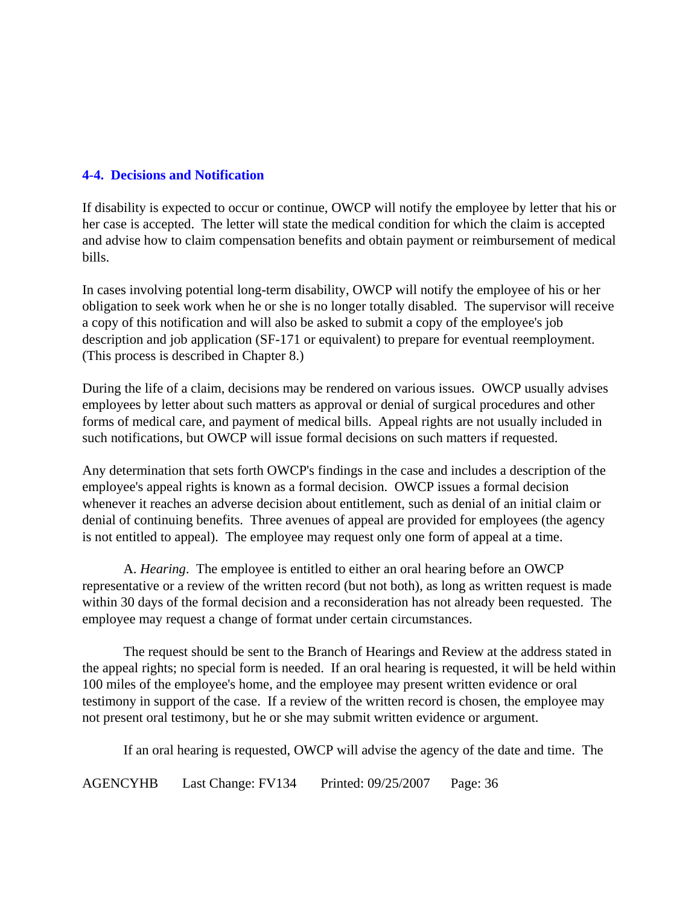## 4-4. Decisions and Notification

If disability is expected to occur or continue, OWCP will notify the employee by letter that his or her case is accepted. The letter will state the medical condition for which the claim is accepted and advise how to claim compensation benefits and obtain payment or reimbursement of medical bills.

In cases involving potential long-term disability, OWCP will notify the employee of his or her obligation to seek work when he or she is no longer totally disabled. The supervisor will receive a copy of this notification and will also be asked to submit a copy of the employee's job description and job application (SF-171 or equivalent) to prepare for eventual reemployment. (This process is described in Chapter 8.)

During the life of a claim, decisions may be rendered on various issues. OWCP usually advises employees by letter about such matters as approval or denial of surgical procedures and other forms of medical care, and payment of medical bills. Appeal rights are not usually included in such notifications, but OWCP will issue formal decisions on such matters if requested.

Any determination that sets forth OWCP's findings in the case and includes a description of the employee's appeal rights is known as a formal decision. OWCP issues a formal decision whenever it reaches an adverse decision about entitlement, such as denial of an initial claim or denial of continuing benefits. Three avenues of appeal are provided for employees (the agency is not entitled to appeal). The employee may request only one form of appeal at a time.

A. *Hearing*. The employee is entitled to either an oral hearing before an OWCP representative or a review of the written record (but not both), as long as written request is made within 30 days of the formal decision and a reconsideration has not already been requested. The employee may request a change of format under certain circumstances.

The request should be sent to the Branch of Hearings and Review at the address stated in the appeal rights; no special form is needed. If an oral hearing is requested, it will be held within 100 miles of the employee's home, and the employee may present written evidence or oral testimony in support of the case. If a review of the written record is chosen, the employee may not present oral testimony, but he or she may submit written evidence or argument.

If an oral hearing is requested, OWCP will advise the agency of the date and time. The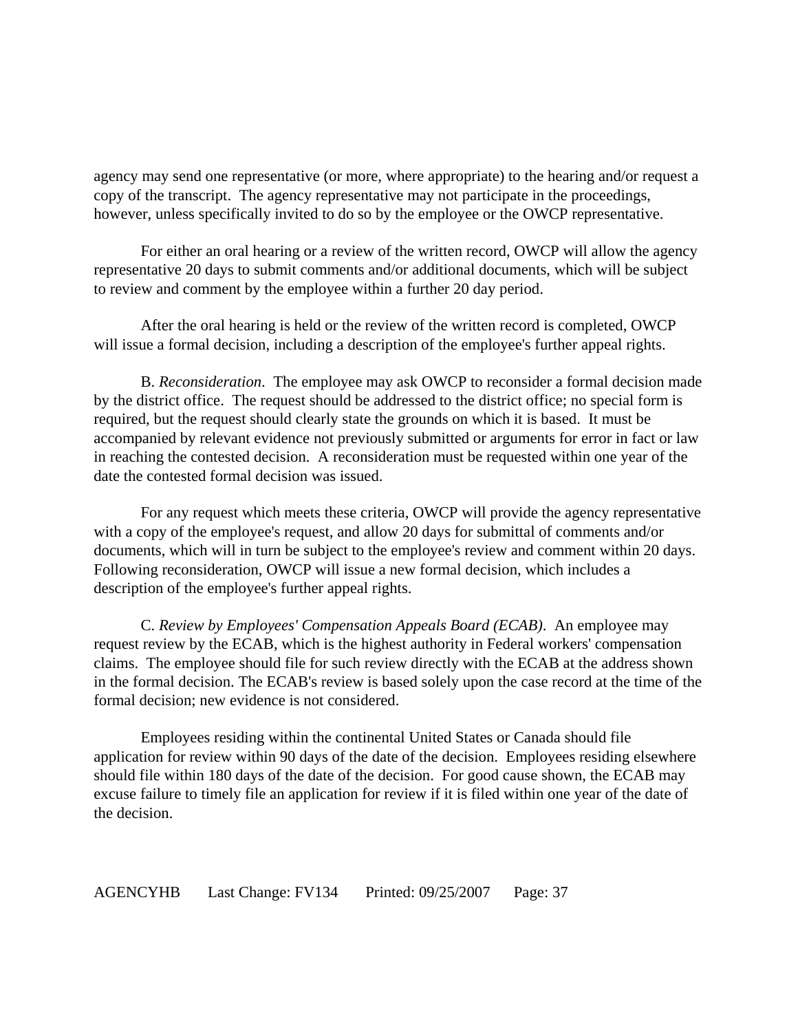agency may send one representative (or more, where appropriate) to the hearing and/or request a copy of the transcript. The agency representative may not participate in the proceedings, however, unless specifically invited to do so by the employee or the OWCP representative.

For either an oral hearing or a review of the written record, OWCP will allow the agency representative 20 days to submit comments and/or additional documents, which will be subject to review and comment by the employee within a further 20 day period.

After the oral hearing is held or the review of the written record is completed, OWCP will issue a formal decision, including a description of the employee's further appeal rights.

B. *Reconsideration*. The employee may ask OWCP to reconsider a formal decision made by the district office. The request should be addressed to the district office; no special form is required, but the request should clearly state the grounds on which it is based. It must be accompanied by relevant evidence not previously submitted or arguments for error in fact or law in reaching the contested decision. A reconsideration must be requested within one year of the date the contested formal decision was issued.

For any request which meets these criteria, OWCP will provide the agency representative with a copy of the employee's request, and allow 20 days for submittal of comments and/or documents, which will in turn be subject to the employee's review and comment within 20 days. Following reconsideration, OWCP will issue a new formal decision, which includes a description of the employee's further appeal rights.

C. *Review by Employees' Compensation Appeals Board (ECAB)*. An employee may request review by the ECAB, which is the highest authority in Federal workers' compensation claims. The employee should file for such review directly with the ECAB at the address shown in the formal decision. The ECAB's review is based solely upon the case record at the time of the formal decision; new evidence is not considered.

Employees residing within the continental United States or Canada should file application for review within 90 days of the date of the decision. Employees residing elsewhere should file within 180 days of the date of the decision. For good cause shown, the ECAB may excuse failure to timely file an application for review if it is filed within one year of the date of the decision.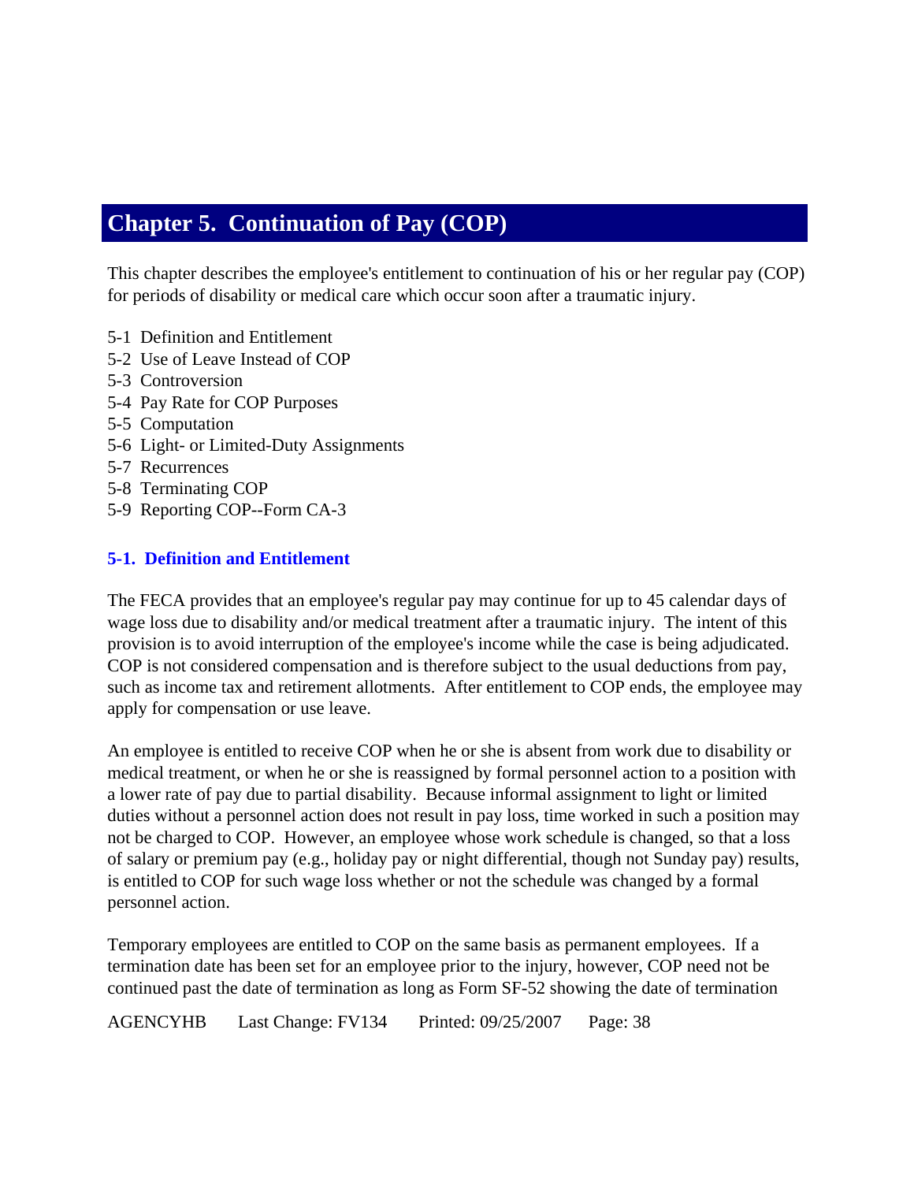# Chapter 5. Continuation of Pay (COP)

This chapter describes the employee's entitlement to continuation of his or her regular pay (COP) for periods of disability or medical care which occur soon after a traumatic injury.

5-1 Definition and Entitlement
5-2 Use of Leave Instead of COP
5-3 Controversion
5-4 Pay Rate for COP Purposes
5-5 Computation
5-6 Light- or Limited-Duty Assignments
5-7 Recurrences
5-8 Terminating COP
5-9 Reporting COP--Form CA-3

## 5-1. Definition and Entitlement

The FECA provides that an employee's regular pay may continue for up to 45 calendar days of wage loss due to disability and/or medical treatment after a traumatic injury. The intent of this provision is to avoid interruption of the employee's income while the case is being adjudicated. COP is not considered compensation and is therefore subject to the usual deductions from pay, such as income tax and retirement allotments. After entitlement to COP ends, the employee may apply for compensation or use leave.

An employee is entitled to receive COP when he or she is absent from work due to disability or medical treatment, or when he or she is reassigned by formal personnel action to a position with a lower rate of pay due to partial disability. Because informal assignment to light or limited duties without a personnel action does not result in pay loss, time worked in such a position may not be charged to COP. However, an employee whose work schedule is changed, so that a loss of salary or premium pay (e.g., holiday pay or night differential, though not Sunday pay) results, is entitled to COP for such wage loss whether or not the schedule was changed by a formal personnel action.

Temporary employees are entitled to COP on the same basis as permanent employees. If a termination date has been set for an employee prior to the injury, however, COP need not be continued past the date of termination as long as Form SF-52 showing the date of termination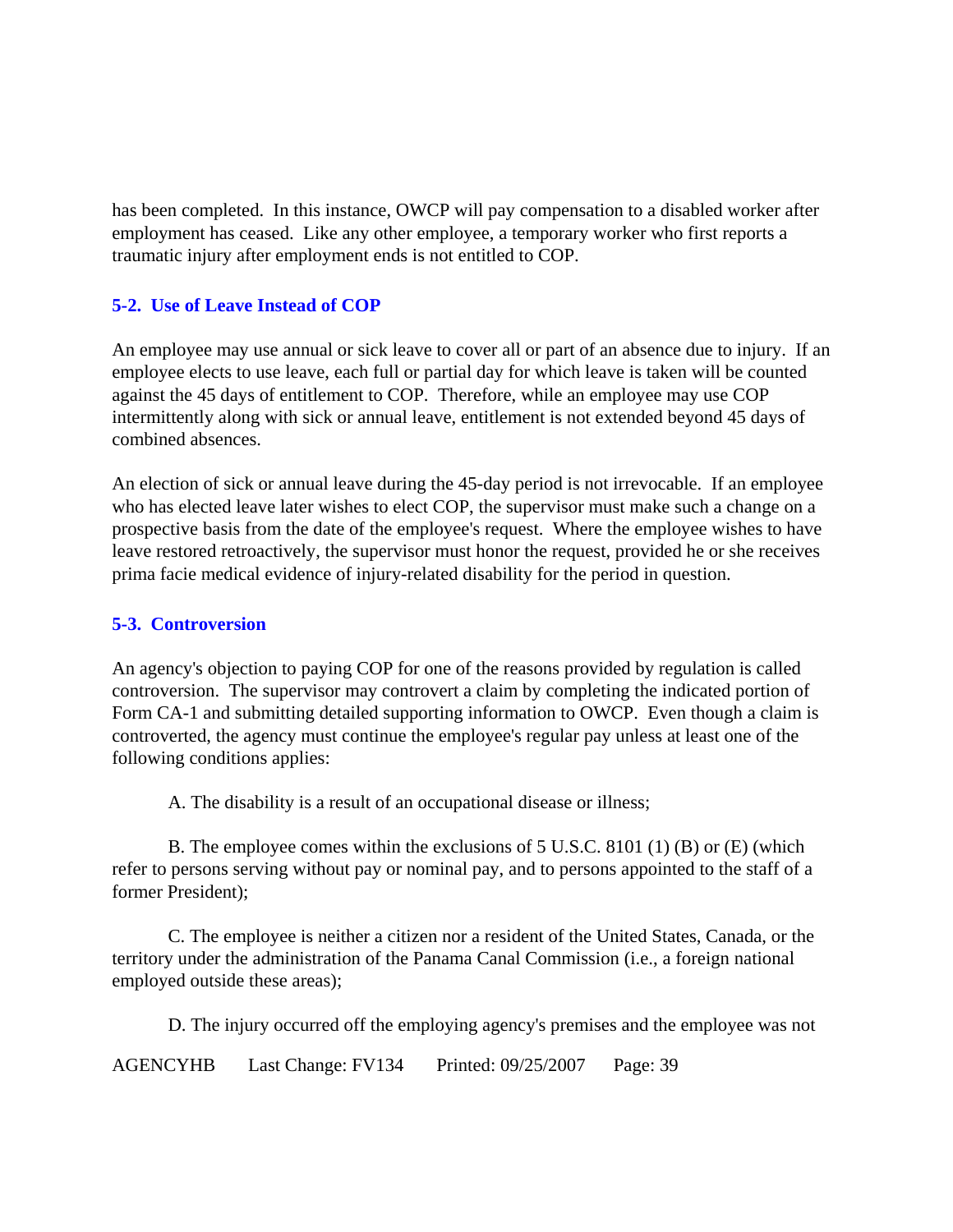has been completed. In this instance, OWCP will pay compensation to a disabled worker after employment has ceased. Like any other employee, a temporary worker who first reports a traumatic injury after employment ends is not entitled to COP.

### 5-2. Use of Leave Instead of COP

An employee may use annual or sick leave to cover all or part of an absence due to injury. If an employee elects to use leave, each full or partial day for which leave is taken will be counted against the 45 days of entitlement to COP. Therefore, while an employee may use COP intermittently along with sick or annual leave, entitlement is not extended beyond 45 days of combined absences.

An election of sick or annual leave during the 45-day period is not irrevocable. If an employee who has elected leave later wishes to elect COP, the supervisor must make such a change on a prospective basis from the date of the employee's request. Where the employee wishes to have leave restored retroactively, the supervisor must honor the request, provided he or she receives prima facie medical evidence of injury-related disability for the period in question.

### 5-3. Controversion

An agency's objection to paying COP for one of the reasons provided by regulation is called controversion. The supervisor may controvert a claim by completing the indicated portion of Form CA-1 and submitting detailed supporting information to OWCP. Even though a claim is controverted, the agency must continue the employee's regular pay unless at least one of the following conditions applies:

A. The disability is a result of an occupational disease or illness;

B. The employee comes within the exclusions of 5 U.S.C. 8101 (1) (B) or (E) (which refer to persons serving without pay or nominal pay, and to persons appointed to the staff of a former President);

C. The employee is neither a citizen nor a resident of the United States, Canada, or the territory under the administration of the Panama Canal Commission (i.e., a foreign national employed outside these areas);

D. The injury occurred off the employing agency's premises and the employee was not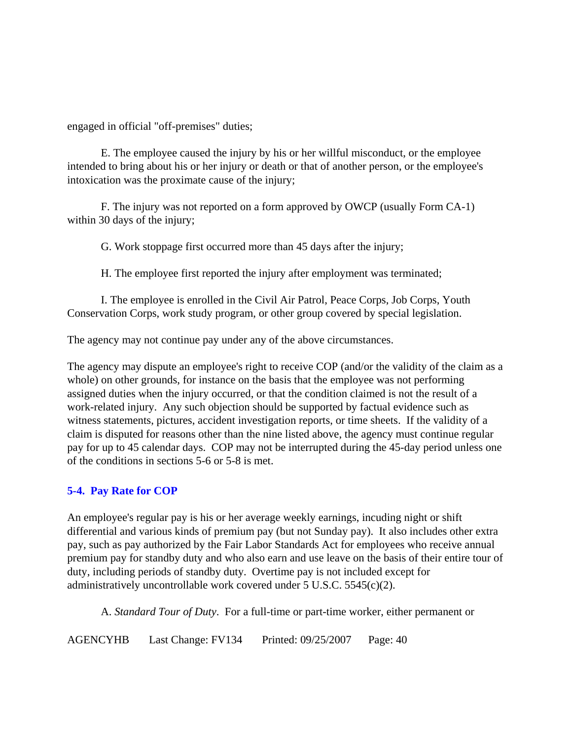engaged in official "off-premises" duties;

E. The employee caused the injury by his or her willful misconduct, or the employee intended to bring about his or her injury or death or that of another person, or the employee's intoxication was the proximate cause of the injury;

F. The injury was not reported on a form approved by OWCP (usually Form CA-1) within 30 days of the injury;

G. Work stoppage first occurred more than 45 days after the injury;

H. The employee first reported the injury after employment was terminated;

I. The employee is enrolled in the Civil Air Patrol, Peace Corps, Job Corps, Youth Conservation Corps, work study program, or other group covered by special legislation.

The agency may not continue pay under any of the above circumstances.

The agency may dispute an employee's right to receive COP (and/or the validity of the claim as a whole) on other grounds, for instance on the basis that the employee was not performing assigned duties when the injury occurred, or that the condition claimed is not the result of a work-related injury. Any such objection should be supported by factual evidence such as witness statements, pictures, accident investigation reports, or time sheets. If the validity of a claim is disputed for reasons other than the nine listed above, the agency must continue regular pay for up to 45 calendar days. COP may not be interrupted during the 45-day period unless one of the conditions in sections 5-6 or 5-8 is met.

## 5-4. Pay Rate for COP

An employee's regular pay is his or her average weekly earnings, incuding night or shift differential and various kinds of premium pay (but not Sunday pay). It also includes other extra pay, such as pay authorized by the Fair Labor Standards Act for employees who receive annual premium pay for standby duty and who also earn and use leave on the basis of their entire tour of duty, including periods of standby duty. Overtime pay is not included except for administratively uncontrollable work covered under 5 U.S.C. 5545(c)(2).

A. *Standard Tour of Duty*. For a full-time or part-time worker, either permanent or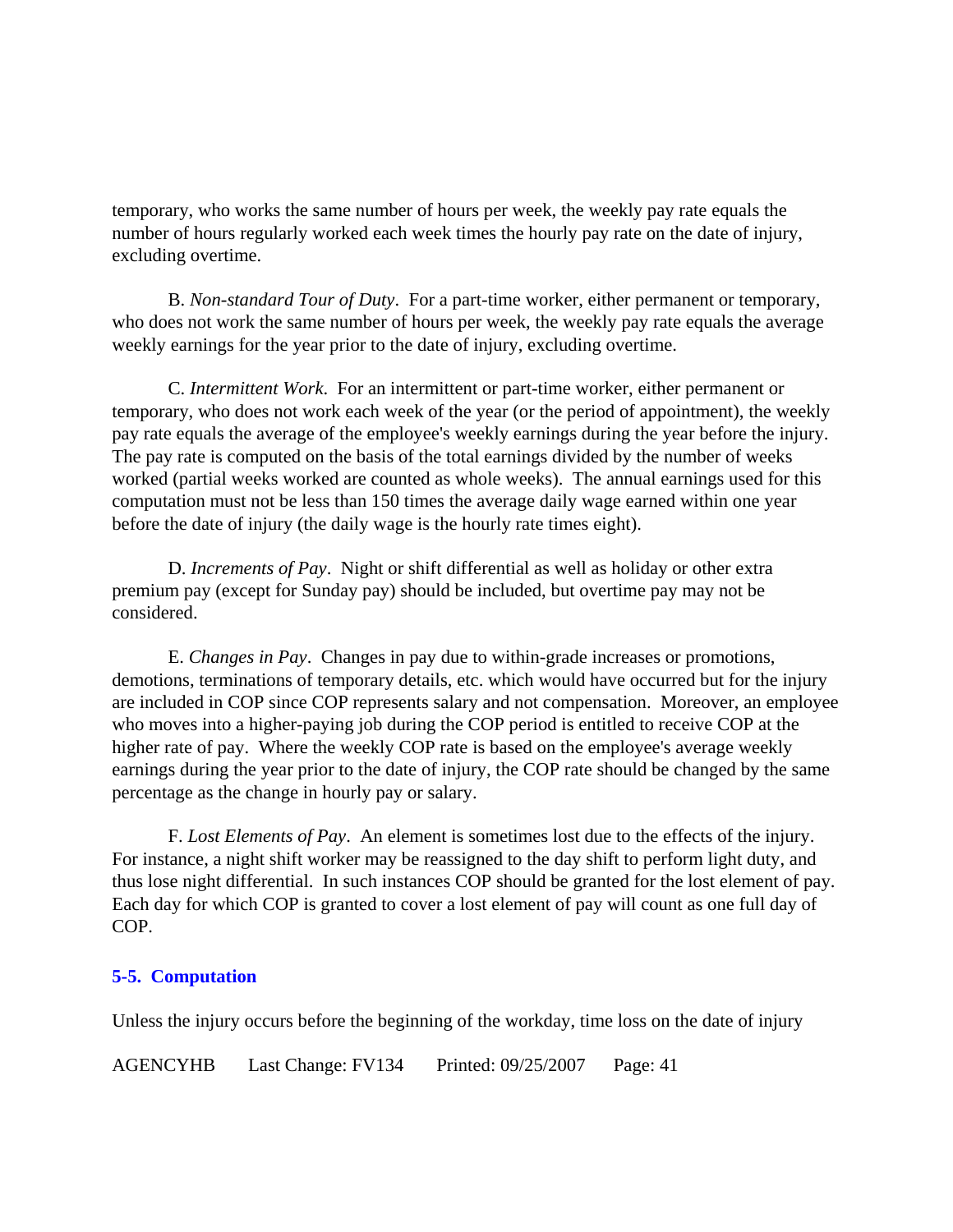temporary, who works the same number of hours per week, the weekly pay rate equals the number of hours regularly worked each week times the hourly pay rate on the date of injury, excluding overtime.

B. *Non-standard Tour of Duty*. For a part-time worker, either permanent or temporary, who does not work the same number of hours per week, the weekly pay rate equals the average weekly earnings for the year prior to the date of injury, excluding overtime.

C. *Intermittent Work*. For an intermittent or part-time worker, either permanent or temporary, who does not work each week of the year (or the period of appointment), the weekly pay rate equals the average of the employee's weekly earnings during the year before the injury. The pay rate is computed on the basis of the total earnings divided by the number of weeks worked (partial weeks worked are counted as whole weeks). The annual earnings used for this computation must not be less than 150 times the average daily wage earned within one year before the date of injury (the daily wage is the hourly rate times eight).

D. *Increments of Pay*. Night or shift differential as well as holiday or other extra premium pay (except for Sunday pay) should be included, but overtime pay may not be considered.

E. *Changes in Pay*. Changes in pay due to within-grade increases or promotions, demotions, terminations of temporary details, etc. which would have occurred but for the injury are included in COP since COP represents salary and not compensation. Moreover, an employee who moves into a higher-paying job during the COP period is entitled to receive COP at the higher rate of pay. Where the weekly COP rate is based on the employee's average weekly earnings during the year prior to the date of injury, the COP rate should be changed by the same percentage as the change in hourly pay or salary.

F. *Lost Elements of Pay*. An element is sometimes lost due to the effects of the injury. For instance, a night shift worker may be reassigned to the day shift to perform light duty, and thus lose night differential. In such instances COP should be granted for the lost element of pay. Each day for which COP is granted to cover a lost element of pay will count as one full day of COP.

## 5-5. Computation

Unless the injury occurs before the beginning of the workday, time loss on the date of injury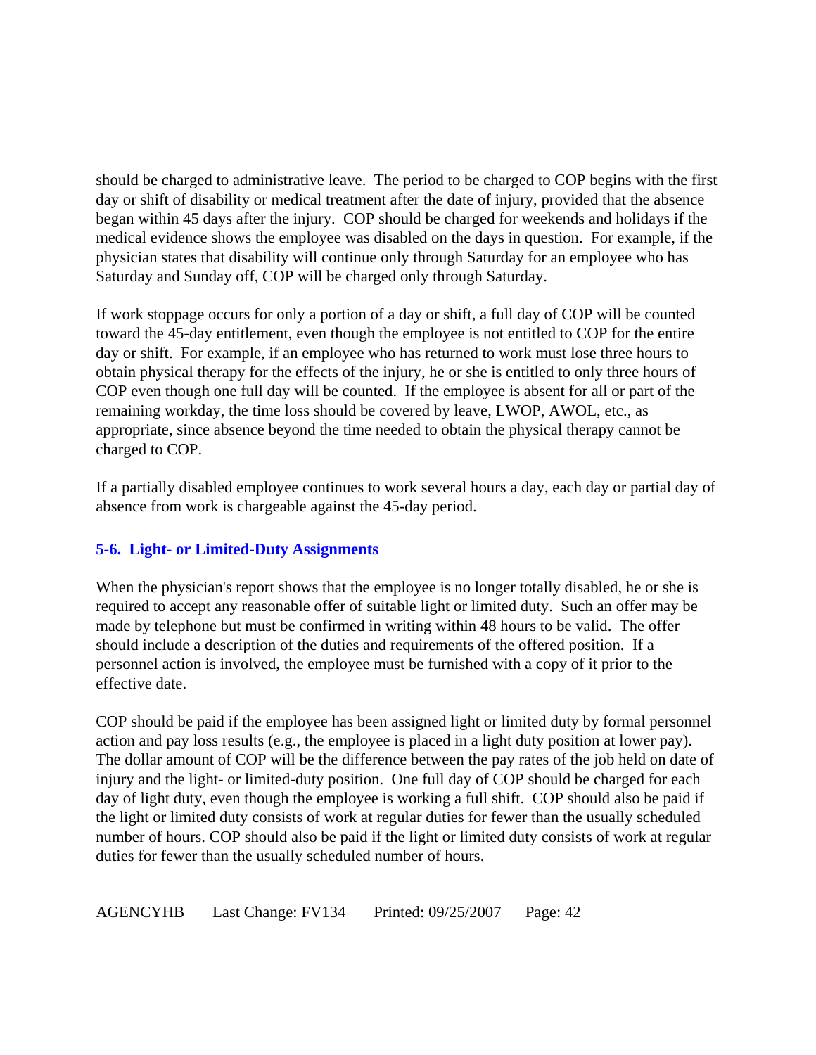should be charged to administrative leave. The period to be charged to COP begins with the first day or shift of disability or medical treatment after the date of injury, provided that the absence began within 45 days after the injury. COP should be charged for weekends and holidays if the medical evidence shows the employee was disabled on the days in question. For example, if the physician states that disability will continue only through Saturday for an employee who has Saturday and Sunday off, COP will be charged only through Saturday.

If work stoppage occurs for only a portion of a day or shift, a full day of COP will be counted toward the 45-day entitlement, even though the employee is not entitled to COP for the entire day or shift. For example, if an employee who has returned to work must lose three hours to obtain physical therapy for the effects of the injury, he or she is entitled to only three hours of COP even though one full day will be counted. If the employee is absent for all or part of the remaining workday, the time loss should be covered by leave, LWOP, AWOL, etc., as appropriate, since absence beyond the time needed to obtain the physical therapy cannot be charged to COP.

If a partially disabled employee continues to work several hours a day, each day or partial day of absence from work is chargeable against the 45-day period.

### 5-6. Light- or Limited-Duty Assignments

When the physician's report shows that the employee is no longer totally disabled, he or she is required to accept any reasonable offer of suitable light or limited duty. Such an offer may be made by telephone but must be confirmed in writing within 48 hours to be valid. The offer should include a description of the duties and requirements of the offered position. If a personnel action is involved, the employee must be furnished with a copy of it prior to the effective date.

COP should be paid if the employee has been assigned light or limited duty by formal personnel action and pay loss results (e.g., the employee is placed in a light duty position at lower pay). The dollar amount of COP will be the difference between the pay rates of the job held on date of injury and the light- or limited-duty position. One full day of COP should be charged for each day of light duty, even though the employee is working a full shift. COP should also be paid if the light or limited duty consists of work at regular duties for fewer than the usually scheduled number of hours. COP should also be paid if the light or limited duty consists of work at regular duties for fewer than the usually scheduled number of hours.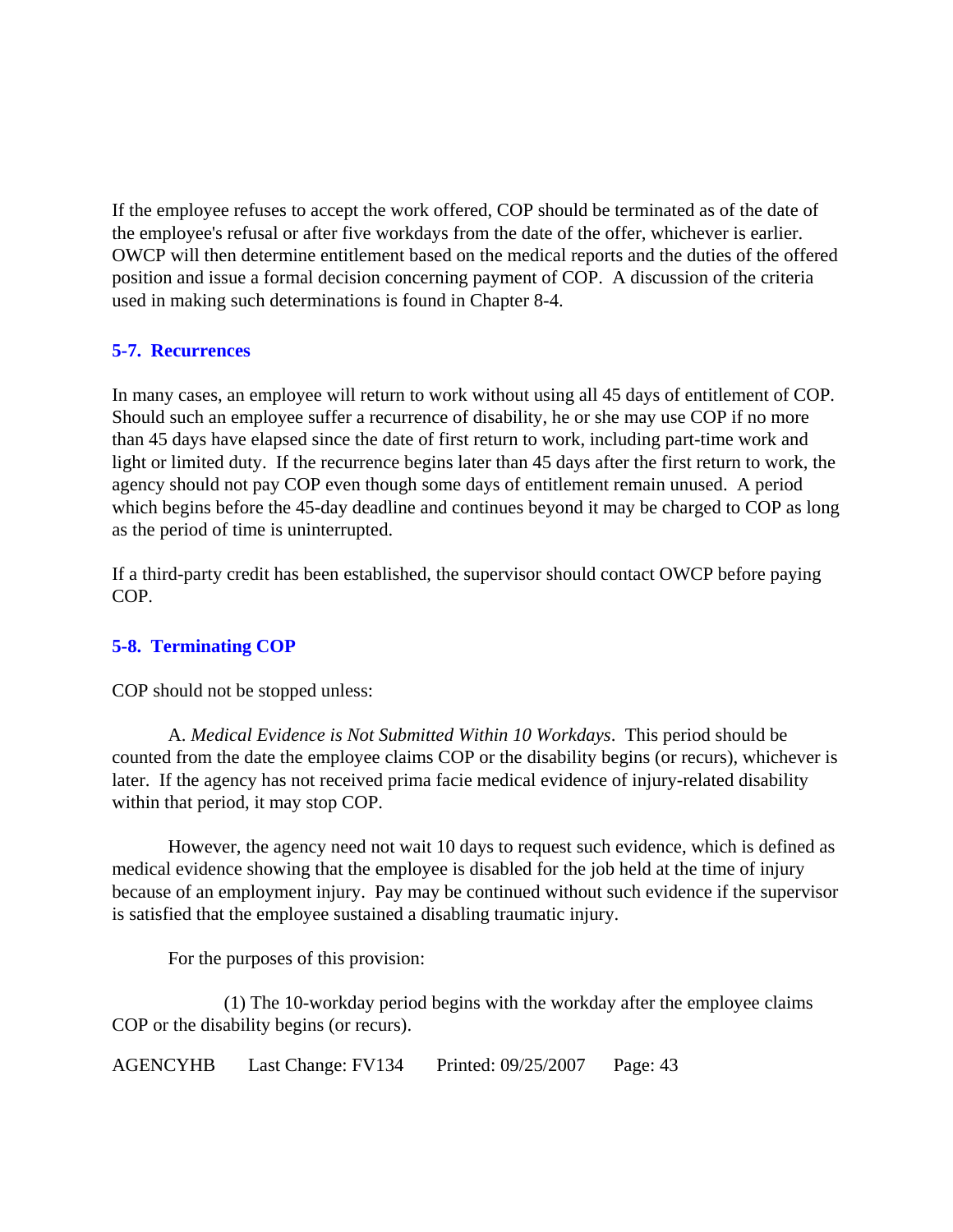If the employee refuses to accept the work offered, COP should be terminated as of the date of the employee's refusal or after five workdays from the date of the offer, whichever is earlier. OWCP will then determine entitlement based on the medical reports and the duties of the offered position and issue a formal decision concerning payment of COP. A discussion of the criteria used in making such determinations is found in Chapter 8-4.

## 5-7. Recurrences

In many cases, an employee will return to work without using all 45 days of entitlement of COP. Should such an employee suffer a recurrence of disability, he or she may use COP if no more than 45 days have elapsed since the date of first return to work, including part-time work and light or limited duty. If the recurrence begins later than 45 days after the first return to work, the agency should not pay COP even though some days of entitlement remain unused. A period which begins before the 45-day deadline and continues beyond it may be charged to COP as long as the period of time is uninterrupted.

If a third-party credit has been established, the supervisor should contact OWCP before paying COP.

## 5-8. Terminating COP

COP should not be stopped unless:

A. *Medical Evidence is Not Submitted Within 10 Workdays*. This period should be counted from the date the employee claims COP or the disability begins (or recurs), whichever is later. If the agency has not received prima facie medical evidence of injury-related disability within that period, it may stop COP.

However, the agency need not wait 10 days to request such evidence, which is defined as medical evidence showing that the employee is disabled for the job held at the time of injury because of an employment injury. Pay may be continued without such evidence if the supervisor is satisfied that the employee sustained a disabling traumatic injury.

For the purposes of this provision:

(1) The 10-workday period begins with the workday after the employee claims COP or the disability begins (or recurs).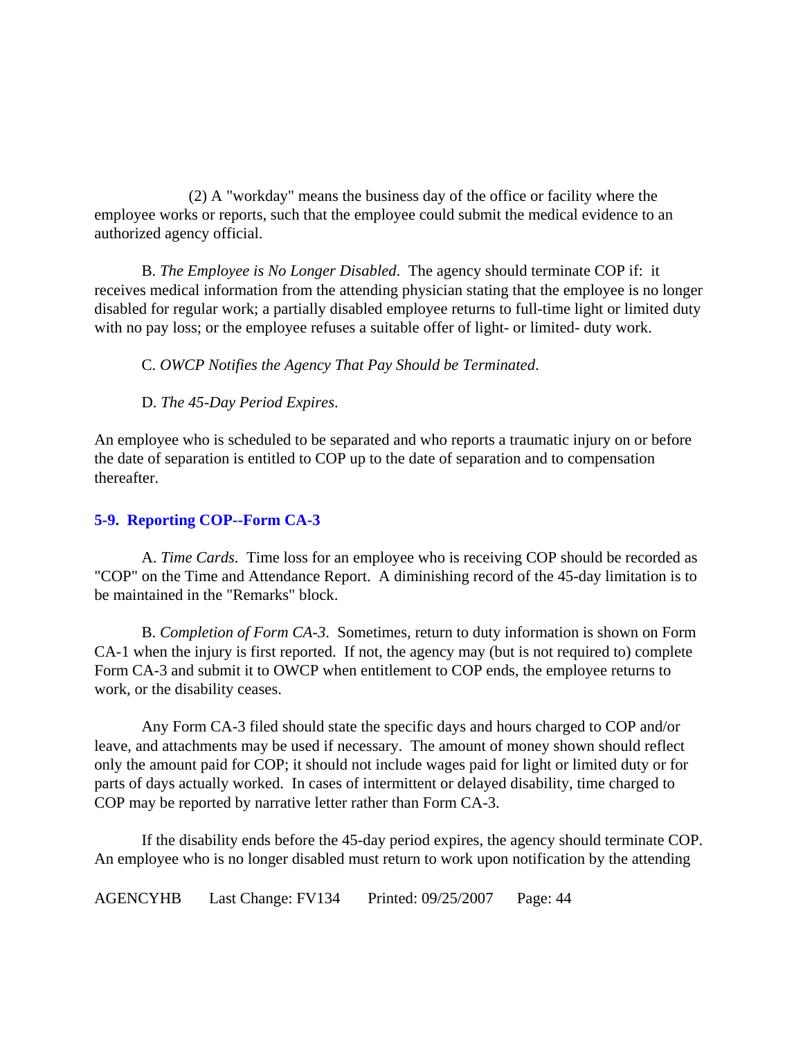(2) A "workday" means the business day of the office or facility where the employee works or reports, such that the employee could submit the medical evidence to an authorized agency official.

B. *The Employee is No Longer Disabled*. The agency should terminate COP if: it receives medical information from the attending physician stating that the employee is no longer disabled for regular work; a partially disabled employee returns to full-time light or limited duty with no pay loss; or the employee refuses a suitable offer of light- or limited- duty work.

C. *OWCP Notifies the Agency That Pay Should be Terminated*.

D. *The 45-Day Period Expires*.

An employee who is scheduled to be separated and who reports a traumatic injury on or before the date of separation is entitled to COP up to the date of separation and to compensation thereafter.

### 5-9. Reporting COP--Form CA-3

A. *Time Cards*. Time loss for an employee who is receiving COP should be recorded as "COP" on the Time and Attendance Report. A diminishing record of the 45-day limitation is to be maintained in the "Remarks" block.

B. *Completion of Form CA-3*. Sometimes, return to duty information is shown on Form CA-1 when the injury is first reported. If not, the agency may (but is not required to) complete Form CA-3 and submit it to OWCP when entitlement to COP ends, the employee returns to work, or the disability ceases.

Any Form CA-3 filed should state the specific days and hours charged to COP and/or leave, and attachments may be used if necessary. The amount of money shown should reflect only the amount paid for COP; it should not include wages paid for light or limited duty or for parts of days actually worked. In cases of intermittent or delayed disability, time charged to COP may be reported by narrative letter rather than Form CA-3.

If the disability ends before the 45-day period expires, the agency should terminate COP. An employee who is no longer disabled must return to work upon notification by the attending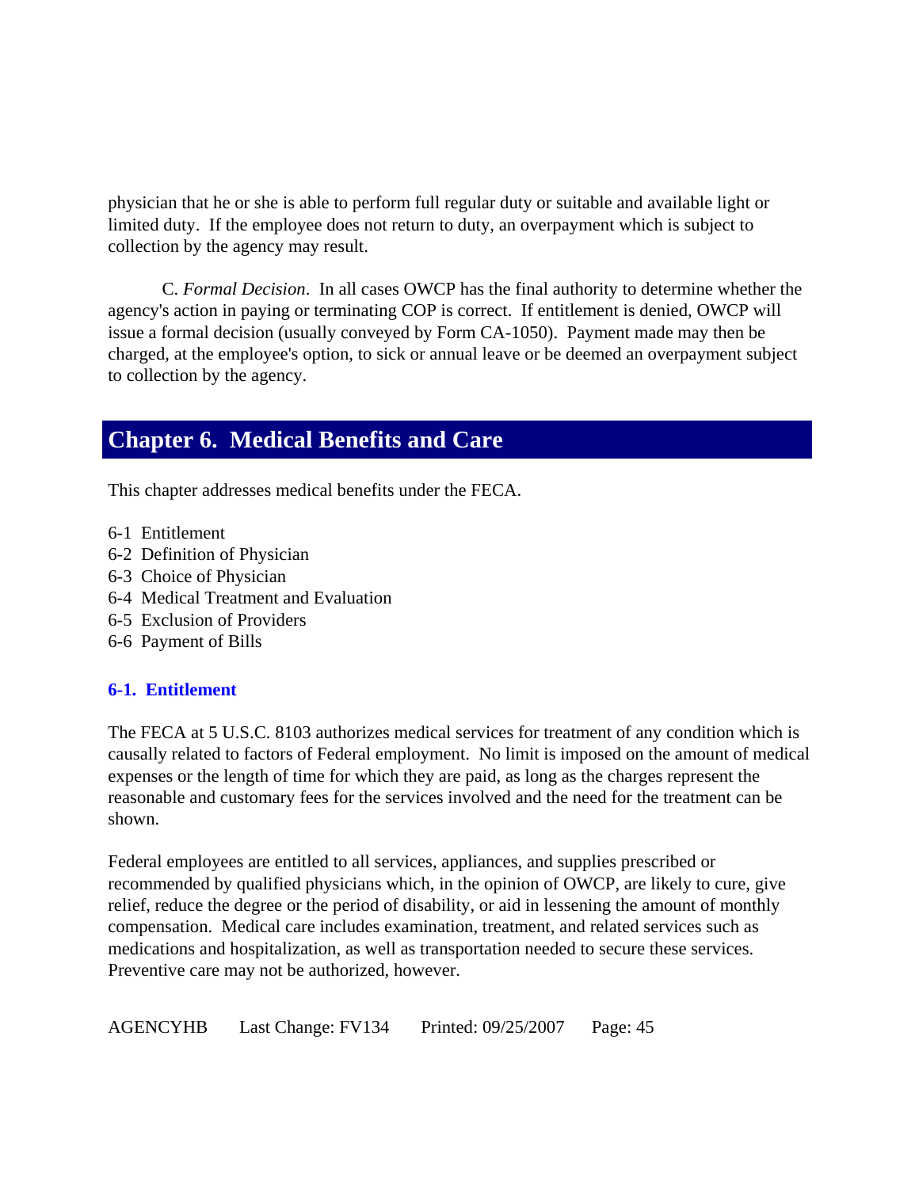physician that he or she is able to perform full regular duty or suitable and available light or limited duty. If the employee does not return to duty, an overpayment which is subject to collection by the agency may result.

C. *Formal Decision*. In all cases OWCP has the final authority to determine whether the agency's action in paying or terminating COP is correct. If entitlement is denied, OWCP will issue a formal decision (usually conveyed by Form CA-1050). Payment made may then be charged, at the employee's option, to sick or annual leave or be deemed an overpayment subject to collection by the agency.

# Chapter 6. Medical Benefits and Care

This chapter addresses medical benefits under the FECA.

6-1 Entitlement
6-2 Definition of Physician
6-3 Choice of Physician
6-4 Medical Treatment and Evaluation
6-5 Exclusion of Providers
6-6 Payment of Bills

### 6-1. Entitlement

The FECA at 5 U.S.C. 8103 authorizes medical services for treatment of any condition which is causally related to factors of Federal employment. No limit is imposed on the amount of medical expenses or the length of time for which they are paid, as long as the charges represent the reasonable and customary fees for the services involved and the need for the treatment can be shown.

Federal employees are entitled to all services, appliances, and supplies prescribed or recommended by qualified physicians which, in the opinion of OWCP, are likely to cure, give relief, reduce the degree or the period of disability, or aid in lessening the amount of monthly compensation. Medical care includes examination, treatment, and related services such as medications and hospitalization, as well as transportation needed to secure these services. Preventive care may not be authorized, however.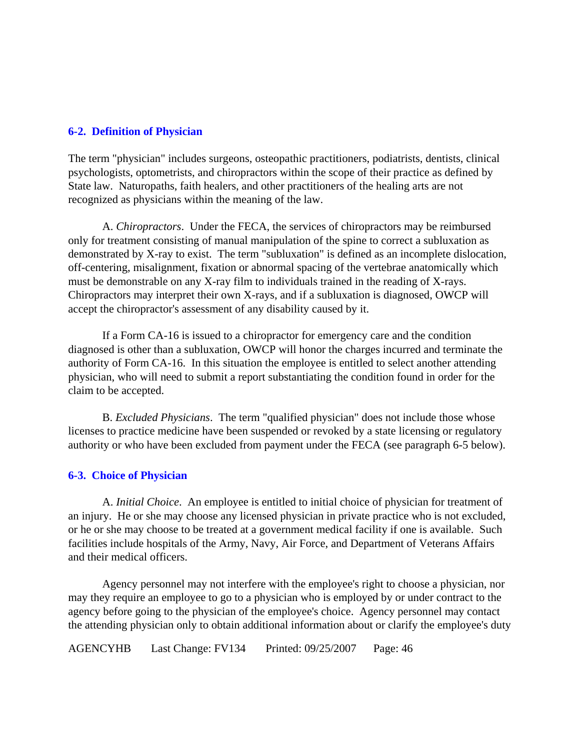### 6-2. Definition of Physician

The term "physician" includes surgeons, osteopathic practitioners, podiatrists, dentists, clinical psychologists, optometrists, and chiropractors within the scope of their practice as defined by State law. Naturopaths, faith healers, and other practitioners of the healing arts are not recognized as physicians within the meaning of the law.

A. *Chiropractors*. Under the FECA, the services of chiropractors may be reimbursed only for treatment consisting of manual manipulation of the spine to correct a subluxation as demonstrated by X-ray to exist. The term "subluxation" is defined as an incomplete dislocation, off-centering, misalignment, fixation or abnormal spacing of the vertebrae anatomically which must be demonstrable on any X-ray film to individuals trained in the reading of X-rays. Chiropractors may interpret their own X-rays, and if a subluxation is diagnosed, OWCP will accept the chiropractor's assessment of any disability caused by it.

If a Form CA-16 is issued to a chiropractor for emergency care and the condition diagnosed is other than a subluxation, OWCP will honor the charges incurred and terminate the authority of Form CA-16. In this situation the employee is entitled to select another attending physician, who will need to submit a report substantiating the condition found in order for the claim to be accepted.

B. *Excluded Physicians*. The term "qualified physician" does not include those whose licenses to practice medicine have been suspended or revoked by a state licensing or regulatory authority or who have been excluded from payment under the FECA (see paragraph 6-5 below).

### 6-3. Choice of Physician

A. *Initial Choice*. An employee is entitled to initial choice of physician for treatment of an injury. He or she may choose any licensed physician in private practice who is not excluded, or he or she may choose to be treated at a government medical facility if one is available. Such facilities include hospitals of the Army, Navy, Air Force, and Department of Veterans Affairs and their medical officers.

Agency personnel may not interfere with the employee's right to choose a physician, nor may they require an employee to go to a physician who is employed by or under contract to the agency before going to the physician of the employee's choice. Agency personnel may contact the attending physician only to obtain additional information about or clarify the employee's duty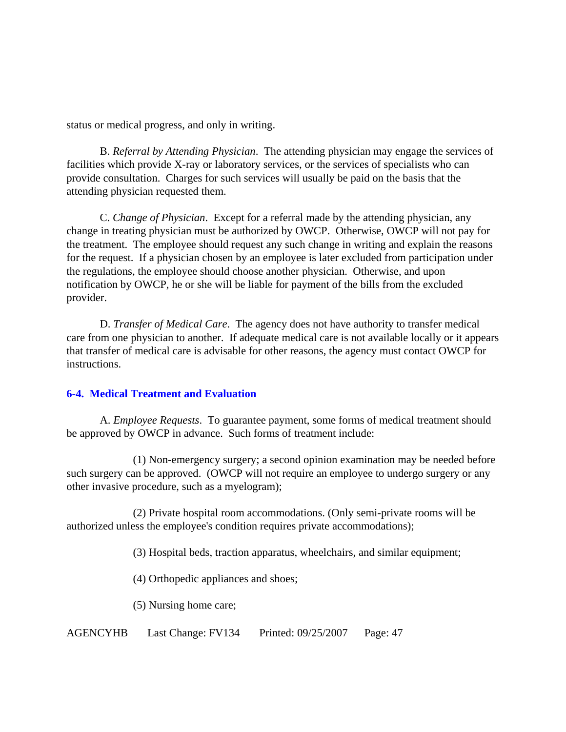status or medical progress, and only in writing.

B. *Referral by Attending Physician*. The attending physician may engage the services of facilities which provide X-ray or laboratory services, or the services of specialists who can provide consultation. Charges for such services will usually be paid on the basis that the attending physician requested them.

C. *Change of Physician*. Except for a referral made by the attending physician, any change in treating physician must be authorized by OWCP. Otherwise, OWCP will not pay for the treatment. The employee should request any such change in writing and explain the reasons for the request. If a physician chosen by an employee is later excluded from participation under the regulations, the employee should choose another physician. Otherwise, and upon notification by OWCP, he or she will be liable for payment of the bills from the excluded provider.

D. *Transfer of Medical Care*. The agency does not have authority to transfer medical care from one physician to another. If adequate medical care is not available locally or it appears that transfer of medical care is advisable for other reasons, the agency must contact OWCP for instructions.

### 6-4. Medical Treatment and Evaluation

A. *Employee Requests*. To guarantee payment, some forms of medical treatment should be approved by OWCP in advance. Such forms of treatment include:

(1) Non-emergency surgery; a second opinion examination may be needed before such surgery can be approved. (OWCP will not require an employee to undergo surgery or any other invasive procedure, such as a myelogram);

(2) Private hospital room accommodations. (Only semi-private rooms will be authorized unless the employee's condition requires private accommodations);

(3) Hospital beds, traction apparatus, wheelchairs, and similar equipment;

(4) Orthopedic appliances and shoes;

(5) Nursing home care;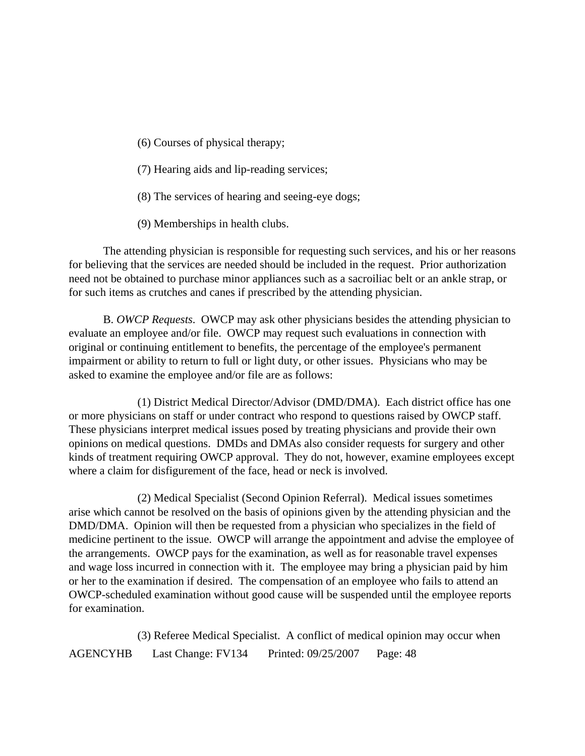(6) Courses of physical therapy;

(7) Hearing aids and lip-reading services;

(8) The services of hearing and seeing-eye dogs;

(9) Memberships in health clubs.

The attending physician is responsible for requesting such services, and his or her reasons for believing that the services are needed should be included in the request. Prior authorization need not be obtained to purchase minor appliances such as a sacroiliac belt or an ankle strap, or for such items as crutches and canes if prescribed by the attending physician.

B. *OWCP Requests*. OWCP may ask other physicians besides the attending physician to evaluate an employee and/or file. OWCP may request such evaluations in connection with original or continuing entitlement to benefits, the percentage of the employee's permanent impairment or ability to return to full or light duty, or other issues. Physicians who may be asked to examine the employee and/or file are as follows:

(1) District Medical Director/Advisor (DMD/DMA). Each district office has one or more physicians on staff or under contract who respond to questions raised by OWCP staff. These physicians interpret medical issues posed by treating physicians and provide their own opinions on medical questions. DMDs and DMAs also consider requests for surgery and other kinds of treatment requiring OWCP approval. They do not, however, examine employees except where a claim for disfigurement of the face, head or neck is involved.

(2) Medical Specialist (Second Opinion Referral). Medical issues sometimes arise which cannot be resolved on the basis of opinions given by the attending physician and the DMD/DMA. Opinion will then be requested from a physician who specializes in the field of medicine pertinent to the issue. OWCP will arrange the appointment and advise the employee of the arrangements. OWCP pays for the examination, as well as for reasonable travel expenses and wage loss incurred in connection with it. The employee may bring a physician paid by him or her to the examination if desired. The compensation of an employee who fails to attend an OWCP-scheduled examination without good cause will be suspended until the employee reports for examination.

(3) Referee Medical Specialist. A conflict of medical opinion may occur when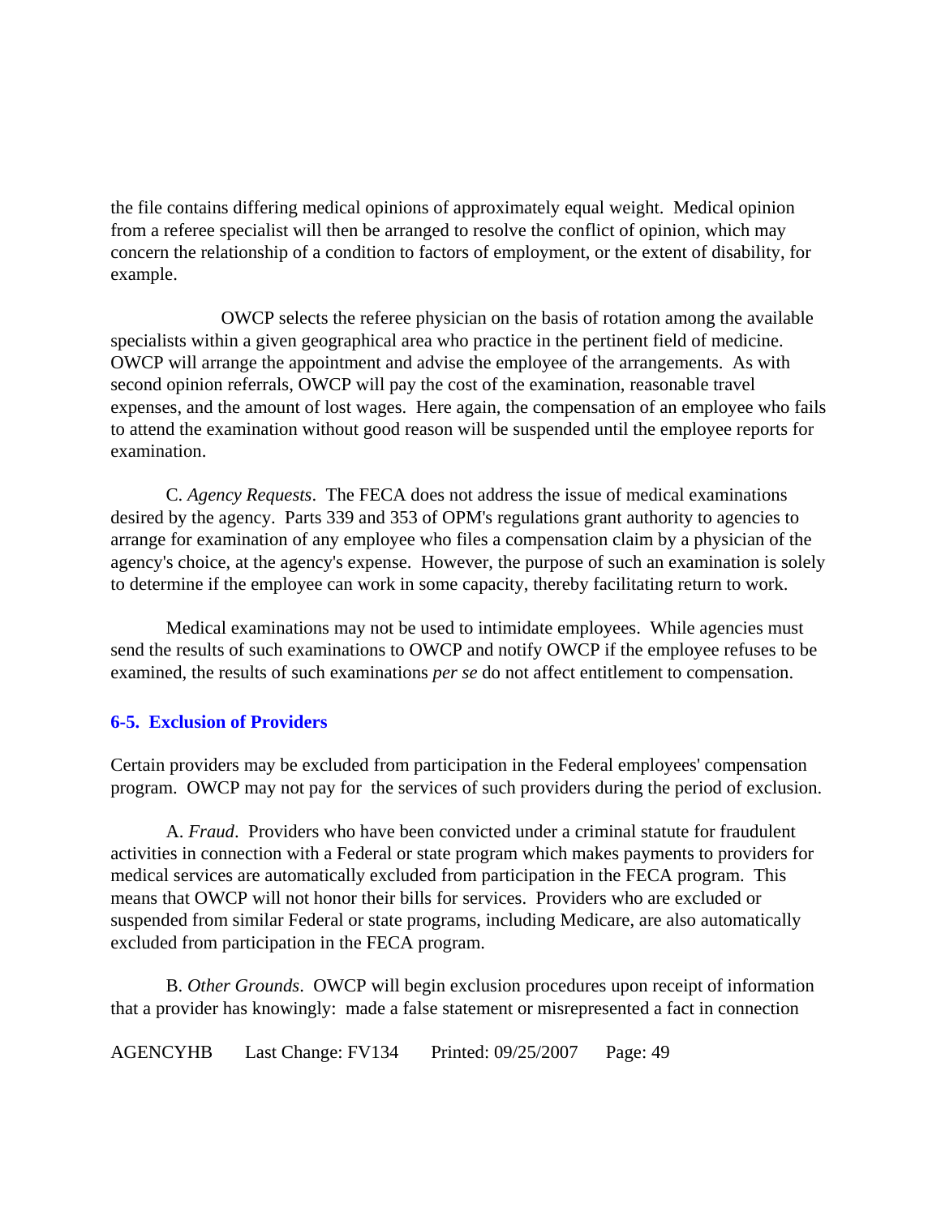the file contains differing medical opinions of approximately equal weight. Medical opinion from a referee specialist will then be arranged to resolve the conflict of opinion, which may concern the relationship of a condition to factors of employment, or the extent of disability, for example.

OWCP selects the referee physician on the basis of rotation among the available specialists within a given geographical area who practice in the pertinent field of medicine. OWCP will arrange the appointment and advise the employee of the arrangements. As with second opinion referrals, OWCP will pay the cost of the examination, reasonable travel expenses, and the amount of lost wages. Here again, the compensation of an employee who fails to attend the examination without good reason will be suspended until the employee reports for examination.

C. *Agency Requests*. The FECA does not address the issue of medical examinations desired by the agency. Parts 339 and 353 of OPM's regulations grant authority to agencies to arrange for examination of any employee who files a compensation claim by a physician of the agency's choice, at the agency's expense. However, the purpose of such an examination is solely to determine if the employee can work in some capacity, thereby facilitating return to work.

Medical examinations may not be used to intimidate employees. While agencies must send the results of such examinations to OWCP and notify OWCP if the employee refuses to be examined, the results of such examinations *per se* do not affect entitlement to compensation.

### 6-5. Exclusion of Providers

Certain providers may be excluded from participation in the Federal employees' compensation program. OWCP may not pay for the services of such providers during the period of exclusion.

A. *Fraud*. Providers who have been convicted under a criminal statute for fraudulent activities in connection with a Federal or state program which makes payments to providers for medical services are automatically excluded from participation in the FECA program. This means that OWCP will not honor their bills for services. Providers who are excluded or suspended from similar Federal or state programs, including Medicare, are also automatically excluded from participation in the FECA program.

B. *Other Grounds*. OWCP will begin exclusion procedures upon receipt of information that a provider has knowingly: made a false statement or misrepresented a fact in connection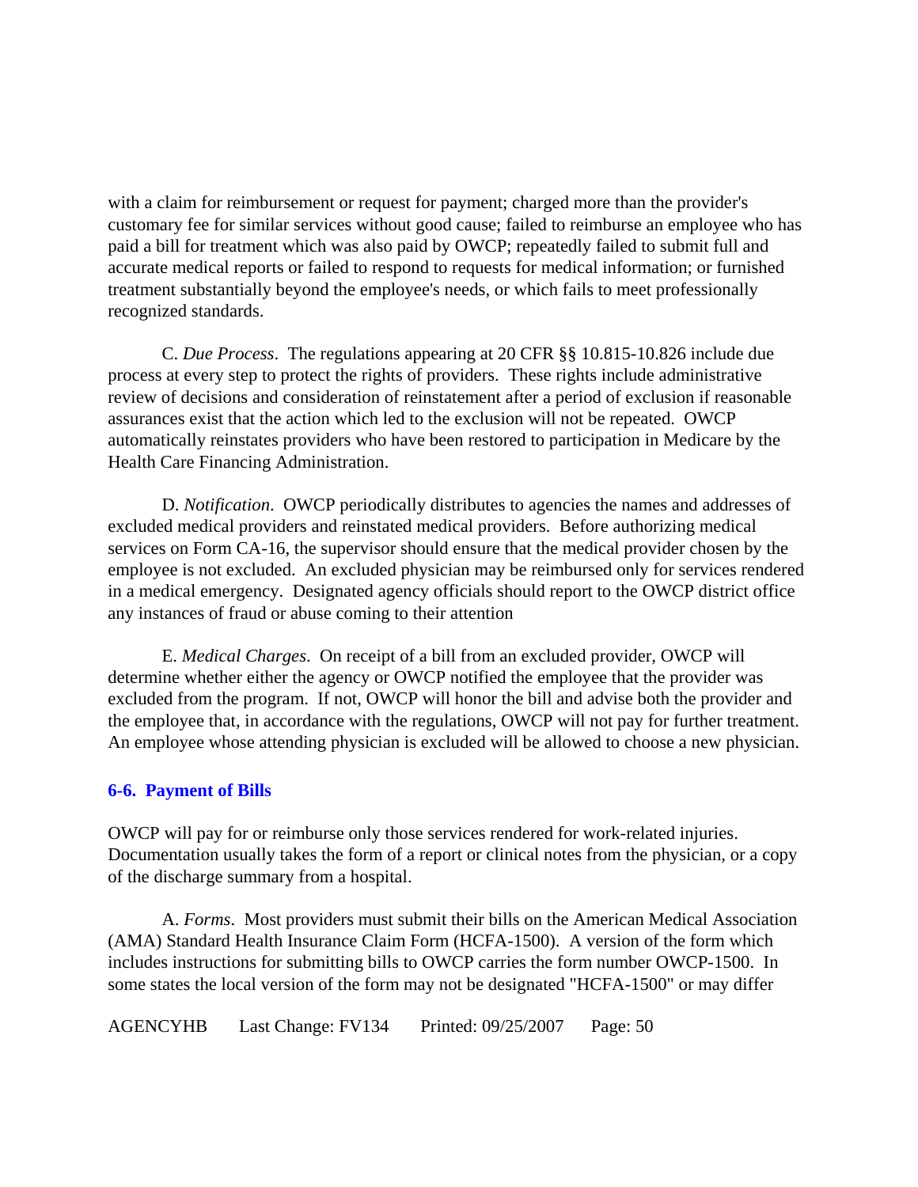with a claim for reimbursement or request for payment; charged more than the provider's customary fee for similar services without good cause; failed to reimburse an employee who has paid a bill for treatment which was also paid by OWCP; repeatedly failed to submit full and accurate medical reports or failed to respond to requests for medical information; or furnished treatment substantially beyond the employee's needs, or which fails to meet professionally recognized standards.

C. *Due Process*. The regulations appearing at 20 CFR §§ 10.815-10.826 include due process at every step to protect the rights of providers. These rights include administrative review of decisions and consideration of reinstatement after a period of exclusion if reasonable assurances exist that the action which led to the exclusion will not be repeated. OWCP automatically reinstates providers who have been restored to participation in Medicare by the Health Care Financing Administration.

D. *Notification*. OWCP periodically distributes to agencies the names and addresses of excluded medical providers and reinstated medical providers. Before authorizing medical services on Form CA-16, the supervisor should ensure that the medical provider chosen by the employee is not excluded. An excluded physician may be reimbursed only for services rendered in a medical emergency. Designated agency officials should report to the OWCP district office any instances of fraud or abuse coming to their attention

E. *Medical Charges*. On receipt of a bill from an excluded provider, OWCP will determine whether either the agency or OWCP notified the employee that the provider was excluded from the program. If not, OWCP will honor the bill and advise both the provider and the employee that, in accordance with the regulations, OWCP will not pay for further treatment. An employee whose attending physician is excluded will be allowed to choose a new physician.

### 6-6. Payment of Bills

OWCP will pay for or reimburse only those services rendered for work-related injuries. Documentation usually takes the form of a report or clinical notes from the physician, or a copy of the discharge summary from a hospital.

A. *Forms*. Most providers must submit their bills on the American Medical Association (AMA) Standard Health Insurance Claim Form (HCFA-1500). A version of the form which includes instructions for submitting bills to OWCP carries the form number OWCP-1500. In some states the local version of the form may not be designated "HCFA-1500" or may differ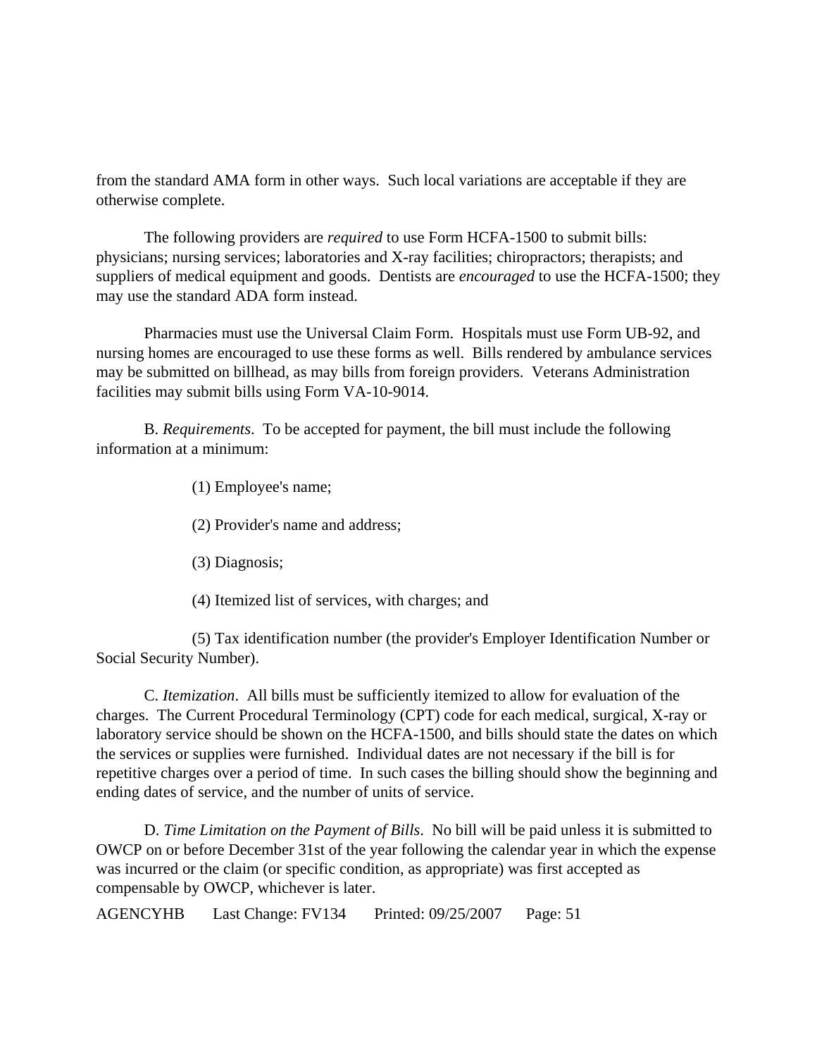from the standard AMA form in other ways. Such local variations are acceptable if they are otherwise complete.

The following providers are *required* to use Form HCFA-1500 to submit bills: physicians; nursing services; laboratories and X-ray facilities; chiropractors; therapists; and suppliers of medical equipment and goods. Dentists are *encouraged* to use the HCFA-1500; they may use the standard ADA form instead.

Pharmacies must use the Universal Claim Form. Hospitals must use Form UB-92, and nursing homes are encouraged to use these forms as well. Bills rendered by ambulance services may be submitted on billhead, as may bills from foreign providers. Veterans Administration facilities may submit bills using Form VA-10-9014.

B. *Requirements*. To be accepted for payment, the bill must include the following information at a minimum:

(1) Employee's name;

(2) Provider's name and address;

(3) Diagnosis;

(4) Itemized list of services, with charges; and

(5) Tax identification number (the provider's Employer Identification Number or Social Security Number).

C. *Itemization*. All bills must be sufficiently itemized to allow for evaluation of the charges. The Current Procedural Terminology (CPT) code for each medical, surgical, X-ray or laboratory service should be shown on the HCFA-1500, and bills should state the dates on which the services or supplies were furnished. Individual dates are not necessary if the bill is for repetitive charges over a period of time. In such cases the billing should show the beginning and ending dates of service, and the number of units of service.

D. *Time Limitation on the Payment of Bills*. No bill will be paid unless it is submitted to OWCP on or before December 31st of the year following the calendar year in which the expense was incurred or the claim (or specific condition, as appropriate) was first accepted as compensable by OWCP, whichever is later.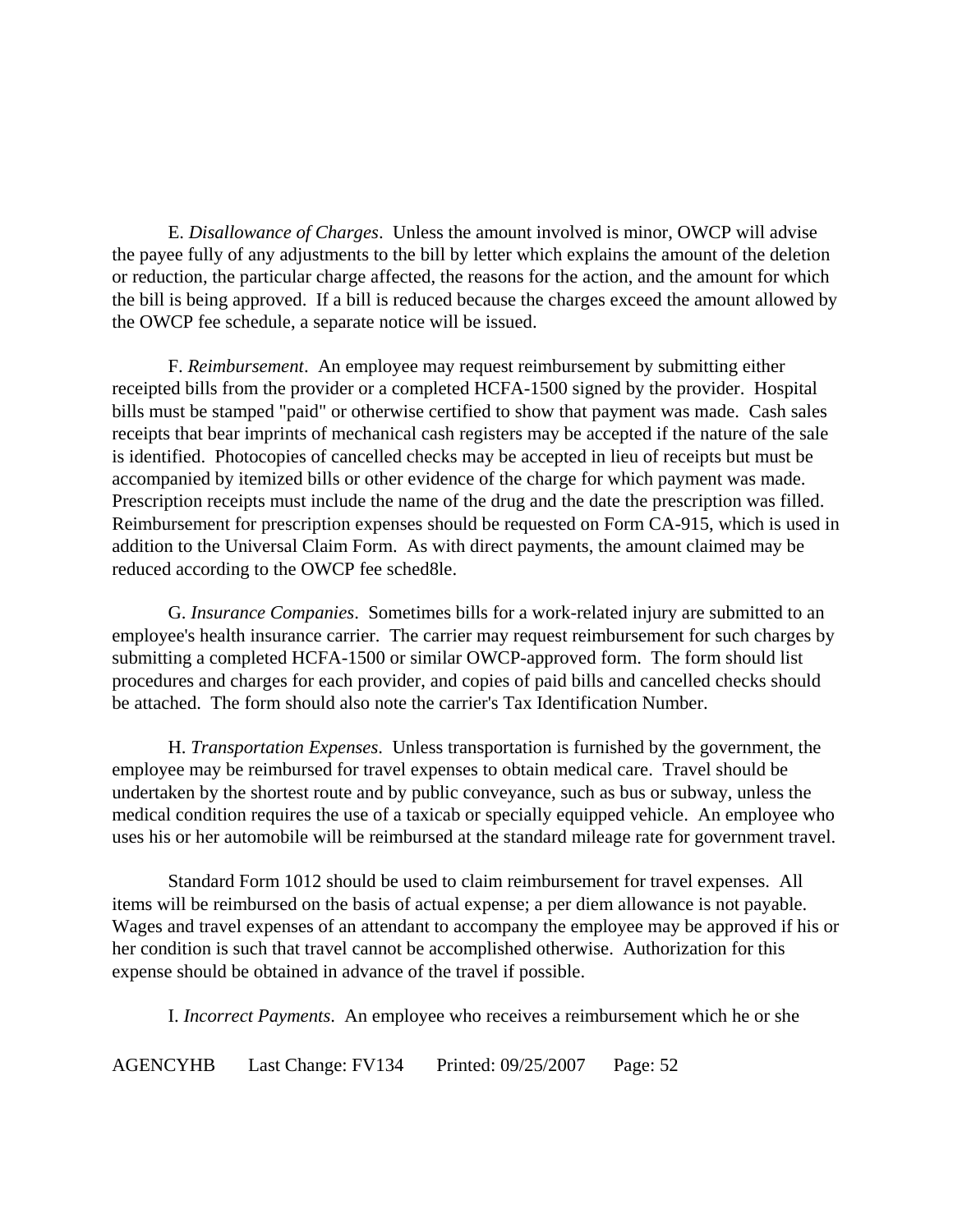E. *Disallowance of Charges*. Unless the amount involved is minor, OWCP will advise the payee fully of any adjustments to the bill by letter which explains the amount of the deletion or reduction, the particular charge affected, the reasons for the action, and the amount for which the bill is being approved. If a bill is reduced because the charges exceed the amount allowed by the OWCP fee schedule, a separate notice will be issued.

F. *Reimbursement*. An employee may request reimbursement by submitting either receipted bills from the provider or a completed HCFA-1500 signed by the provider. Hospital bills must be stamped "paid" or otherwise certified to show that payment was made. Cash sales receipts that bear imprints of mechanical cash registers may be accepted if the nature of the sale is identified. Photocopies of cancelled checks may be accepted in lieu of receipts but must be accompanied by itemized bills or other evidence of the charge for which payment was made. Prescription receipts must include the name of the drug and the date the prescription was filled. Reimbursement for prescription expenses should be requested on Form CA-915, which is used in addition to the Universal Claim Form. As with direct payments, the amount claimed may be reduced according to the OWCP fee sched8le.

G. *Insurance Companies*. Sometimes bills for a work-related injury are submitted to an employee's health insurance carrier. The carrier may request reimbursement for such charges by submitting a completed HCFA-1500 or similar OWCP-approved form. The form should list procedures and charges for each provider, and copies of paid bills and cancelled checks should be attached. The form should also note the carrier's Tax Identification Number.

H. *Transportation Expenses*. Unless transportation is furnished by the government, the employee may be reimbursed for travel expenses to obtain medical care. Travel should be undertaken by the shortest route and by public conveyance, such as bus or subway, unless the medical condition requires the use of a taxicab or specially equipped vehicle. An employee who uses his or her automobile will be reimbursed at the standard mileage rate for government travel.

Standard Form 1012 should be used to claim reimbursement for travel expenses. All items will be reimbursed on the basis of actual expense; a per diem allowance is not payable. Wages and travel expenses of an attendant to accompany the employee may be approved if his or her condition is such that travel cannot be accomplished otherwise. Authorization for this expense should be obtained in advance of the travel if possible.

I. *Incorrect Payments*. An employee who receives a reimbursement which he or she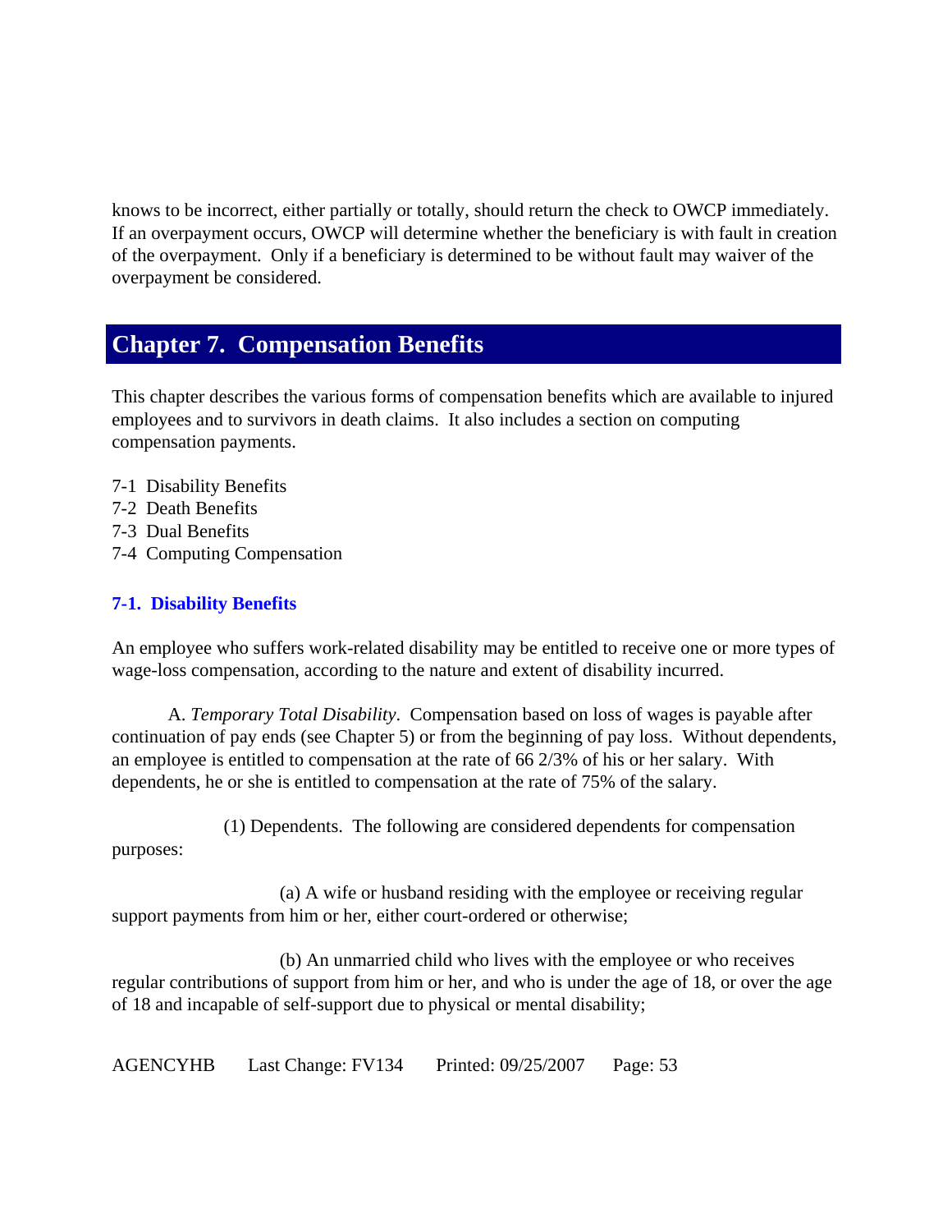knows to be incorrect, either partially or totally, should return the check to OWCP immediately. If an overpayment occurs, OWCP will determine whether the beneficiary is with fault in creation of the overpayment. Only if a beneficiary is determined to be without fault may waiver of the overpayment be considered.

# Chapter 7. Compensation Benefits

This chapter describes the various forms of compensation benefits which are available to injured employees and to survivors in death claims. It also includes a section on computing compensation payments.

7-1 Disability Benefits
7-2 Death Benefits
7-3 Dual Benefits
7-4 Computing Compensation

## 7-1. Disability Benefits

An employee who suffers work-related disability may be entitled to receive one or more types of wage-loss compensation, according to the nature and extent of disability incurred.

A. *Temporary Total Disability*. Compensation based on loss of wages is payable after continuation of pay ends (see Chapter 5) or from the beginning of pay loss. Without dependents, an employee is entitled to compensation at the rate of 66 2/3% of his or her salary. With dependents, he or she is entitled to compensation at the rate of 75% of the salary.

(1) Dependents. The following are considered dependents for compensation purposes:

(a) A wife or husband residing with the employee or receiving regular support payments from him or her, either court-ordered or otherwise;

(b) An unmarried child who lives with the employee or who receives regular contributions of support from him or her, and who is under the age of 18, or over the age of 18 and incapable of self-support due to physical or mental disability;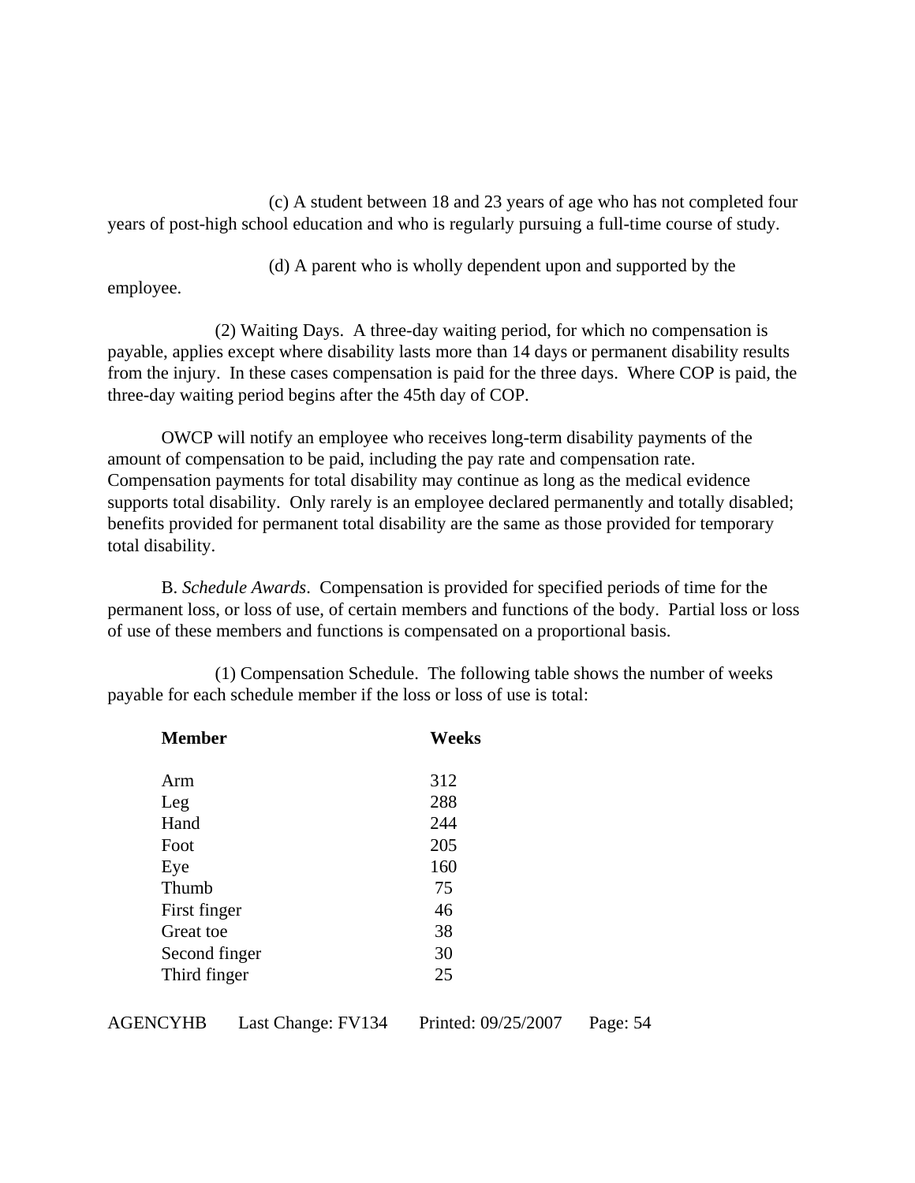(c) A student between 18 and 23 years of age who has not completed four years of post-high school education and who is regularly pursuing a full-time course of study.

(d) A parent who is wholly dependent upon and supported by the employee.

(2) Waiting Days. A three-day waiting period, for which no compensation is payable, applies except where disability lasts more than 14 days or permanent disability results from the injury. In these cases compensation is paid for the three days. Where COP is paid, the three-day waiting period begins after the 45th day of COP.

OWCP will notify an employee who receives long-term disability payments of the amount of compensation to be paid, including the pay rate and compensation rate. Compensation payments for total disability may continue as long as the medical evidence supports total disability. Only rarely is an employee declared permanently and totally disabled; benefits provided for permanent total disability are the same as those provided for temporary total disability.

B. *Schedule Awards*. Compensation is provided for specified periods of time for the permanent loss, or loss of use, of certain members and functions of the body. Partial loss or loss of use of these members and functions is compensated on a proportional basis.

(1) Compensation Schedule. The following table shows the number of weeks payable for each schedule member if the loss or loss of use is total:

| **Member** | **Weeks** |
|---|---|
| Arm | 312 |
| Leg | 288 |
| Hand | 244 |
| Foot | 205 |
| Eye | 160 |
| Thumb | 75 |
| First finger | 46 |
| Great toe | 38 |
| Second finger | 30 |
| Third finger | 25 |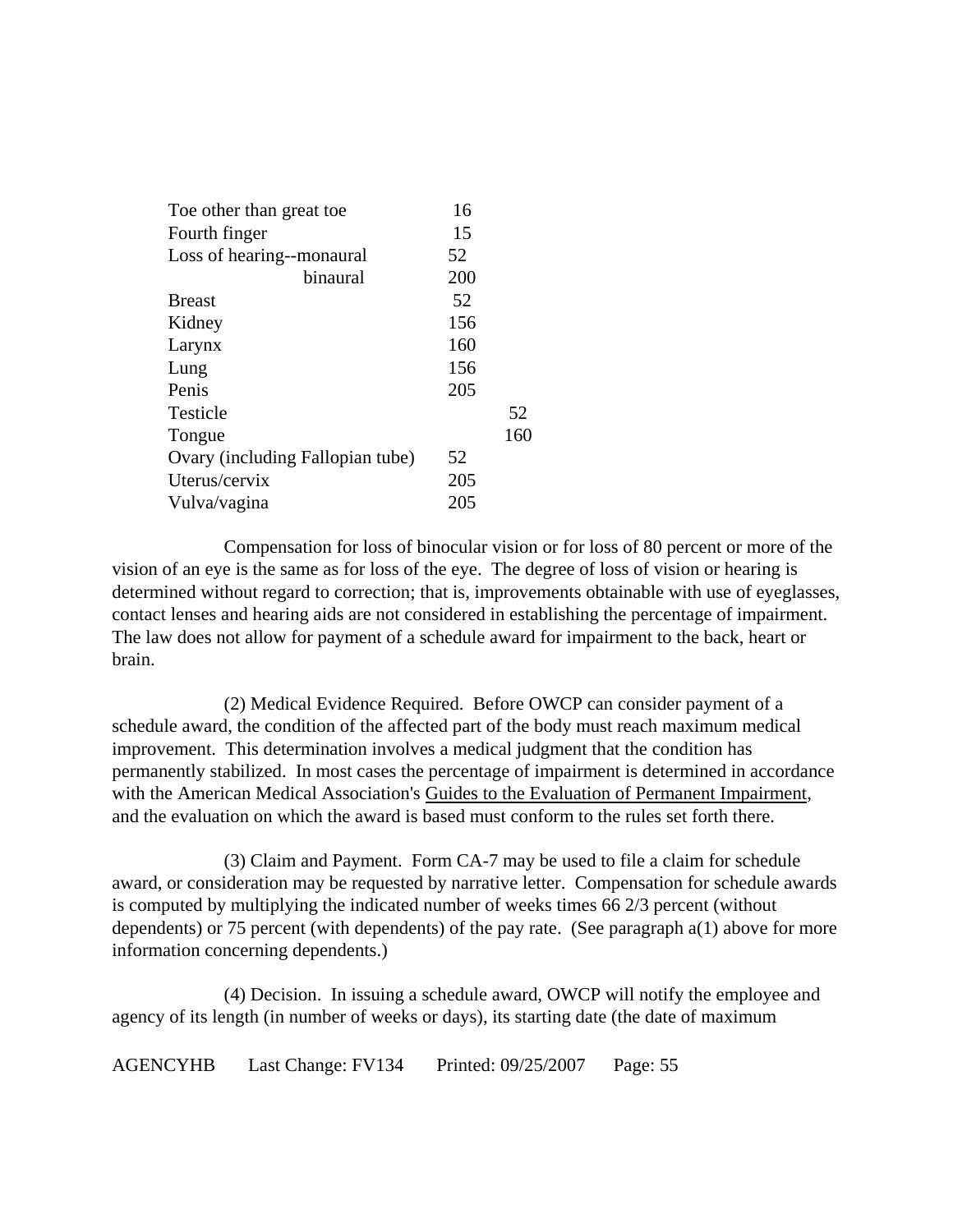| | |
|---|---|
| Toe other than great toe | 16 |
| Fourth finger | 15 |
| Loss of hearing--monaural | 52 |
| binaural | 200 |
| Breast | 52 |
| Kidney | 156 |
| Larynx | 160 |
| Lung | 156 |
| Penis | 205 |
| Testicle | 52 |
| Tongue | 160 |
| Ovary (including Fallopian tube) | 52 |
| Uterus/cervix | 205 |
| Vulva/vagina | 205 |

Compensation for loss of binocular vision or for loss of 80 percent or more of the vision of an eye is the same as for loss of the eye. The degree of loss of vision or hearing is determined without regard to correction; that is, improvements obtainable with use of eyeglasses, contact lenses and hearing aids are not considered in establishing the percentage of impairment. The law does not allow for payment of a schedule award for impairment to the back, heart or brain.

(2) Medical Evidence Required. Before OWCP can consider payment of a schedule award, the condition of the affected part of the body must reach maximum medical improvement. This determination involves a medical judgment that the condition has permanently stabilized. In most cases the percentage of impairment is determined in accordance with the American Medical Association's Guides to the Evaluation of Permanent Impairment, and the evaluation on which the award is based must conform to the rules set forth there.

(3) Claim and Payment. Form CA-7 may be used to file a claim for schedule award, or consideration may be requested by narrative letter. Compensation for schedule awards is computed by multiplying the indicated number of weeks times 66 2/3 percent (without dependents) or 75 percent (with dependents) of the pay rate. (See paragraph a(1) above for more information concerning dependents.)

(4) Decision. In issuing a schedule award, OWCP will notify the employee and agency of its length (in number of weeks or days), its starting date (the date of maximum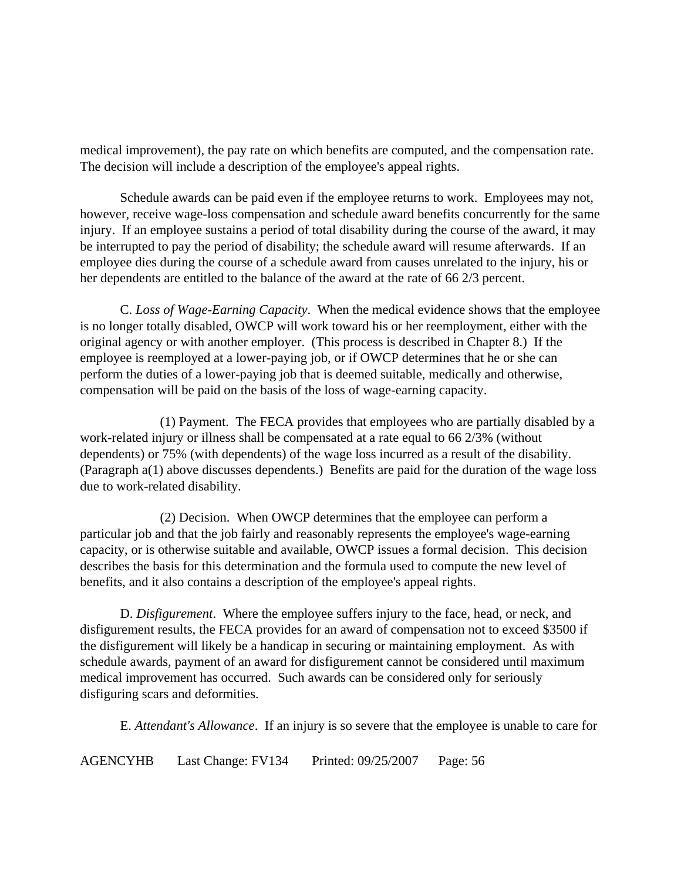medical improvement), the pay rate on which benefits are computed, and the compensation rate. The decision will include a description of the employee's appeal rights.

Schedule awards can be paid even if the employee returns to work. Employees may not, however, receive wage-loss compensation and schedule award benefits concurrently for the same injury. If an employee sustains a period of total disability during the course of the award, it may be interrupted to pay the period of disability; the schedule award will resume afterwards. If an employee dies during the course of a schedule award from causes unrelated to the injury, his or her dependents are entitled to the balance of the award at the rate of 66 2/3 percent.

C. *Loss of Wage-Earning Capacity*. When the medical evidence shows that the employee is no longer totally disabled, OWCP will work toward his or her reemployment, either with the original agency or with another employer. (This process is described in Chapter 8.) If the employee is reemployed at a lower-paying job, or if OWCP determines that he or she can perform the duties of a lower-paying job that is deemed suitable, medically and otherwise, compensation will be paid on the basis of the loss of wage-earning capacity.

(1) Payment. The FECA provides that employees who are partially disabled by a work-related injury or illness shall be compensated at a rate equal to 66 2/3% (without dependents) or 75% (with dependents) of the wage loss incurred as a result of the disability. (Paragraph a(1) above discusses dependents.) Benefits are paid for the duration of the wage loss due to work-related disability.

(2) Decision. When OWCP determines that the employee can perform a particular job and that the job fairly and reasonably represents the employee's wage-earning capacity, or is otherwise suitable and available, OWCP issues a formal decision. This decision describes the basis for this determination and the formula used to compute the new level of benefits, and it also contains a description of the employee's appeal rights.

D. *Disfigurement*. Where the employee suffers injury to the face, head, or neck, and disfigurement results, the FECA provides for an award of compensation not to exceed $3500 if the disfigurement will likely be a handicap in securing or maintaining employment. As with schedule awards, payment of an award for disfigurement cannot be considered until maximum medical improvement has occurred. Such awards can be considered only for seriously disfiguring scars and deformities.

E. *Attendant's Allowance*. If an injury is so severe that the employee is unable to care for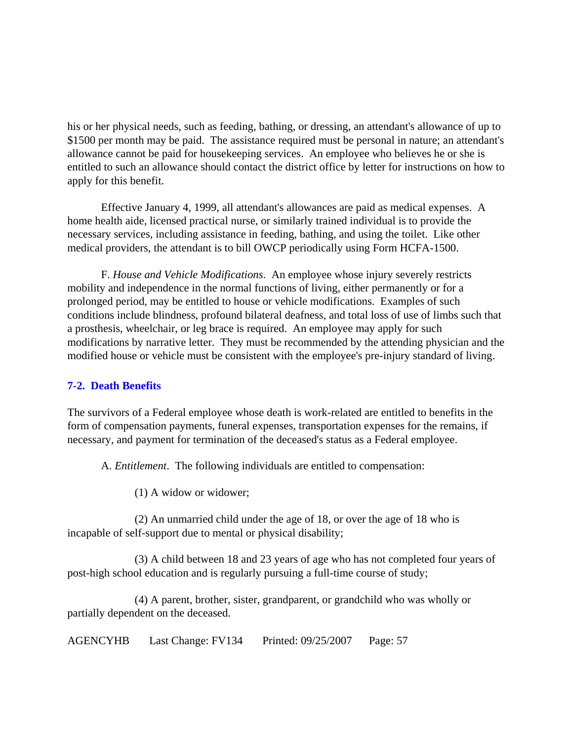his or her physical needs, such as feeding, bathing, or dressing, an attendant's allowance of up to $1500 per month may be paid. The assistance required must be personal in nature; an attendant's allowance cannot be paid for housekeeping services. An employee who believes he or she is entitled to such an allowance should contact the district office by letter for instructions on how to apply for this benefit.

Effective January 4, 1999, all attendant's allowances are paid as medical expenses. A home health aide, licensed practical nurse, or similarly trained individual is to provide the necessary services, including assistance in feeding, bathing, and using the toilet. Like other medical providers, the attendant is to bill OWCP periodically using Form HCFA-1500.

F. *House and Vehicle Modifications*. An employee whose injury severely restricts mobility and independence in the normal functions of living, either permanently or for a prolonged period, may be entitled to house or vehicle modifications. Examples of such conditions include blindness, profound bilateral deafness, and total loss of use of limbs such that a prosthesis, wheelchair, or leg brace is required. An employee may apply for such modifications by narrative letter. They must be recommended by the attending physician and the modified house or vehicle must be consistent with the employee's pre-injury standard of living.

### 7-2. Death Benefits

The survivors of a Federal employee whose death is work-related are entitled to benefits in the form of compensation payments, funeral expenses, transportation expenses for the remains, if necessary, and payment for termination of the deceased's status as a Federal employee.

A. *Entitlement*. The following individuals are entitled to compensation:

(1) A widow or widower;

(2) An unmarried child under the age of 18, or over the age of 18 who is incapable of self-support due to mental or physical disability;

(3) A child between 18 and 23 years of age who has not completed four years of post-high school education and is regularly pursuing a full-time course of study;

(4) A parent, brother, sister, grandparent, or grandchild who was wholly or partially dependent on the deceased.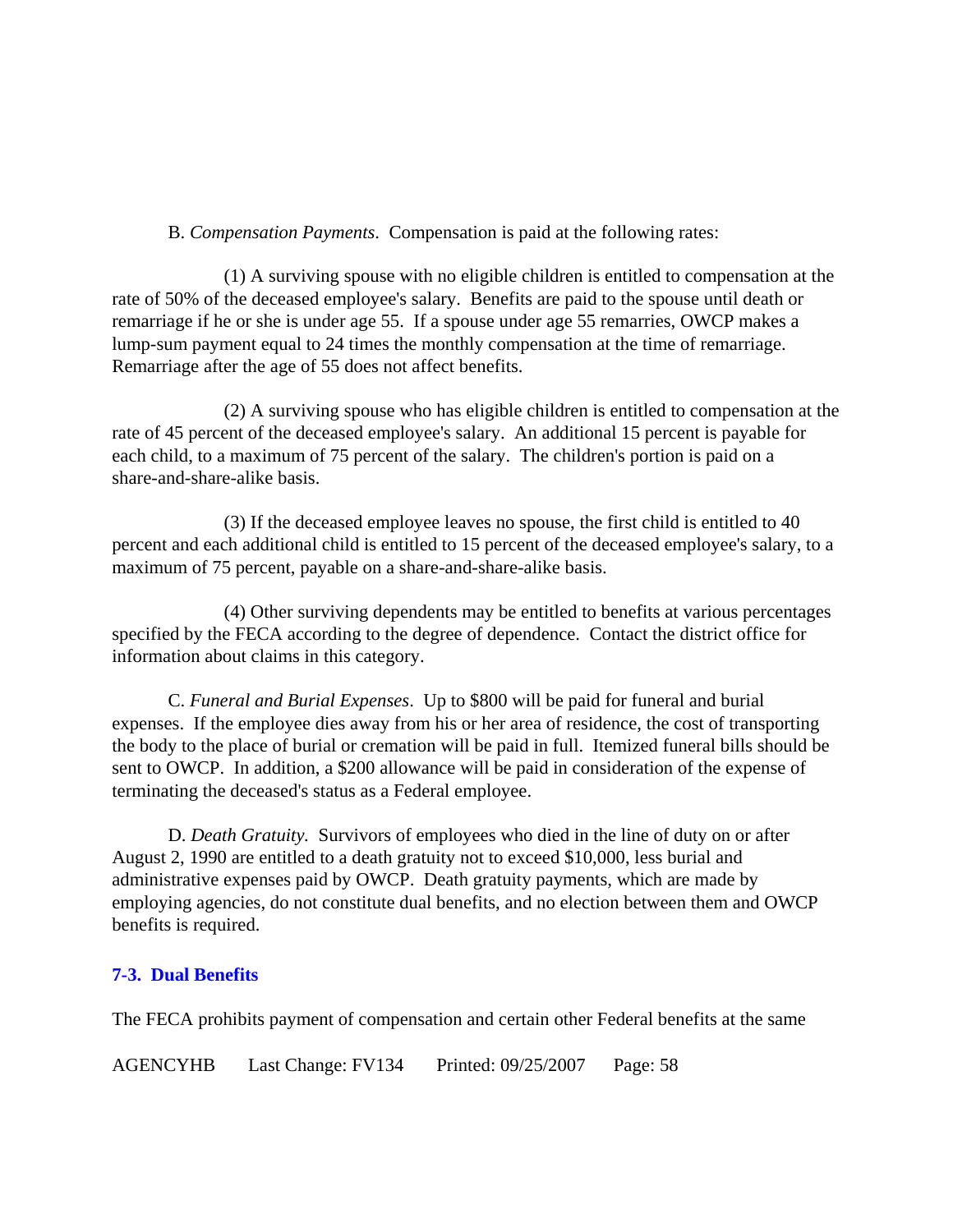B. *Compensation Payments*. Compensation is paid at the following rates:

(1) A surviving spouse with no eligible children is entitled to compensation at the rate of 50% of the deceased employee's salary. Benefits are paid to the spouse until death or remarriage if he or she is under age 55. If a spouse under age 55 remarries, OWCP makes a lump-sum payment equal to 24 times the monthly compensation at the time of remarriage. Remarriage after the age of 55 does not affect benefits.

(2) A surviving spouse who has eligible children is entitled to compensation at the rate of 45 percent of the deceased employee's salary. An additional 15 percent is payable for each child, to a maximum of 75 percent of the salary. The children's portion is paid on a share-and-share-alike basis.

(3) If the deceased employee leaves no spouse, the first child is entitled to 40 percent and each additional child is entitled to 15 percent of the deceased employee's salary, to a maximum of 75 percent, payable on a share-and-share-alike basis.

(4) Other surviving dependents may be entitled to benefits at various percentages specified by the FECA according to the degree of dependence. Contact the district office for information about claims in this category.

C. *Funeral and Burial Expenses*. Up to $800 will be paid for funeral and burial expenses. If the employee dies away from his or her area of residence, the cost of transporting the body to the place of burial or cremation will be paid in full. Itemized funeral bills should be sent to OWCP. In addition, a $200 allowance will be paid in consideration of the expense of terminating the deceased's status as a Federal employee.

D. *Death Gratuity.* Survivors of employees who died in the line of duty on or after August 2, 1990 are entitled to a death gratuity not to exceed $10,000, less burial and administrative expenses paid by OWCP. Death gratuity payments, which are made by employing agencies, do not constitute dual benefits, and no election between them and OWCP benefits is required.

## 7-3. Dual Benefits

The FECA prohibits payment of compensation and certain other Federal benefits at the same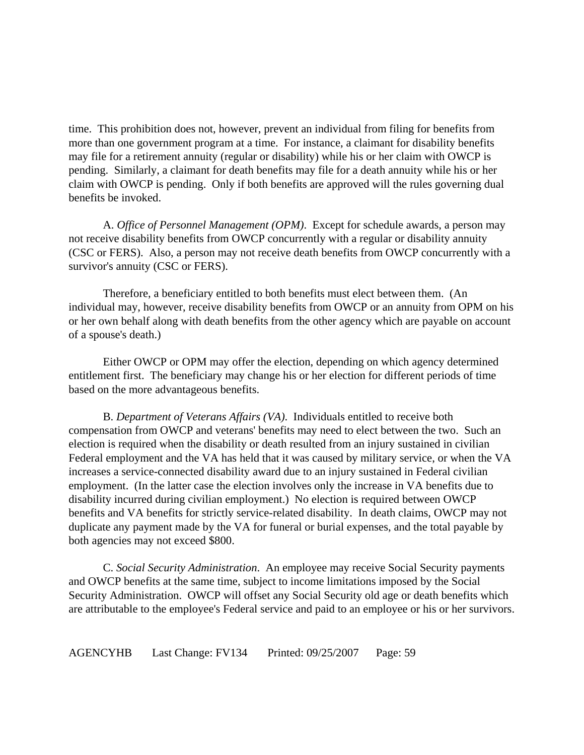time. This prohibition does not, however, prevent an individual from filing for benefits from more than one government program at a time. For instance, a claimant for disability benefits may file for a retirement annuity (regular or disability) while his or her claim with OWCP is pending. Similarly, a claimant for death benefits may file for a death annuity while his or her claim with OWCP is pending. Only if both benefits are approved will the rules governing dual benefits be invoked.

A. *Office of Personnel Management (OPM)*. Except for schedule awards, a person may not receive disability benefits from OWCP concurrently with a regular or disability annuity (CSC or FERS). Also, a person may not receive death benefits from OWCP concurrently with a survivor's annuity (CSC or FERS).

Therefore, a beneficiary entitled to both benefits must elect between them. (An individual may, however, receive disability benefits from OWCP or an annuity from OPM on his or her own behalf along with death benefits from the other agency which are payable on account of a spouse's death.)

Either OWCP or OPM may offer the election, depending on which agency determined entitlement first. The beneficiary may change his or her election for different periods of time based on the more advantageous benefits.

B. *Department of Veterans Affairs (VA)*. Individuals entitled to receive both compensation from OWCP and veterans' benefits may need to elect between the two. Such an election is required when the disability or death resulted from an injury sustained in civilian Federal employment and the VA has held that it was caused by military service, or when the VA increases a service-connected disability award due to an injury sustained in Federal civilian employment. (In the latter case the election involves only the increase in VA benefits due to disability incurred during civilian employment.) No election is required between OWCP benefits and VA benefits for strictly service-related disability. In death claims, OWCP may not duplicate any payment made by the VA for funeral or burial expenses, and the total payable by both agencies may not exceed $800.

C. *Social Security Administration*. An employee may receive Social Security payments and OWCP benefits at the same time, subject to income limitations imposed by the Social Security Administration. OWCP will offset any Social Security old age or death benefits which are attributable to the employee's Federal service and paid to an employee or his or her survivors.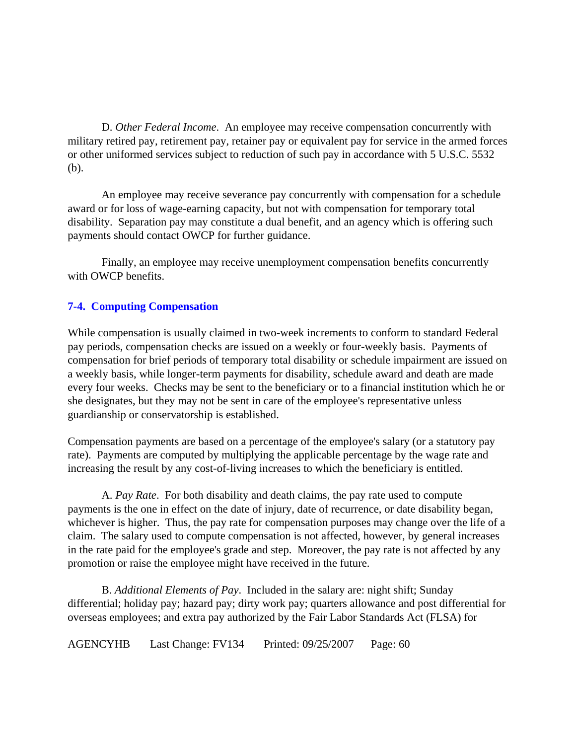D. *Other Federal Income*. An employee may receive compensation concurrently with military retired pay, retirement pay, retainer pay or equivalent pay for service in the armed forces or other uniformed services subject to reduction of such pay in accordance with 5 U.S.C. 5532 (b).

An employee may receive severance pay concurrently with compensation for a schedule award or for loss of wage-earning capacity, but not with compensation for temporary total disability. Separation pay may constitute a dual benefit, and an agency which is offering such payments should contact OWCP for further guidance.

Finally, an employee may receive unemployment compensation benefits concurrently with OWCP benefits.

### 7-4. Computing Compensation

While compensation is usually claimed in two-week increments to conform to standard Federal pay periods, compensation checks are issued on a weekly or four-weekly basis. Payments of compensation for brief periods of temporary total disability or schedule impairment are issued on a weekly basis, while longer-term payments for disability, schedule award and death are made every four weeks. Checks may be sent to the beneficiary or to a financial institution which he or she designates, but they may not be sent in care of the employee's representative unless guardianship or conservatorship is established.

Compensation payments are based on a percentage of the employee's salary (or a statutory pay rate). Payments are computed by multiplying the applicable percentage by the wage rate and increasing the result by any cost-of-living increases to which the beneficiary is entitled.

A. *Pay Rate*. For both disability and death claims, the pay rate used to compute payments is the one in effect on the date of injury, date of recurrence, or date disability began, whichever is higher. Thus, the pay rate for compensation purposes may change over the life of a claim. The salary used to compute compensation is not affected, however, by general increases in the rate paid for the employee's grade and step. Moreover, the pay rate is not affected by any promotion or raise the employee might have received in the future.

B. *Additional Elements of Pay*. Included in the salary are: night shift; Sunday differential; holiday pay; hazard pay; dirty work pay; quarters allowance and post differential for overseas employees; and extra pay authorized by the Fair Labor Standards Act (FLSA) for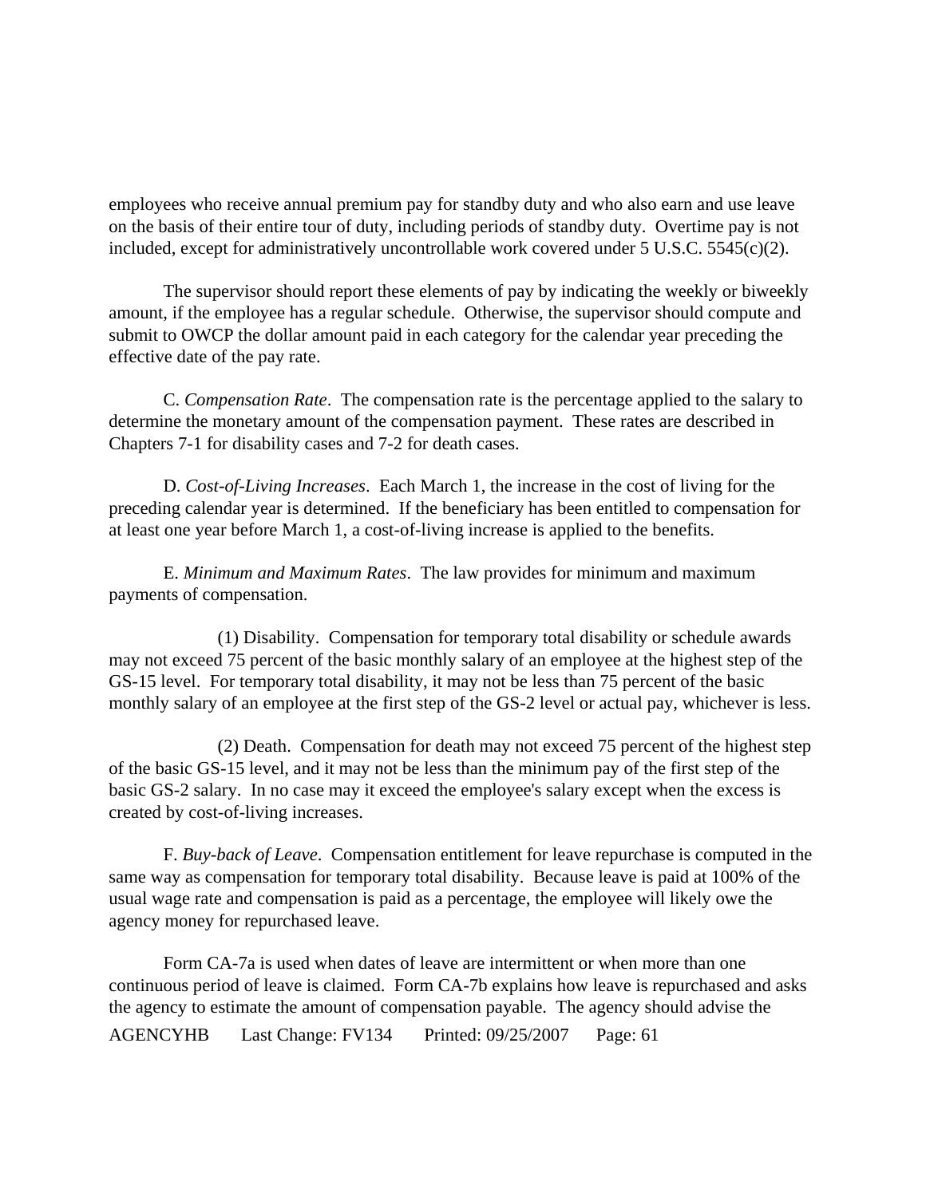employees who receive annual premium pay for standby duty and who also earn and use leave on the basis of their entire tour of duty, including periods of standby duty. Overtime pay is not included, except for administratively uncontrollable work covered under 5 U.S.C. 5545(c)(2).

The supervisor should report these elements of pay by indicating the weekly or biweekly amount, if the employee has a regular schedule. Otherwise, the supervisor should compute and submit to OWCP the dollar amount paid in each category for the calendar year preceding the effective date of the pay rate.

C. *Compensation Rate*. The compensation rate is the percentage applied to the salary to determine the monetary amount of the compensation payment. These rates are described in Chapters 7-1 for disability cases and 7-2 for death cases.

D. *Cost-of-Living Increases*. Each March 1, the increase in the cost of living for the preceding calendar year is determined. If the beneficiary has been entitled to compensation for at least one year before March 1, a cost-of-living increase is applied to the benefits.

E. *Minimum and Maximum Rates*. The law provides for minimum and maximum payments of compensation.

(1) Disability. Compensation for temporary total disability or schedule awards may not exceed 75 percent of the basic monthly salary of an employee at the highest step of the GS-15 level. For temporary total disability, it may not be less than 75 percent of the basic monthly salary of an employee at the first step of the GS-2 level or actual pay, whichever is less.

(2) Death. Compensation for death may not exceed 75 percent of the highest step of the basic GS-15 level, and it may not be less than the minimum pay of the first step of the basic GS-2 salary. In no case may it exceed the employee's salary except when the excess is created by cost-of-living increases.

F. *Buy-back of Leave*. Compensation entitlement for leave repurchase is computed in the same way as compensation for temporary total disability. Because leave is paid at 100% of the usual wage rate and compensation is paid as a percentage, the employee will likely owe the agency money for repurchased leave.

Form CA-7a is used when dates of leave are intermittent or when more than one continuous period of leave is claimed. Form CA-7b explains how leave is repurchased and asks the agency to estimate the amount of compensation payable. The agency should advise the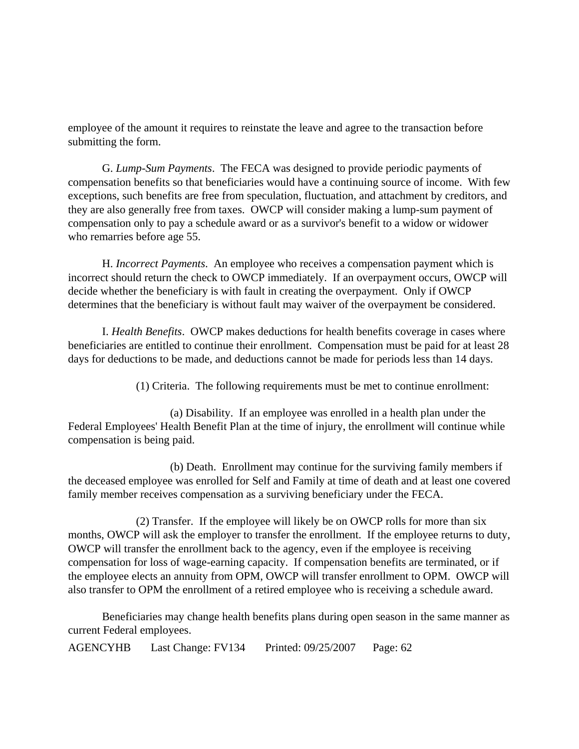employee of the amount it requires to reinstate the leave and agree to the transaction before submitting the form.

G. *Lump-Sum Payments*. The FECA was designed to provide periodic payments of compensation benefits so that beneficiaries would have a continuing source of income. With few exceptions, such benefits are free from speculation, fluctuation, and attachment by creditors, and they are also generally free from taxes. OWCP will consider making a lump-sum payment of compensation only to pay a schedule award or as a survivor's benefit to a widow or widower who remarries before age 55.

H. *Incorrect Payments*. An employee who receives a compensation payment which is incorrect should return the check to OWCP immediately. If an overpayment occurs, OWCP will decide whether the beneficiary is with fault in creating the overpayment. Only if OWCP determines that the beneficiary is without fault may waiver of the overpayment be considered.

I. *Health Benefits*. OWCP makes deductions for health benefits coverage in cases where beneficiaries are entitled to continue their enrollment. Compensation must be paid for at least 28 days for deductions to be made, and deductions cannot be made for periods less than 14 days.

(1) Criteria. The following requirements must be met to continue enrollment:

(a) Disability. If an employee was enrolled in a health plan under the Federal Employees' Health Benefit Plan at the time of injury, the enrollment will continue while compensation is being paid.

(b) Death. Enrollment may continue for the surviving family members if the deceased employee was enrolled for Self and Family at time of death and at least one covered family member receives compensation as a surviving beneficiary under the FECA.

(2) Transfer. If the employee will likely be on OWCP rolls for more than six months, OWCP will ask the employer to transfer the enrollment. If the employee returns to duty, OWCP will transfer the enrollment back to the agency, even if the employee is receiving compensation for loss of wage-earning capacity. If compensation benefits are terminated, or if the employee elects an annuity from OPM, OWCP will transfer enrollment to OPM. OWCP will also transfer to OPM the enrollment of a retired employee who is receiving a schedule award.

Beneficiaries may change health benefits plans during open season in the same manner as current Federal employees.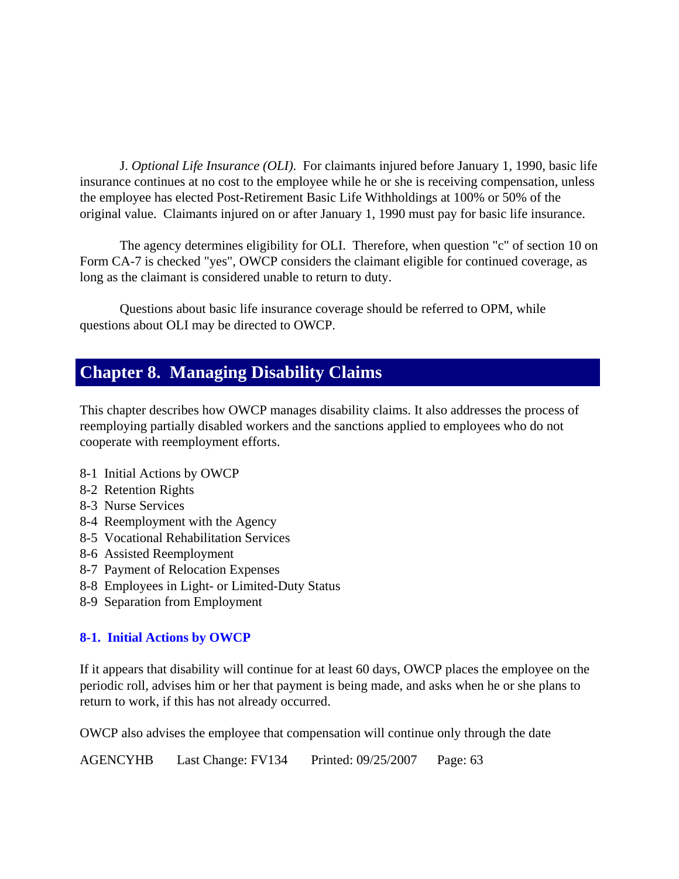J. *Optional Life Insurance (OLI).* For claimants injured before January 1, 1990, basic life insurance continues at no cost to the employee while he or she is receiving compensation, unless the employee has elected Post-Retirement Basic Life Withholdings at 100% or 50% of the original value. Claimants injured on or after January 1, 1990 must pay for basic life insurance.

The agency determines eligibility for OLI. Therefore, when question "c" of section 10 on Form CA-7 is checked "yes", OWCP considers the claimant eligible for continued coverage, as long as the claimant is considered unable to return to duty.

Questions about basic life insurance coverage should be referred to OPM, while questions about OLI may be directed to OWCP.

# Chapter 8. Managing Disability Claims

This chapter describes how OWCP manages disability claims. It also addresses the process of reemploying partially disabled workers and the sanctions applied to employees who do not cooperate with reemployment efforts.

8-1 Initial Actions by OWCP
8-2 Retention Rights
8-3 Nurse Services
8-4 Reemployment with the Agency
8-5 Vocational Rehabilitation Services
8-6 Assisted Reemployment
8-7 Payment of Relocation Expenses
8-8 Employees in Light- or Limited-Duty Status
8-9 Separation from Employment

### 8-1. Initial Actions by OWCP

If it appears that disability will continue for at least 60 days, OWCP places the employee on the periodic roll, advises him or her that payment is being made, and asks when he or she plans to return to work, if this has not already occurred.

OWCP also advises the employee that compensation will continue only through the date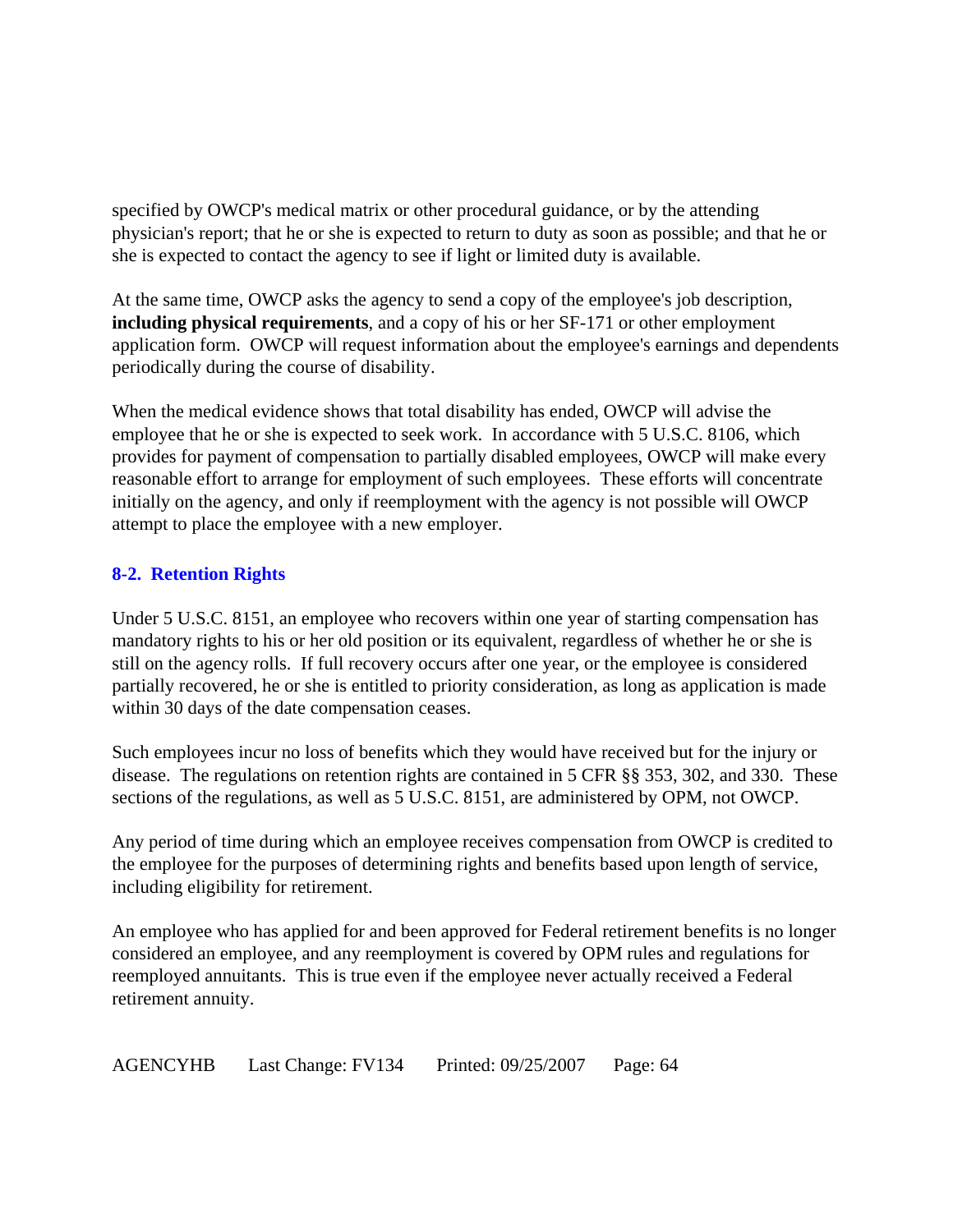specified by OWCP's medical matrix or other procedural guidance, or by the attending physician's report; that he or she is expected to return to duty as soon as possible; and that he or she is expected to contact the agency to see if light or limited duty is available.

At the same time, OWCP asks the agency to send a copy of the employee's job description, **including physical requirements**, and a copy of his or her SF-171 or other employment application form. OWCP will request information about the employee's earnings and dependents periodically during the course of disability.

When the medical evidence shows that total disability has ended, OWCP will advise the employee that he or she is expected to seek work. In accordance with 5 U.S.C. 8106, which provides for payment of compensation to partially disabled employees, OWCP will make every reasonable effort to arrange for employment of such employees. These efforts will concentrate initially on the agency, and only if reemployment with the agency is not possible will OWCP attempt to place the employee with a new employer.

### 8-2. Retention Rights

Under 5 U.S.C. 8151, an employee who recovers within one year of starting compensation has mandatory rights to his or her old position or its equivalent, regardless of whether he or she is still on the agency rolls. If full recovery occurs after one year, or the employee is considered partially recovered, he or she is entitled to priority consideration, as long as application is made within 30 days of the date compensation ceases.

Such employees incur no loss of benefits which they would have received but for the injury or disease. The regulations on retention rights are contained in 5 CFR §§ 353, 302, and 330. These sections of the regulations, as well as 5 U.S.C. 8151, are administered by OPM, not OWCP.

Any period of time during which an employee receives compensation from OWCP is credited to the employee for the purposes of determining rights and benefits based upon length of service, including eligibility for retirement.

An employee who has applied for and been approved for Federal retirement benefits is no longer considered an employee, and any reemployment is covered by OPM rules and regulations for reemployed annuitants. This is true even if the employee never actually received a Federal retirement annuity.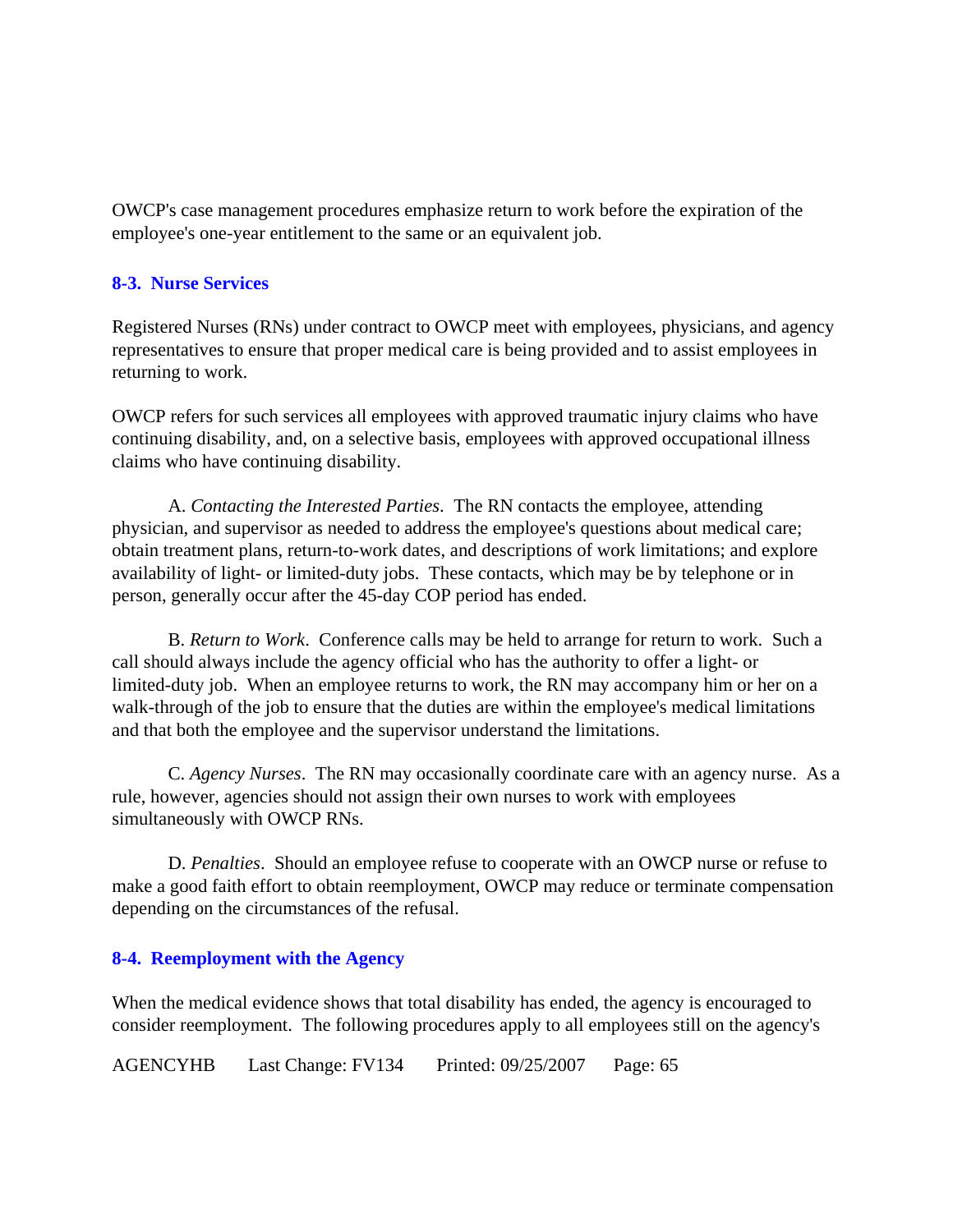OWCP's case management procedures emphasize return to work before the expiration of the employee's one-year entitlement to the same or an equivalent job.

### 8-3. Nurse Services

Registered Nurses (RNs) under contract to OWCP meet with employees, physicians, and agency representatives to ensure that proper medical care is being provided and to assist employees in returning to work.

OWCP refers for such services all employees with approved traumatic injury claims who have continuing disability, and, on a selective basis, employees with approved occupational illness claims who have continuing disability.

A. *Contacting the Interested Parties*. The RN contacts the employee, attending physician, and supervisor as needed to address the employee's questions about medical care; obtain treatment plans, return-to-work dates, and descriptions of work limitations; and explore availability of light- or limited-duty jobs. These contacts, which may be by telephone or in person, generally occur after the 45-day COP period has ended.

B. *Return to Work*. Conference calls may be held to arrange for return to work. Such a call should always include the agency official who has the authority to offer a light- or limited-duty job. When an employee returns to work, the RN may accompany him or her on a walk-through of the job to ensure that the duties are within the employee's medical limitations and that both the employee and the supervisor understand the limitations.

C. *Agency Nurses*. The RN may occasionally coordinate care with an agency nurse. As a rule, however, agencies should not assign their own nurses to work with employees simultaneously with OWCP RNs.

D. *Penalties*. Should an employee refuse to cooperate with an OWCP nurse or refuse to make a good faith effort to obtain reemployment, OWCP may reduce or terminate compensation depending on the circumstances of the refusal.

### 8-4. Reemployment with the Agency

When the medical evidence shows that total disability has ended, the agency is encouraged to consider reemployment. The following procedures apply to all employees still on the agency's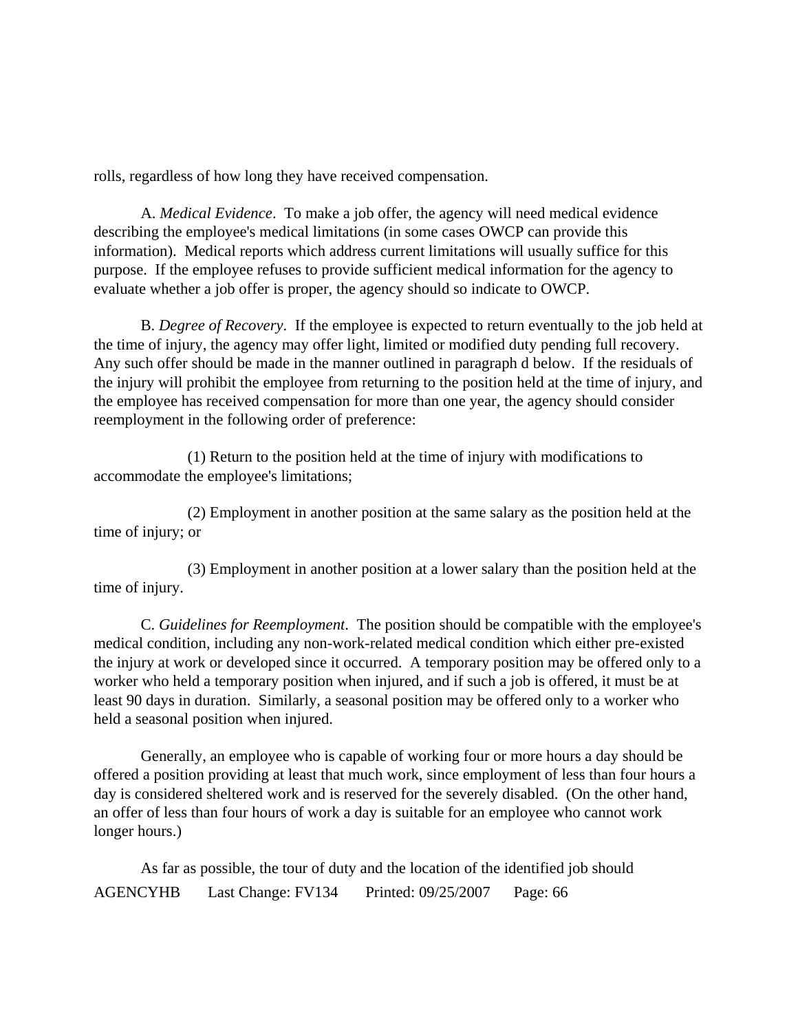rolls, regardless of how long they have received compensation.

A. *Medical Evidence*. To make a job offer, the agency will need medical evidence describing the employee's medical limitations (in some cases OWCP can provide this information). Medical reports which address current limitations will usually suffice for this purpose. If the employee refuses to provide sufficient medical information for the agency to evaluate whether a job offer is proper, the agency should so indicate to OWCP.

B. *Degree of Recovery*. If the employee is expected to return eventually to the job held at the time of injury, the agency may offer light, limited or modified duty pending full recovery. Any such offer should be made in the manner outlined in paragraph d below. If the residuals of the injury will prohibit the employee from returning to the position held at the time of injury, and the employee has received compensation for more than one year, the agency should consider reemployment in the following order of preference:

(1) Return to the position held at the time of injury with modifications to accommodate the employee's limitations;

(2) Employment in another position at the same salary as the position held at the time of injury; or

(3) Employment in another position at a lower salary than the position held at the time of injury.

C. *Guidelines for Reemployment*. The position should be compatible with the employee's medical condition, including any non-work-related medical condition which either pre-existed the injury at work or developed since it occurred. A temporary position may be offered only to a worker who held a temporary position when injured, and if such a job is offered, it must be at least 90 days in duration. Similarly, a seasonal position may be offered only to a worker who held a seasonal position when injured.

Generally, an employee who is capable of working four or more hours a day should be offered a position providing at least that much work, since employment of less than four hours a day is considered sheltered work and is reserved for the severely disabled. (On the other hand, an offer of less than four hours of work a day is suitable for an employee who cannot work longer hours.)

As far as possible, the tour of duty and the location of the identified job should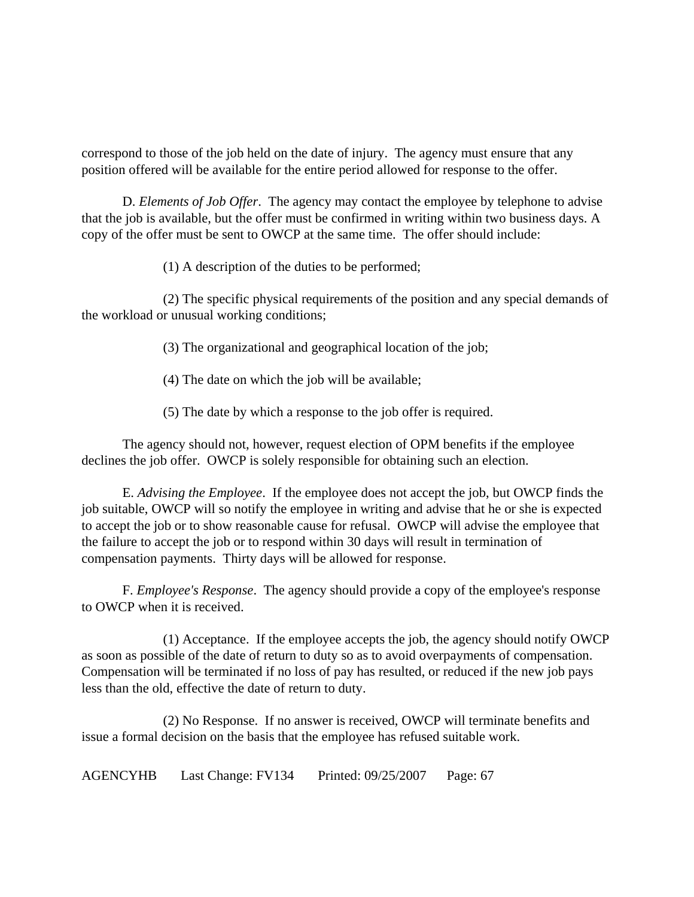correspond to those of the job held on the date of injury. The agency must ensure that any position offered will be available for the entire period allowed for response to the offer.

D. *Elements of Job Offer*. The agency may contact the employee by telephone to advise that the job is available, but the offer must be confirmed in writing within two business days. A copy of the offer must be sent to OWCP at the same time. The offer should include:

(1) A description of the duties to be performed;

(2) The specific physical requirements of the position and any special demands of the workload or unusual working conditions;

(3) The organizational and geographical location of the job;

(4) The date on which the job will be available;

(5) The date by which a response to the job offer is required.

The agency should not, however, request election of OPM benefits if the employee declines the job offer. OWCP is solely responsible for obtaining such an election.

E. *Advising the Employee*. If the employee does not accept the job, but OWCP finds the job suitable, OWCP will so notify the employee in writing and advise that he or she is expected to accept the job or to show reasonable cause for refusal. OWCP will advise the employee that the failure to accept the job or to respond within 30 days will result in termination of compensation payments. Thirty days will be allowed for response.

F. *Employee's Response*. The agency should provide a copy of the employee's response to OWCP when it is received.

(1) Acceptance. If the employee accepts the job, the agency should notify OWCP as soon as possible of the date of return to duty so as to avoid overpayments of compensation. Compensation will be terminated if no loss of pay has resulted, or reduced if the new job pays less than the old, effective the date of return to duty.

(2) No Response. If no answer is received, OWCP will terminate benefits and issue a formal decision on the basis that the employee has refused suitable work.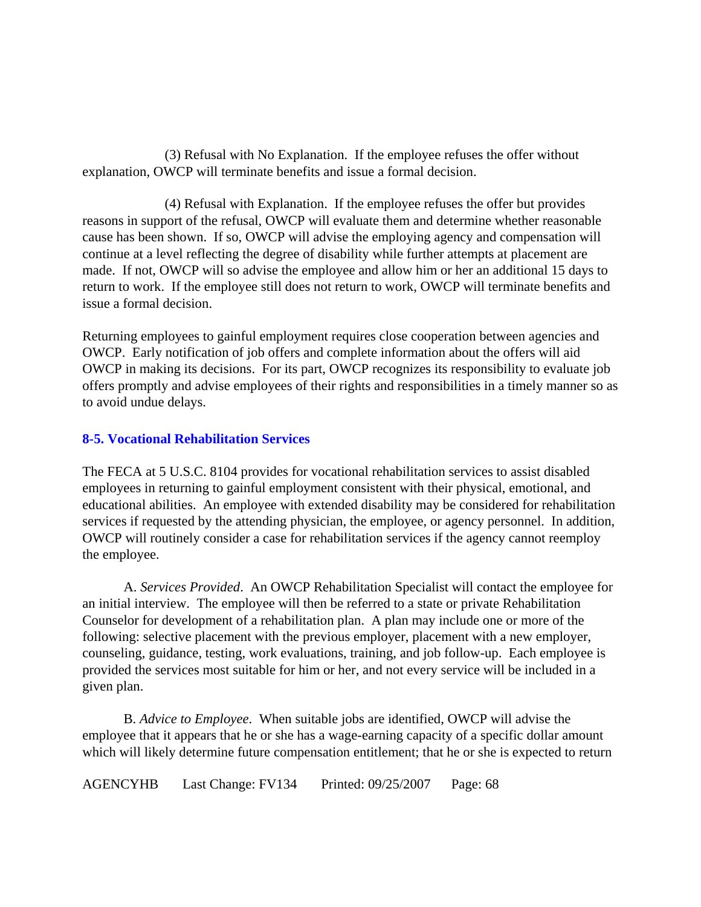(3) Refusal with No Explanation. If the employee refuses the offer without explanation, OWCP will terminate benefits and issue a formal decision.

(4) Refusal with Explanation. If the employee refuses the offer but provides reasons in support of the refusal, OWCP will evaluate them and determine whether reasonable cause has been shown. If so, OWCP will advise the employing agency and compensation will continue at a level reflecting the degree of disability while further attempts at placement are made. If not, OWCP will so advise the employee and allow him or her an additional 15 days to return to work. If the employee still does not return to work, OWCP will terminate benefits and issue a formal decision.

Returning employees to gainful employment requires close cooperation between agencies and OWCP. Early notification of job offers and complete information about the offers will aid OWCP in making its decisions. For its part, OWCP recognizes its responsibility to evaluate job offers promptly and advise employees of their rights and responsibilities in a timely manner so as to avoid undue delays.

### 8-5. Vocational Rehabilitation Services

The FECA at 5 U.S.C. 8104 provides for vocational rehabilitation services to assist disabled employees in returning to gainful employment consistent with their physical, emotional, and educational abilities. An employee with extended disability may be considered for rehabilitation services if requested by the attending physician, the employee, or agency personnel. In addition, OWCP will routinely consider a case for rehabilitation services if the agency cannot reemploy the employee.

A. *Services Provided*. An OWCP Rehabilitation Specialist will contact the employee for an initial interview. The employee will then be referred to a state or private Rehabilitation Counselor for development of a rehabilitation plan. A plan may include one or more of the following: selective placement with the previous employer, placement with a new employer, counseling, guidance, testing, work evaluations, training, and job follow-up. Each employee is provided the services most suitable for him or her, and not every service will be included in a given plan.

B. *Advice to Employee*. When suitable jobs are identified, OWCP will advise the employee that it appears that he or she has a wage-earning capacity of a specific dollar amount which will likely determine future compensation entitlement; that he or she is expected to return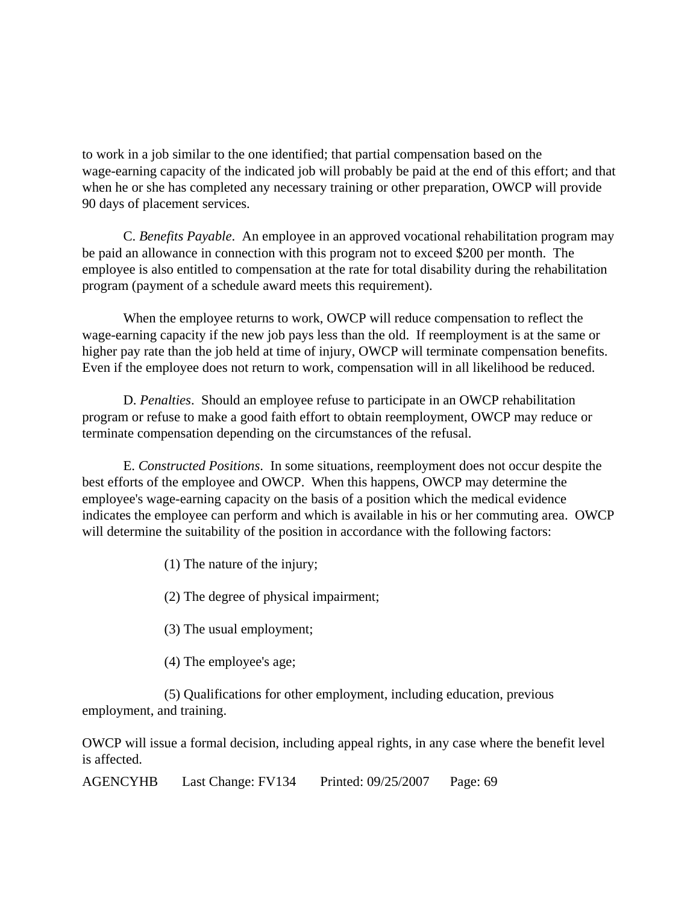to work in a job similar to the one identified; that partial compensation based on the wage-earning capacity of the indicated job will probably be paid at the end of this effort; and that when he or she has completed any necessary training or other preparation, OWCP will provide 90 days of placement services.

C. *Benefits Payable*. An employee in an approved vocational rehabilitation program may be paid an allowance in connection with this program not to exceed $200 per month. The employee is also entitled to compensation at the rate for total disability during the rehabilitation program (payment of a schedule award meets this requirement).

When the employee returns to work, OWCP will reduce compensation to reflect the wage-earning capacity if the new job pays less than the old. If reemployment is at the same or higher pay rate than the job held at time of injury, OWCP will terminate compensation benefits. Even if the employee does not return to work, compensation will in all likelihood be reduced.

D. *Penalties*. Should an employee refuse to participate in an OWCP rehabilitation program or refuse to make a good faith effort to obtain reemployment, OWCP may reduce or terminate compensation depending on the circumstances of the refusal.

E. *Constructed Positions*. In some situations, reemployment does not occur despite the best efforts of the employee and OWCP. When this happens, OWCP may determine the employee's wage-earning capacity on the basis of a position which the medical evidence indicates the employee can perform and which is available in his or her commuting area. OWCP will determine the suitability of the position in accordance with the following factors:

(1) The nature of the injury;

(2) The degree of physical impairment;

(3) The usual employment;

(4) The employee's age;

(5) Qualifications for other employment, including education, previous employment, and training.

OWCP will issue a formal decision, including appeal rights, in any case where the benefit level is affected.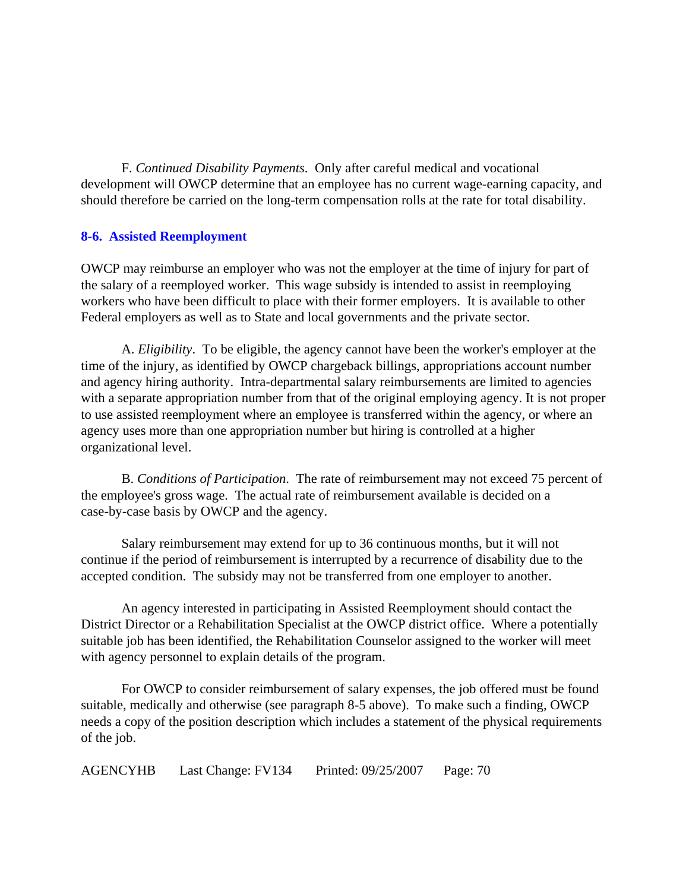F. *Continued Disability Payments*. Only after careful medical and vocational development will OWCP determine that an employee has no current wage-earning capacity, and should therefore be carried on the long-term compensation rolls at the rate for total disability.

## 8-6. Assisted Reemployment

OWCP may reimburse an employer who was not the employer at the time of injury for part of the salary of a reemployed worker. This wage subsidy is intended to assist in reemploying workers who have been difficult to place with their former employers. It is available to other Federal employers as well as to State and local governments and the private sector.

A. *Eligibility*. To be eligible, the agency cannot have been the worker's employer at the time of the injury, as identified by OWCP chargeback billings, appropriations account number and agency hiring authority. Intra-departmental salary reimbursements are limited to agencies with a separate appropriation number from that of the original employing agency. It is not proper to use assisted reemployment where an employee is transferred within the agency, or where an agency uses more than one appropriation number but hiring is controlled at a higher organizational level.

B. *Conditions of Participation*. The rate of reimbursement may not exceed 75 percent of the employee's gross wage. The actual rate of reimbursement available is decided on a case-by-case basis by OWCP and the agency.

Salary reimbursement may extend for up to 36 continuous months, but it will not continue if the period of reimbursement is interrupted by a recurrence of disability due to the accepted condition. The subsidy may not be transferred from one employer to another.

An agency interested in participating in Assisted Reemployment should contact the District Director or a Rehabilitation Specialist at the OWCP district office. Where a potentially suitable job has been identified, the Rehabilitation Counselor assigned to the worker will meet with agency personnel to explain details of the program.

For OWCP to consider reimbursement of salary expenses, the job offered must be found suitable, medically and otherwise (see paragraph 8-5 above). To make such a finding, OWCP needs a copy of the position description which includes a statement of the physical requirements of the job.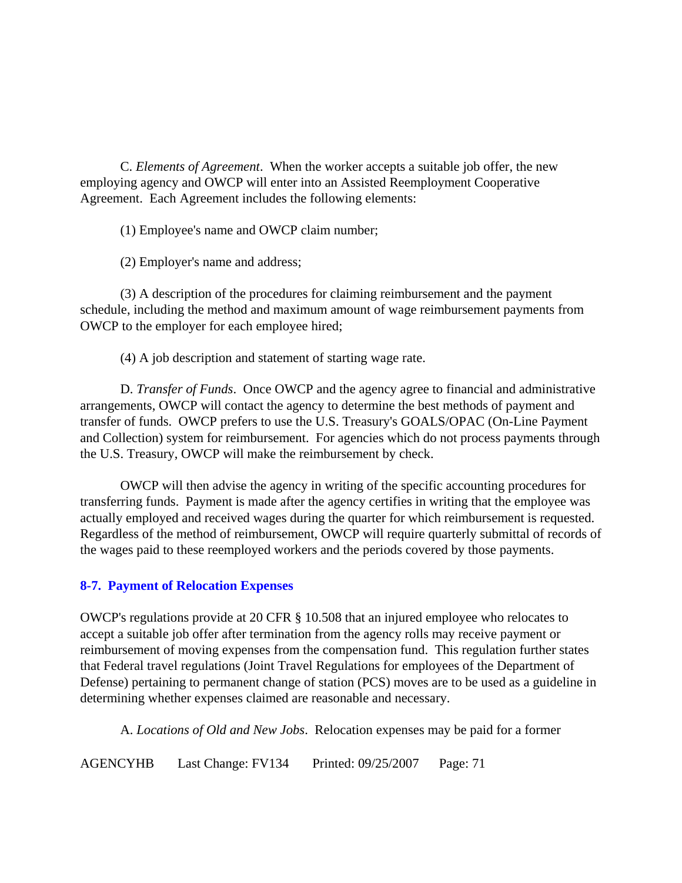C. *Elements of Agreement*. When the worker accepts a suitable job offer, the new employing agency and OWCP will enter into an Assisted Reemployment Cooperative Agreement. Each Agreement includes the following elements:

(1) Employee's name and OWCP claim number;

(2) Employer's name and address;

(3) A description of the procedures for claiming reimbursement and the payment schedule, including the method and maximum amount of wage reimbursement payments from OWCP to the employer for each employee hired;

(4) A job description and statement of starting wage rate.

D. *Transfer of Funds*. Once OWCP and the agency agree to financial and administrative arrangements, OWCP will contact the agency to determine the best methods of payment and transfer of funds. OWCP prefers to use the U.S. Treasury's GOALS/OPAC (On-Line Payment and Collection) system for reimbursement. For agencies which do not process payments through the U.S. Treasury, OWCP will make the reimbursement by check.

OWCP will then advise the agency in writing of the specific accounting procedures for transferring funds. Payment is made after the agency certifies in writing that the employee was actually employed and received wages during the quarter for which reimbursement is requested. Regardless of the method of reimbursement, OWCP will require quarterly submittal of records of the wages paid to these reemployed workers and the periods covered by those payments.

## 8-7. Payment of Relocation Expenses

OWCP's regulations provide at 20 CFR § 10.508 that an injured employee who relocates to accept a suitable job offer after termination from the agency rolls may receive payment or reimbursement of moving expenses from the compensation fund. This regulation further states that Federal travel regulations (Joint Travel Regulations for employees of the Department of Defense) pertaining to permanent change of station (PCS) moves are to be used as a guideline in determining whether expenses claimed are reasonable and necessary.

A. *Locations of Old and New Jobs*. Relocation expenses may be paid for a former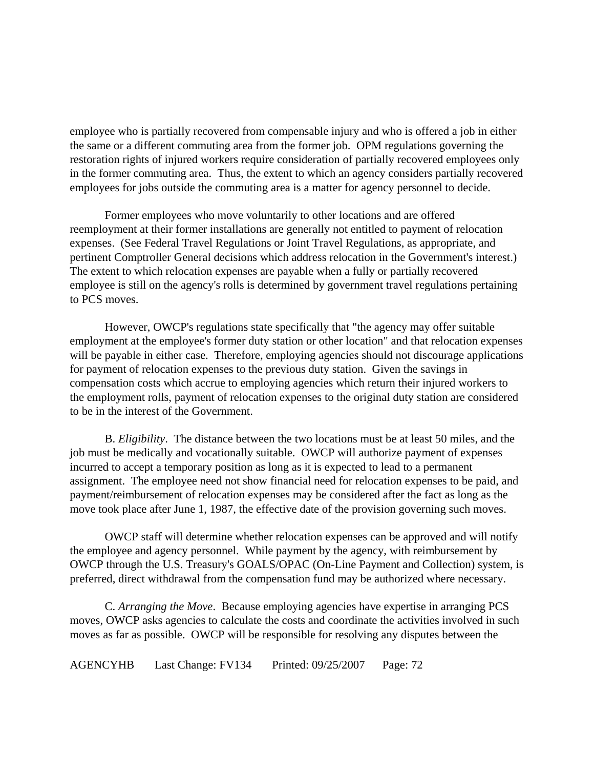employee who is partially recovered from compensable injury and who is offered a job in either the same or a different commuting area from the former job. OPM regulations governing the restoration rights of injured workers require consideration of partially recovered employees only in the former commuting area. Thus, the extent to which an agency considers partially recovered employees for jobs outside the commuting area is a matter for agency personnel to decide.

Former employees who move voluntarily to other locations and are offered reemployment at their former installations are generally not entitled to payment of relocation expenses. (See Federal Travel Regulations or Joint Travel Regulations, as appropriate, and pertinent Comptroller General decisions which address relocation in the Government's interest.) The extent to which relocation expenses are payable when a fully or partially recovered employee is still on the agency's rolls is determined by government travel regulations pertaining to PCS moves.

However, OWCP's regulations state specifically that "the agency may offer suitable employment at the employee's former duty station or other location" and that relocation expenses will be payable in either case. Therefore, employing agencies should not discourage applications for payment of relocation expenses to the previous duty station. Given the savings in compensation costs which accrue to employing agencies which return their injured workers to the employment rolls, payment of relocation expenses to the original duty station are considered to be in the interest of the Government.

B. *Eligibility*. The distance between the two locations must be at least 50 miles, and the job must be medically and vocationally suitable. OWCP will authorize payment of expenses incurred to accept a temporary position as long as it is expected to lead to a permanent assignment. The employee need not show financial need for relocation expenses to be paid, and payment/reimbursement of relocation expenses may be considered after the fact as long as the move took place after June 1, 1987, the effective date of the provision governing such moves.

OWCP staff will determine whether relocation expenses can be approved and will notify the employee and agency personnel. While payment by the agency, with reimbursement by OWCP through the U.S. Treasury's GOALS/OPAC (On-Line Payment and Collection) system, is preferred, direct withdrawal from the compensation fund may be authorized where necessary.

C. *Arranging the Move*. Because employing agencies have expertise in arranging PCS moves, OWCP asks agencies to calculate the costs and coordinate the activities involved in such moves as far as possible. OWCP will be responsible for resolving any disputes between the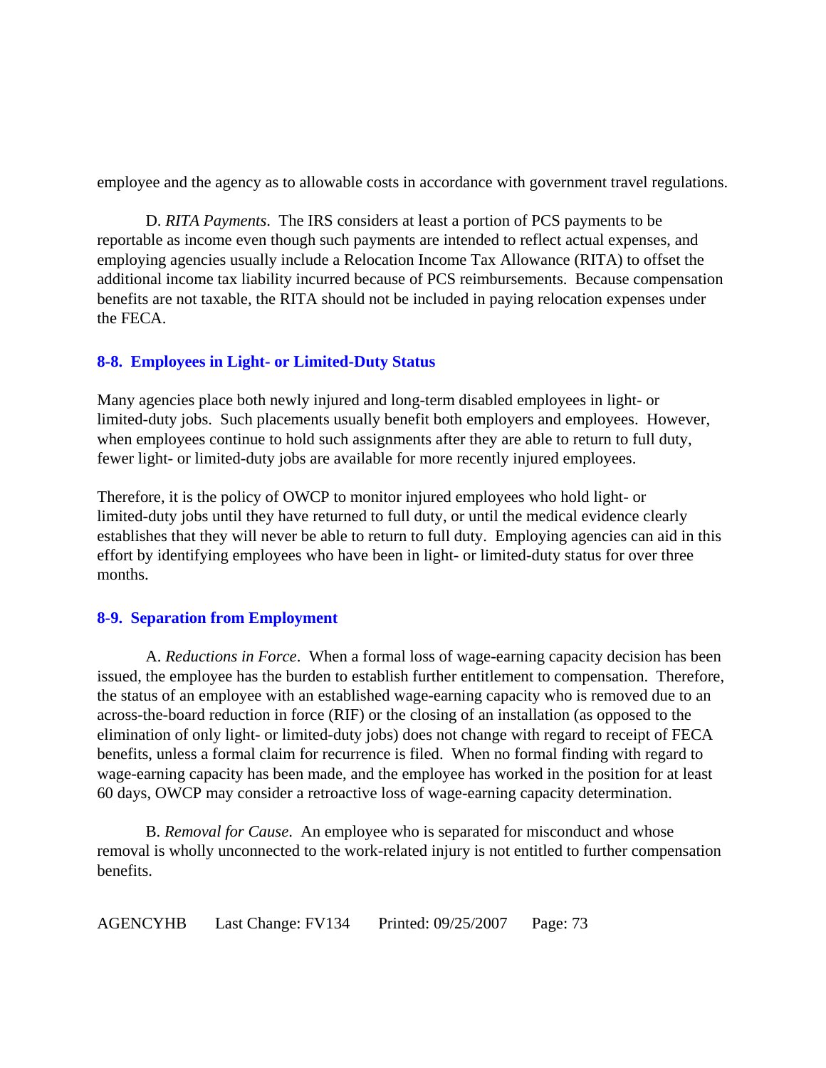employee and the agency as to allowable costs in accordance with government travel regulations.

D. *RITA Payments*. The IRS considers at least a portion of PCS payments to be reportable as income even though such payments are intended to reflect actual expenses, and employing agencies usually include a Relocation Income Tax Allowance (RITA) to offset the additional income tax liability incurred because of PCS reimbursements. Because compensation benefits are not taxable, the RITA should not be included in paying relocation expenses under the FECA.

## 8-8. Employees in Light- or Limited-Duty Status

Many agencies place both newly injured and long-term disabled employees in light- or limited-duty jobs. Such placements usually benefit both employers and employees. However, when employees continue to hold such assignments after they are able to return to full duty, fewer light- or limited-duty jobs are available for more recently injured employees.

Therefore, it is the policy of OWCP to monitor injured employees who hold light- or limited-duty jobs until they have returned to full duty, or until the medical evidence clearly establishes that they will never be able to return to full duty. Employing agencies can aid in this effort by identifying employees who have been in light- or limited-duty status for over three months.

## 8-9. Separation from Employment

A. *Reductions in Force*. When a formal loss of wage-earning capacity decision has been issued, the employee has the burden to establish further entitlement to compensation. Therefore, the status of an employee with an established wage-earning capacity who is removed due to an across-the-board reduction in force (RIF) or the closing of an installation (as opposed to the elimination of only light- or limited-duty jobs) does not change with regard to receipt of FECA benefits, unless a formal claim for recurrence is filed. When no formal finding with regard to wage-earning capacity has been made, and the employee has worked in the position for at least 60 days, OWCP may consider a retroactive loss of wage-earning capacity determination.

B. *Removal for Cause*. An employee who is separated for misconduct and whose removal is wholly unconnected to the work-related injury is not entitled to further compensation benefits.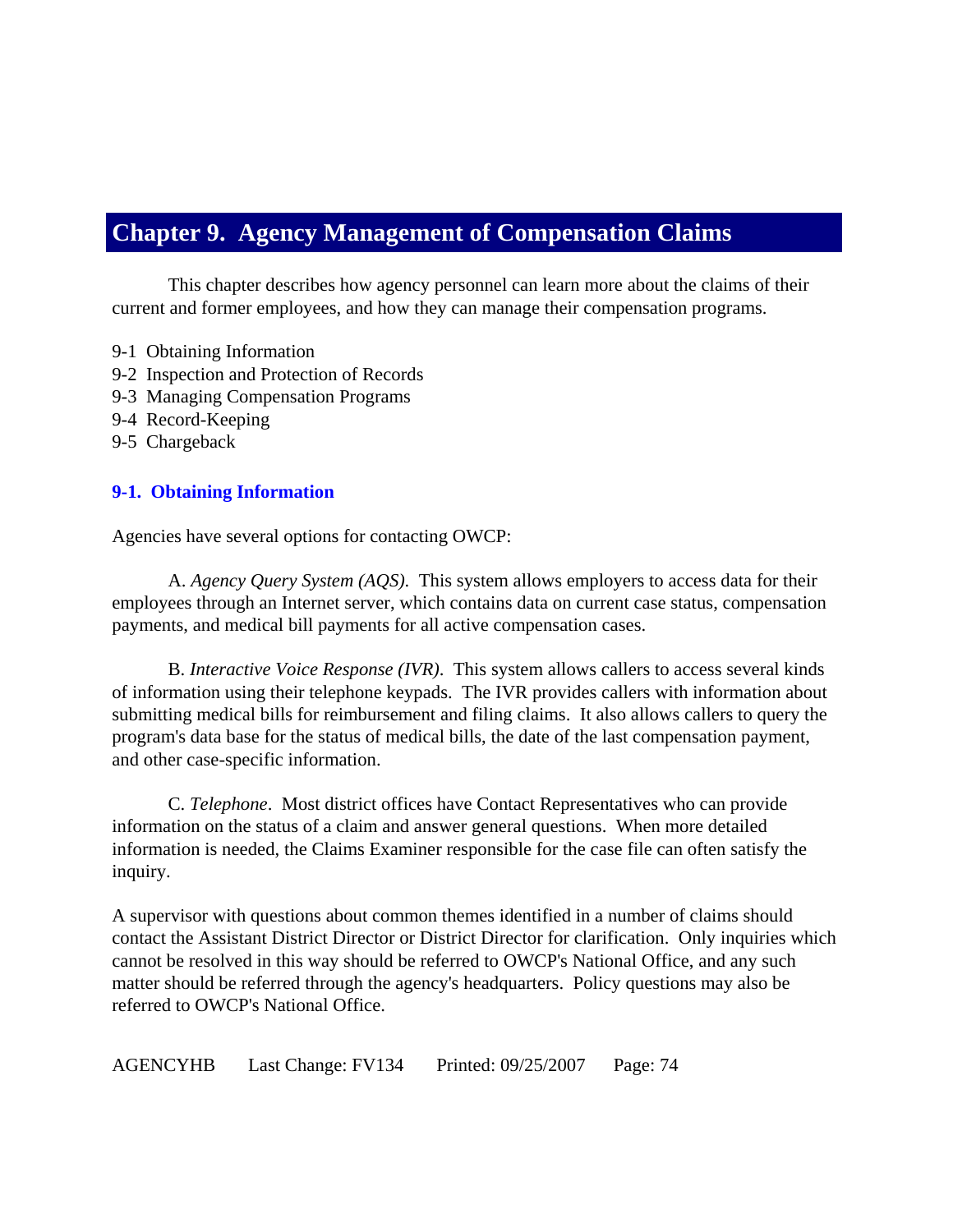# Chapter 9. Agency Management of Compensation Claims

This chapter describes how agency personnel can learn more about the claims of their current and former employees, and how they can manage their compensation programs.

9-1 Obtaining Information
9-2 Inspection and Protection of Records
9-3 Managing Compensation Programs
9-4 Record-Keeping
9-5 Chargeback

## 9-1. Obtaining Information

Agencies have several options for contacting OWCP:

A. *Agency Query System (AQS).* This system allows employers to access data for their employees through an Internet server, which contains data on current case status, compensation payments, and medical bill payments for all active compensation cases.

B. *Interactive Voice Response (IVR)*. This system allows callers to access several kinds of information using their telephone keypads. The IVR provides callers with information about submitting medical bills for reimbursement and filing claims. It also allows callers to query the program's data base for the status of medical bills, the date of the last compensation payment, and other case-specific information.

C. *Telephone*. Most district offices have Contact Representatives who can provide information on the status of a claim and answer general questions. When more detailed information is needed, the Claims Examiner responsible for the case file can often satisfy the inquiry.

A supervisor with questions about common themes identified in a number of claims should contact the Assistant District Director or District Director for clarification. Only inquiries which cannot be resolved in this way should be referred to OWCP's National Office, and any such matter should be referred through the agency's headquarters. Policy questions may also be referred to OWCP's National Office.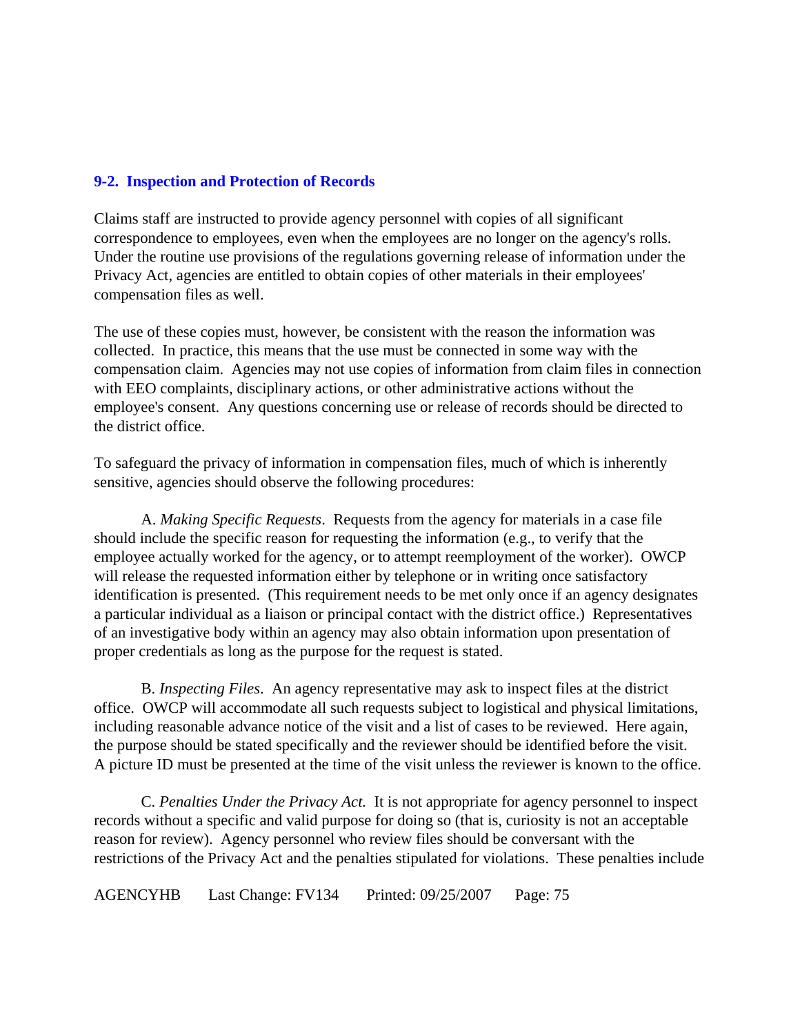## 9-2. Inspection and Protection of Records

Claims staff are instructed to provide agency personnel with copies of all significant correspondence to employees, even when the employees are no longer on the agency's rolls. Under the routine use provisions of the regulations governing release of information under the Privacy Act, agencies are entitled to obtain copies of other materials in their employees' compensation files as well.

The use of these copies must, however, be consistent with the reason the information was collected. In practice, this means that the use must be connected in some way with the compensation claim. Agencies may not use copies of information from claim files in connection with EEO complaints, disciplinary actions, or other administrative actions without the employee's consent. Any questions concerning use or release of records should be directed to the district office.

To safeguard the privacy of information in compensation files, much of which is inherently sensitive, agencies should observe the following procedures:

A. *Making Specific Requests*. Requests from the agency for materials in a case file should include the specific reason for requesting the information (e.g., to verify that the employee actually worked for the agency, or to attempt reemployment of the worker). OWCP will release the requested information either by telephone or in writing once satisfactory identification is presented. (This requirement needs to be met only once if an agency designates a particular individual as a liaison or principal contact with the district office.) Representatives of an investigative body within an agency may also obtain information upon presentation of proper credentials as long as the purpose for the request is stated.

B. *Inspecting Files*. An agency representative may ask to inspect files at the district office. OWCP will accommodate all such requests subject to logistical and physical limitations, including reasonable advance notice of the visit and a list of cases to be reviewed. Here again, the purpose should be stated specifically and the reviewer should be identified before the visit. A picture ID must be presented at the time of the visit unless the reviewer is known to the office.

C. *Penalties Under the Privacy Act.* It is not appropriate for agency personnel to inspect records without a specific and valid purpose for doing so (that is, curiosity is not an acceptable reason for review). Agency personnel who review files should be conversant with the restrictions of the Privacy Act and the penalties stipulated for violations. These penalties include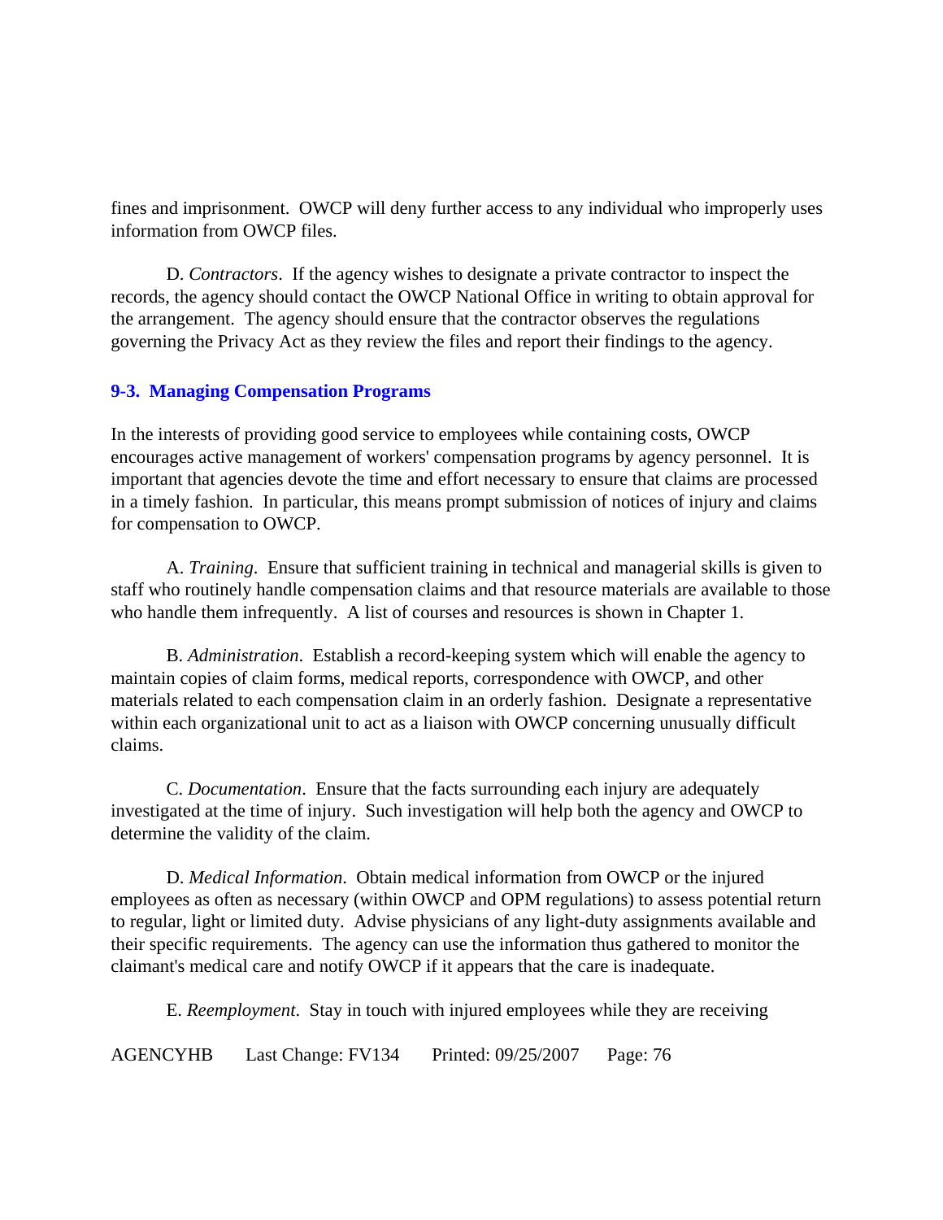fines and imprisonment.  OWCP will deny further access to any individual who improperly uses information from OWCP files.

D. *Contractors*.  If the agency wishes to designate a private contractor to inspect the records, the agency should contact the OWCP National Office in writing to obtain approval for the arrangement.  The agency should ensure that the contractor observes the regulations governing the Privacy Act as they review the files and report their findings to the agency.

### 9-3.  Managing Compensation Programs

In the interests of providing good service to employees while containing costs, OWCP encourages active management of workers' compensation programs by agency personnel.  It is important that agencies devote the time and effort necessary to ensure that claims are processed in a timely fashion.  In particular, this means prompt submission of notices of injury and claims for compensation to OWCP.

A. *Training*.  Ensure that sufficient training in technical and managerial skills is given to staff who routinely handle compensation claims and that resource materials are available to those who handle them infrequently.  A list of courses and resources is shown in Chapter 1.

B. *Administration*.  Establish a record-keeping system which will enable the agency to maintain copies of claim forms, medical reports, correspondence with OWCP, and other materials related to each compensation claim in an orderly fashion.  Designate a representative within each organizational unit to act as a liaison with OWCP concerning unusually difficult claims.

C. *Documentation*.  Ensure that the facts surrounding each injury are adequately investigated at the time of injury.  Such investigation will help both the agency and OWCP to determine the validity of the claim.

D. *Medical Information*.  Obtain medical information from OWCP or the injured employees as often as necessary (within OWCP and OPM regulations) to assess potential return to regular, light or limited duty.  Advise physicians of any light-duty assignments available and their specific requirements.  The agency can use the information thus gathered to monitor the claimant's medical care and notify OWCP if it appears that the care is inadequate.

E. *Reemployment*.  Stay in touch with injured employees while they are receiving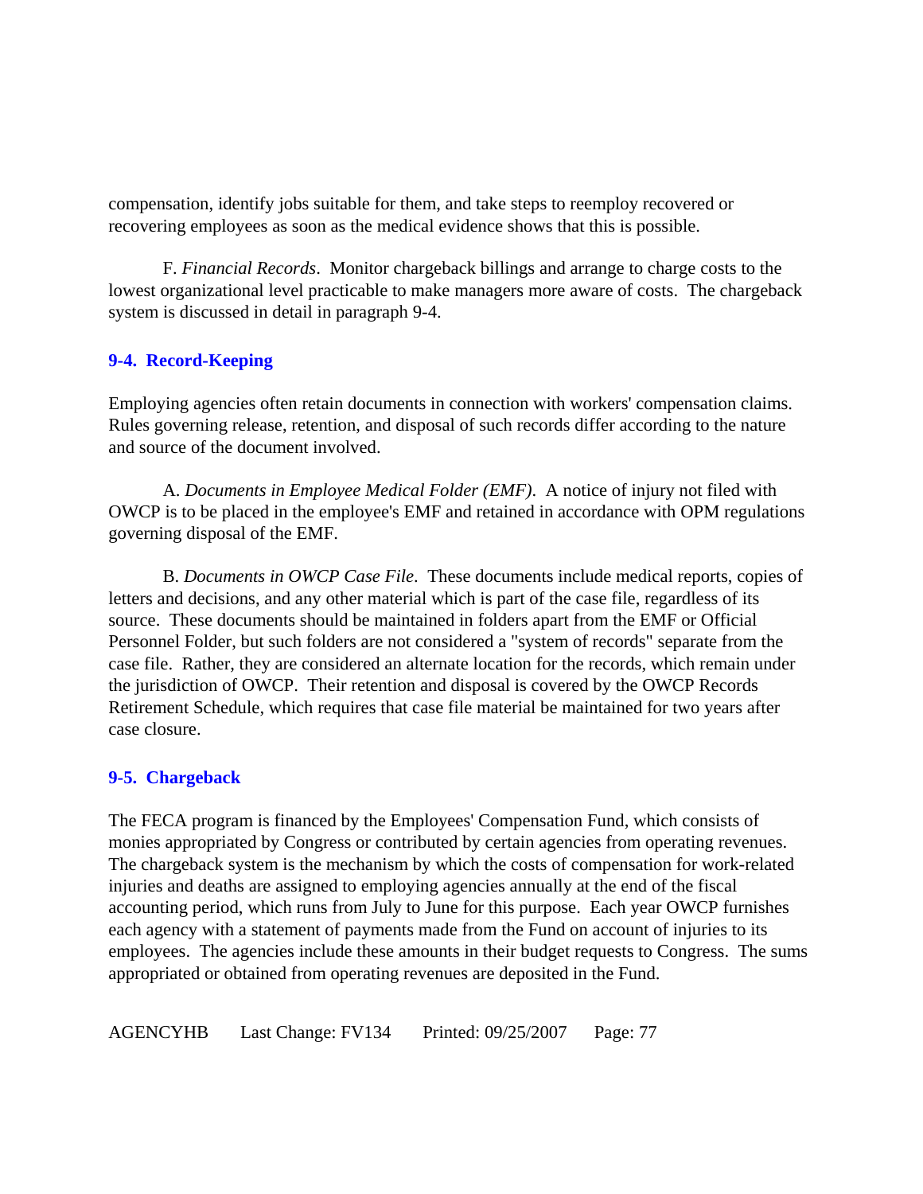compensation, identify jobs suitable for them, and take steps to reemploy recovered or recovering employees as soon as the medical evidence shows that this is possible.

F. *Financial Records*. Monitor chargeback billings and arrange to charge costs to the lowest organizational level practicable to make managers more aware of costs. The chargeback system is discussed in detail in paragraph 9-4.

## 9-4. Record-Keeping

Employing agencies often retain documents in connection with workers' compensation claims. Rules governing release, retention, and disposal of such records differ according to the nature and source of the document involved.

A. *Documents in Employee Medical Folder (EMF)*. A notice of injury not filed with OWCP is to be placed in the employee's EMF and retained in accordance with OPM regulations governing disposal of the EMF.

B. *Documents in OWCP Case File*. These documents include medical reports, copies of letters and decisions, and any other material which is part of the case file, regardless of its source. These documents should be maintained in folders apart from the EMF or Official Personnel Folder, but such folders are not considered a "system of records" separate from the case file. Rather, they are considered an alternate location for the records, which remain under the jurisdiction of OWCP. Their retention and disposal is covered by the OWCP Records Retirement Schedule, which requires that case file material be maintained for two years after case closure.

## 9-5. Chargeback

The FECA program is financed by the Employees' Compensation Fund, which consists of monies appropriated by Congress or contributed by certain agencies from operating revenues. The chargeback system is the mechanism by which the costs of compensation for work-related injuries and deaths are assigned to employing agencies annually at the end of the fiscal accounting period, which runs from July to June for this purpose. Each year OWCP furnishes each agency with a statement of payments made from the Fund on account of injuries to its employees. The agencies include these amounts in their budget requests to Congress. The sums appropriated or obtained from operating revenues are deposited in the Fund.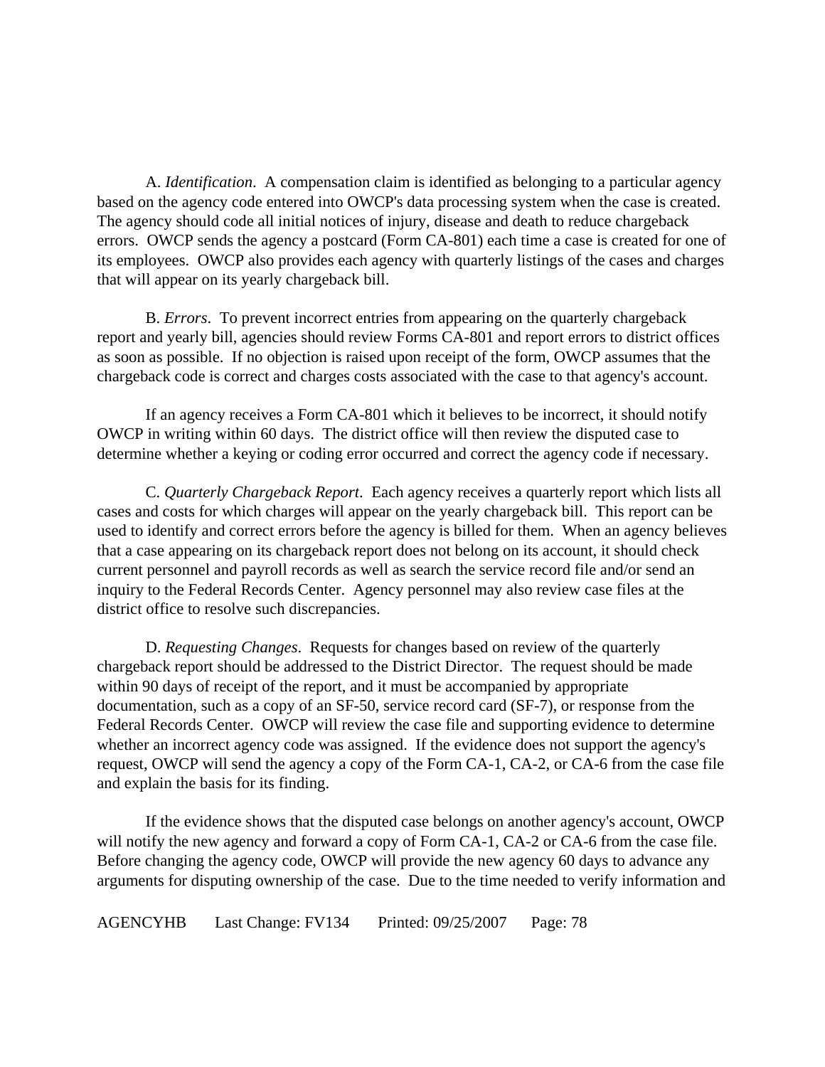A. *Identification*. A compensation claim is identified as belonging to a particular agency based on the agency code entered into OWCP's data processing system when the case is created. The agency should code all initial notices of injury, disease and death to reduce chargeback errors. OWCP sends the agency a postcard (Form CA-801) each time a case is created for one of its employees. OWCP also provides each agency with quarterly listings of the cases and charges that will appear on its yearly chargeback bill.

B. *Errors*. To prevent incorrect entries from appearing on the quarterly chargeback report and yearly bill, agencies should review Forms CA-801 and report errors to district offices as soon as possible. If no objection is raised upon receipt of the form, OWCP assumes that the chargeback code is correct and charges costs associated with the case to that agency's account.

If an agency receives a Form CA-801 which it believes to be incorrect, it should notify OWCP in writing within 60 days. The district office will then review the disputed case to determine whether a keying or coding error occurred and correct the agency code if necessary.

C. *Quarterly Chargeback Report*. Each agency receives a quarterly report which lists all cases and costs for which charges will appear on the yearly chargeback bill. This report can be used to identify and correct errors before the agency is billed for them. When an agency believes that a case appearing on its chargeback report does not belong on its account, it should check current personnel and payroll records as well as search the service record file and/or send an inquiry to the Federal Records Center. Agency personnel may also review case files at the district office to resolve such discrepancies.

D. *Requesting Changes*. Requests for changes based on review of the quarterly chargeback report should be addressed to the District Director. The request should be made within 90 days of receipt of the report, and it must be accompanied by appropriate documentation, such as a copy of an SF-50, service record card (SF-7), or response from the Federal Records Center. OWCP will review the case file and supporting evidence to determine whether an incorrect agency code was assigned. If the evidence does not support the agency's request, OWCP will send the agency a copy of the Form CA-1, CA-2, or CA-6 from the case file and explain the basis for its finding.

If the evidence shows that the disputed case belongs on another agency's account, OWCP will notify the new agency and forward a copy of Form CA-1, CA-2 or CA-6 from the case file. Before changing the agency code, OWCP will provide the new agency 60 days to advance any arguments for disputing ownership of the case. Due to the time needed to verify information and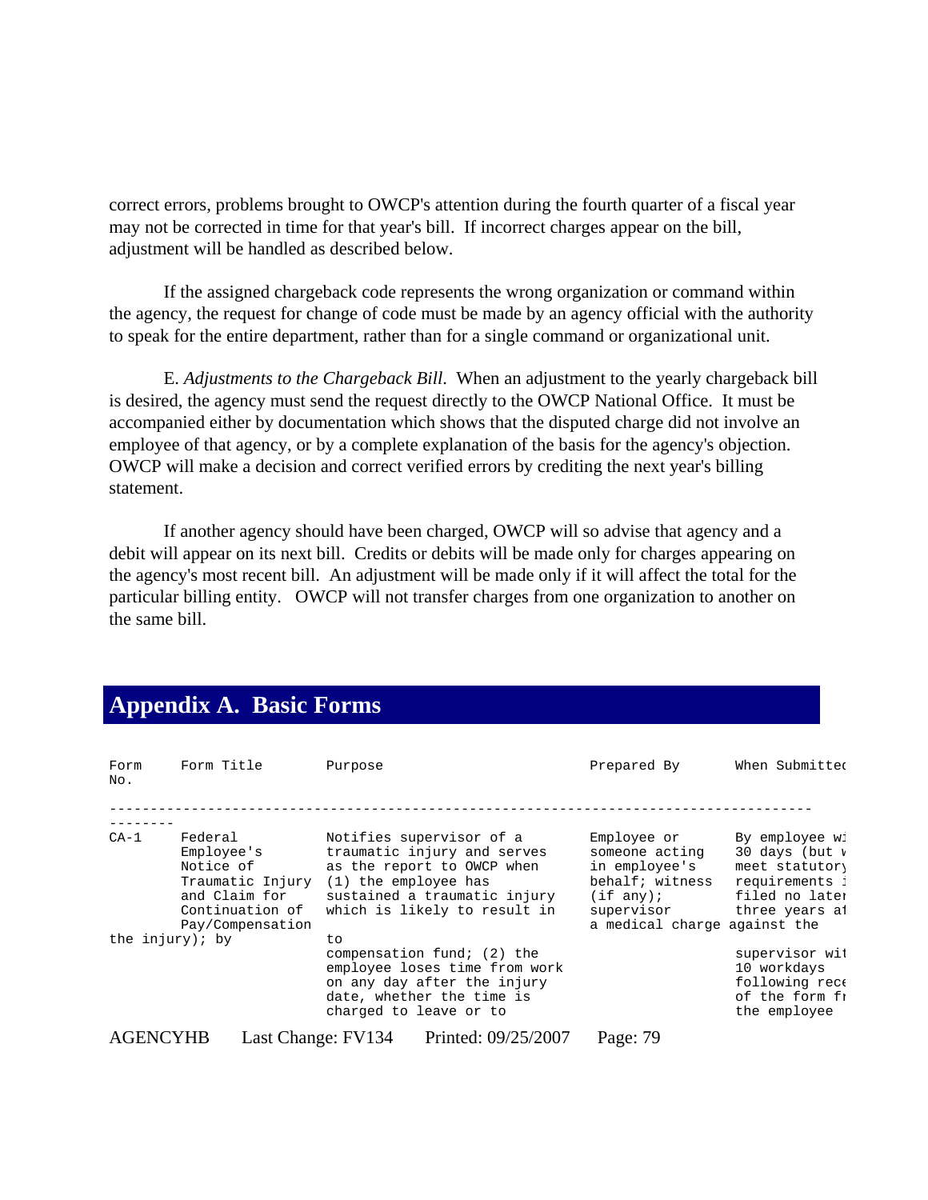correct errors, problems brought to OWCP's attention during the fourth quarter of a fiscal year may not be corrected in time for that year's bill. If incorrect charges appear on the bill, adjustment will be handled as described below.

If the assigned chargeback code represents the wrong organization or command within the agency, the request for change of code must be made by an agency official with the authority to speak for the entire department, rather than for a single command or organizational unit.

E. *Adjustments to the Chargeback Bill*. When an adjustment to the yearly chargeback bill is desired, the agency must send the request directly to the OWCP National Office. It must be accompanied either by documentation which shows that the disputed charge did not involve an employee of that agency, or by a complete explanation of the basis for the agency's objection. OWCP will make a decision and correct verified errors by crediting the next year's billing statement.

If another agency should have been charged, OWCP will so advise that agency and a debit will appear on its next bill. Credits or debits will be made only for charges appearing on the agency's most recent bill. An adjustment will be made only if it will affect the total for the particular billing entity. OWCP will not transfer charges from one organization to another on the same bill.

## Appendix A. Basic Forms

```
Form     Form Title         Purpose                          Prepared By        When Submittec
No.

-----------------------------------------------------------------------------------------
--------
CA-1     Federal            Notifies supervisor of a         Employee or        By employee wi
         Employee's         traumatic injury and serves      someone acting     30 days (but v
         Notice of          as the report to OWCP when       in employee's      meet statutory
         Traumatic Injury   (1) the employee has             behalf; witness    requirements i
         and Claim for      sustained a traumatic injury     (if any);          filed no later
         Continuation of    which is likely to result in     supervisor         three years af
         Pay/Compensation                                    a medical charge against the
the injury); by                 to
                            compensation fund; (2) the                          supervisor wit
                            employee loses time from work                       10 workdays
                            on any day after the injury                         following rece
                            date, whether the time is                           of the form fr
                            charged to leave or to                              the employee
```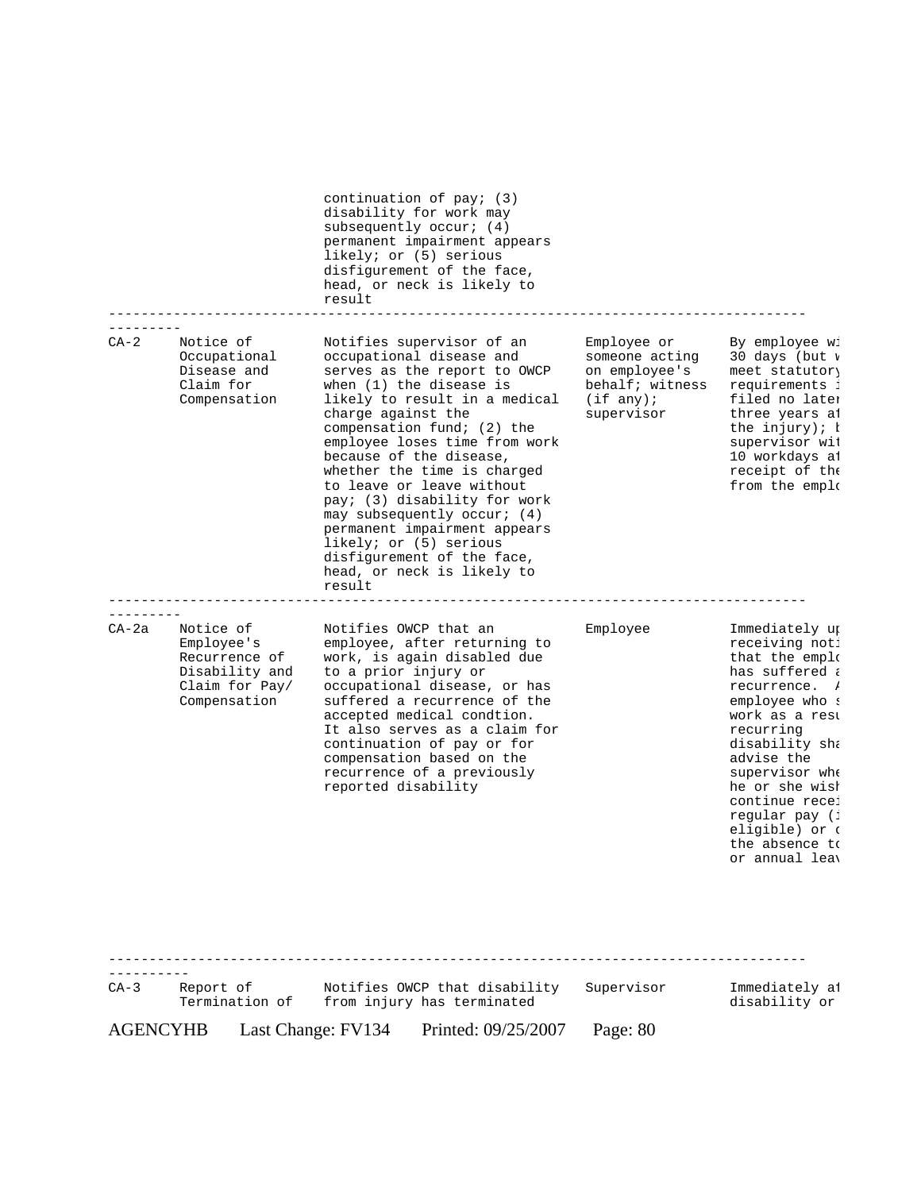| | | | | |
|---|---|---|---|---|
| | | continuation of pay; (3) disability for work may subsequently occur; (4) permanent impairment appears likely; or (5) serious disfigurement of the face, head, or neck is likely to result | | |
| CA-2 | Notice of Occupational Disease and Claim for Compensation | Notifies supervisor of an occupational disease and serves as the report to OWCP when (1) the disease is likely to result in a medical charge against the compensation fund; (2) the employee loses time from work because of the disease, whether the time is charged to leave or leave without pay; (3) disability for work may subsequently occur; (4) permanent impairment appears likely; or (5) serious disfigurement of the face, head, or neck is likely to result | Employee or someone acting on employee's behalf; witness (if any); supervisor | By employee wi 30 days (but v meet statutory requirements i filed no later three years af the injury); b supervisor wit 10 workdays af receipt of the from the emplo |
| CA-2a | Notice of Employee's Recurrence of Disability and Claim for Pay/ Compensation | Notifies OWCP that an employee, after returning to work, is again disabled due to a prior injury or occupational disease, or has suffered a recurrence of the accepted medical condtion. It also serves as a claim for continuation of pay or for compensation based on the recurrence of a previously reported disability | Employee | Immediately up receiving noti that the emplo has suffered a recurrence. A employee who s work as a resu recurring disability sha advise the supervisor whe he or she wish continue recei regular pay (i eligible) or c the absence to or annual leav |
| CA-3 | Report of Termination of | Notifies OWCP that disability from injury has terminated | Supervisor | Immediately af disability or |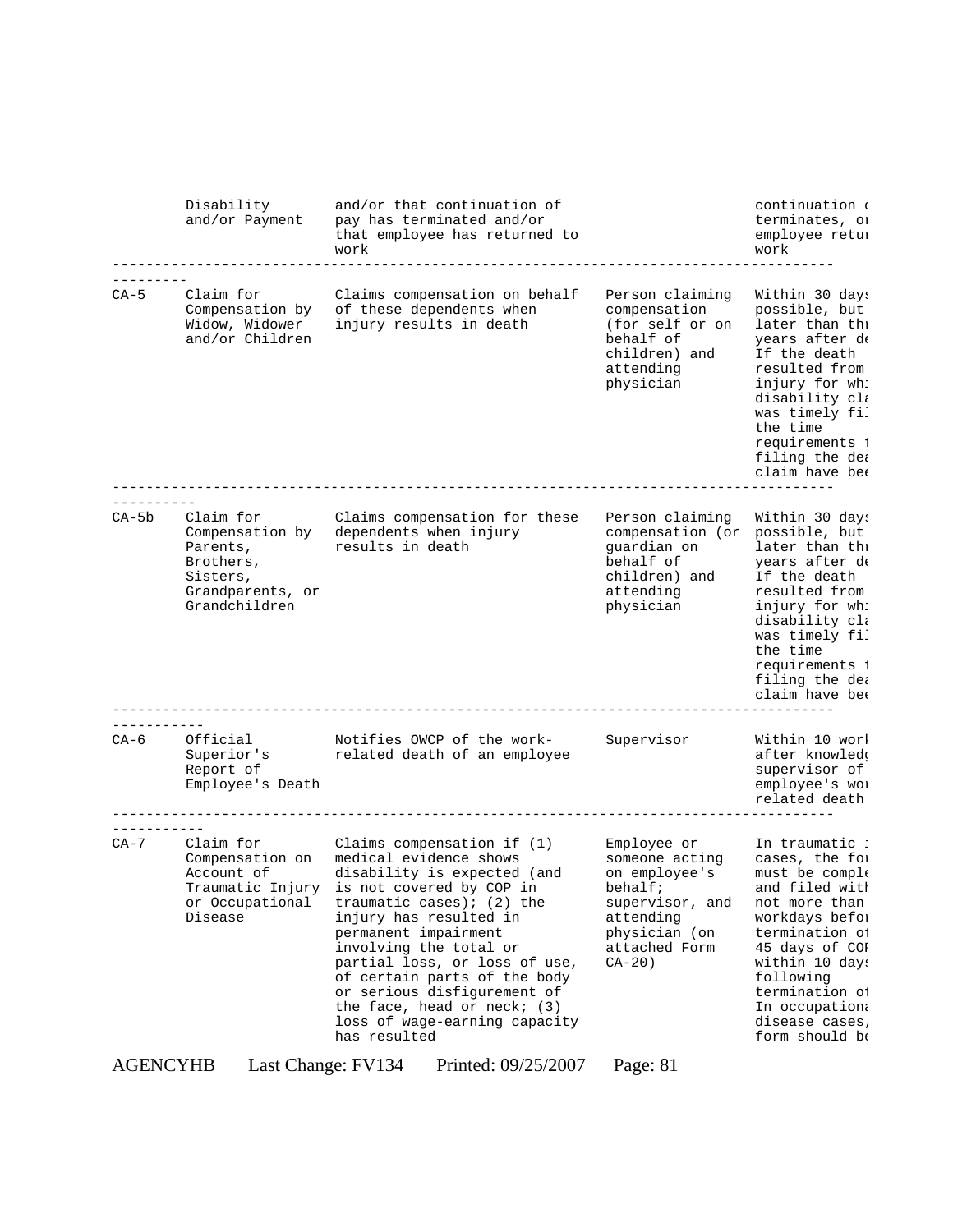| | | | | |
|---|---|---|---|---|
| | Disability and/or Payment | and/or that continuation of pay has terminated and/or that employee has returned to work | | continuation c terminates, or employee retur work |
| CA-5 | Claim for Compensation by Widow, Widower and/or Children | Claims compensation on behalf of these dependents when injury results in death | Person claiming compensation (for self or on behalf of children) and attending physician | Within 30 days possible, but later than thr years after de If the death resulted from injury for whi disability cla was timely fil the time requirements f filing the dea claim have bee |
| CA-5b | Claim for Compensation by Parents, Brothers, Sisters, Grandparents, or Grandchildren | Claims compensation for these dependents when injury results in death | Person claiming compensation (or guardian on behalf of children) and attending physician | Within 30 days possible, but later than thr years after de If the death resulted from injury for whi disability cla was timely fil the time requirements f filing the dea claim have bee |
| CA-6 | Official Superior's Report of Employee's Death | Notifies OWCP of the work-related death of an employee | Supervisor | Within 10 work after knowledg supervisor of employee's wor related death |
| CA-7 | Claim for Compensation on Account of Traumatic Injury or Occupational Disease | Claims compensation if (1) medical evidence shows disability is expected (and is not covered by COP in traumatic cases); (2) the injury has resulted in permanent impairment involving the total or partial loss, or loss of use, of certain parts of the body or serious disfigurement of the face, head or neck; (3) loss of wage-earning capacity has resulted | Employee or someone acting on employee's behalf; supervisor, and attending physician (on attached Form CA-20) | In traumatic i cases, the for must be comple and filed with not more than workdays befor termination of 45 days of COP within 10 days following termination of In occupationa disease cases, form should be |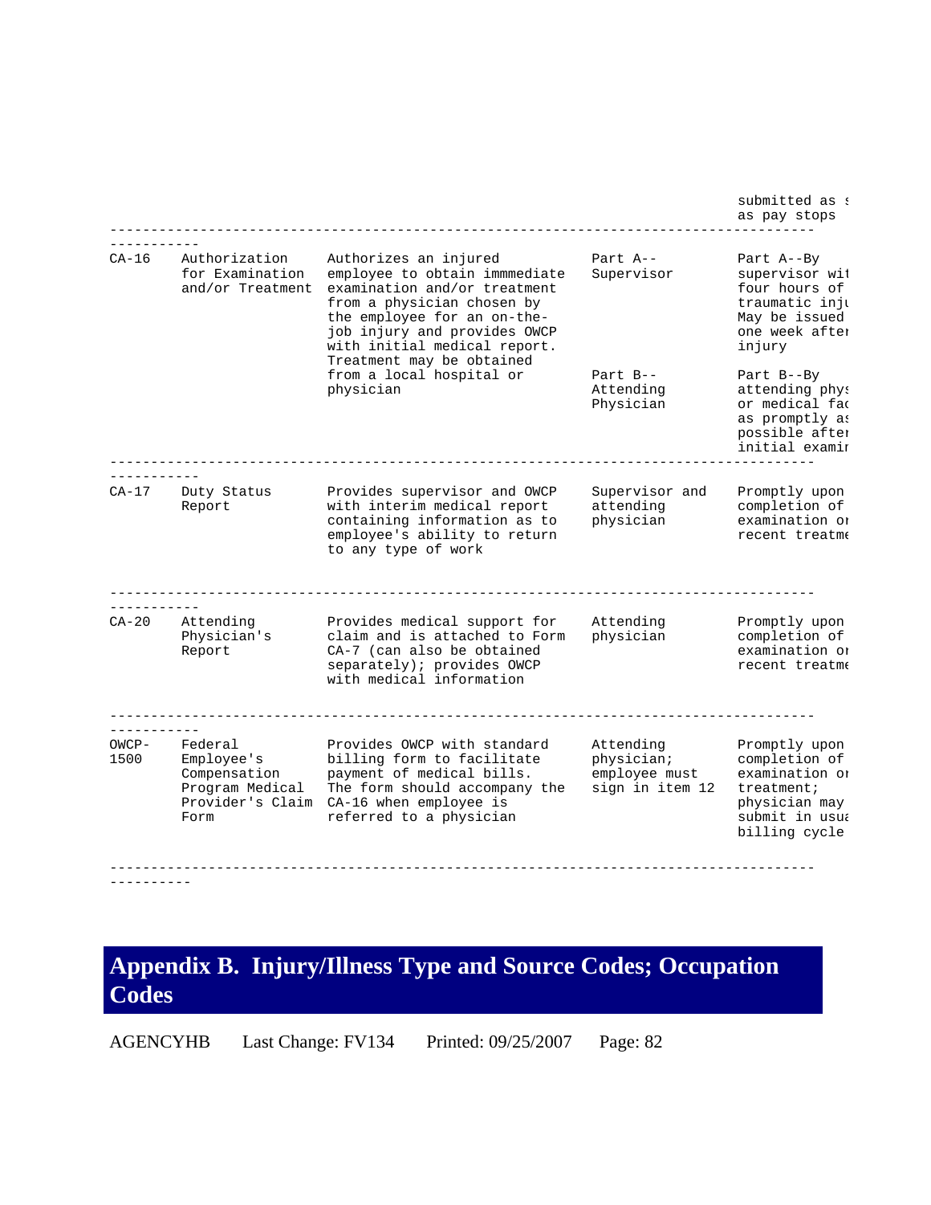| | | | | |
|---|---|---|---|---|
| | | | | submitted as s as pay stops |
| CA-16 | Authorization for Examination and/or Treatment | Authorizes an injured employee to obtain immmediate examination and/or treatment from a physician chosen by the employee for an on-the-job injury and provides OWCP with initial medical report. Treatment may be obtained from a local hospital or physician | Part A-- Supervisor | Part A--By supervisor wit four hours of traumatic inju May be issued one week after injury |
| | | | Part B-- Attending Physician | Part B--By attending phys or medical fac as promptly as possible after initial examir |
| CA-17 | Duty Status Report | Provides supervisor and OWCP with interim medical report containing information as to employee's ability to return to any type of work | Supervisor and attending physician | Promptly upon completion of examination or recent treatme |
| CA-20 | Attending Physician's Report | Provides medical support for claim and is attached to Form CA-7 (can also be obtained separately); provides OWCP with medical information | Attending physician | Promptly upon completion of examination or recent treatme |
| OWCP-1500 | Federal Employee's Compensation Program Medical Provider's Claim Form | Provides OWCP with standard billing form to facilitate payment of medical bills. The form should accompany the CA-16 when employee is referred to a physician | Attending physician; employee must sign in item 12 | Promptly upon completion of examination or treatment; physician may submit in usua billing cycle |

# Appendix B. Injury/Illness Type and Source Codes; Occupation Codes

AGENCYHB Last Change: FV134 Printed: 09/25/2007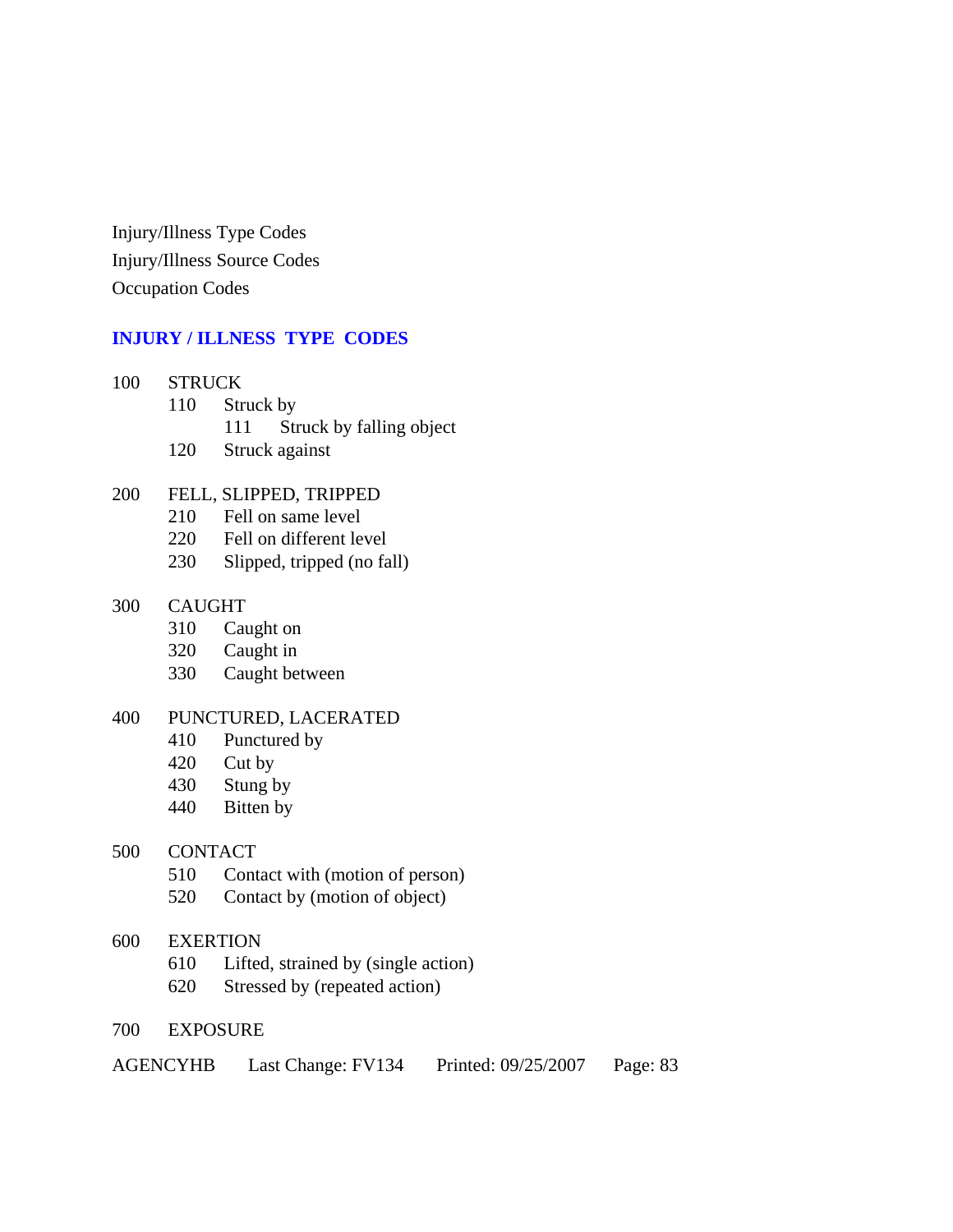Injury/Illness Type Codes

Injury/Illness Source Codes

Occupation Codes

## INJURY / ILLNESS TYPE CODES

- 100 STRUCK
  - 110 Struck by
    - 111 Struck by falling object
  - 120 Struck against

- 200 FELL, SLIPPED, TRIPPED
  - 210 Fell on same level
  - 220 Fell on different level
  - 230 Slipped, tripped (no fall)

- 300 CAUGHT
  - 310 Caught on
  - 320 Caught in
  - 330 Caught between

- 400 PUNCTURED, LACERATED
  - 410 Punctured by
  - 420 Cut by
  - 430 Stung by
  - 440 Bitten by

- 500 CONTACT
  - 510 Contact with (motion of person)
  - 520 Contact by (motion of object)

- 600 EXERTION
  - 610 Lifted, strained by (single action)
  - 620 Stressed by (repeated action)

- 700 EXPOSURE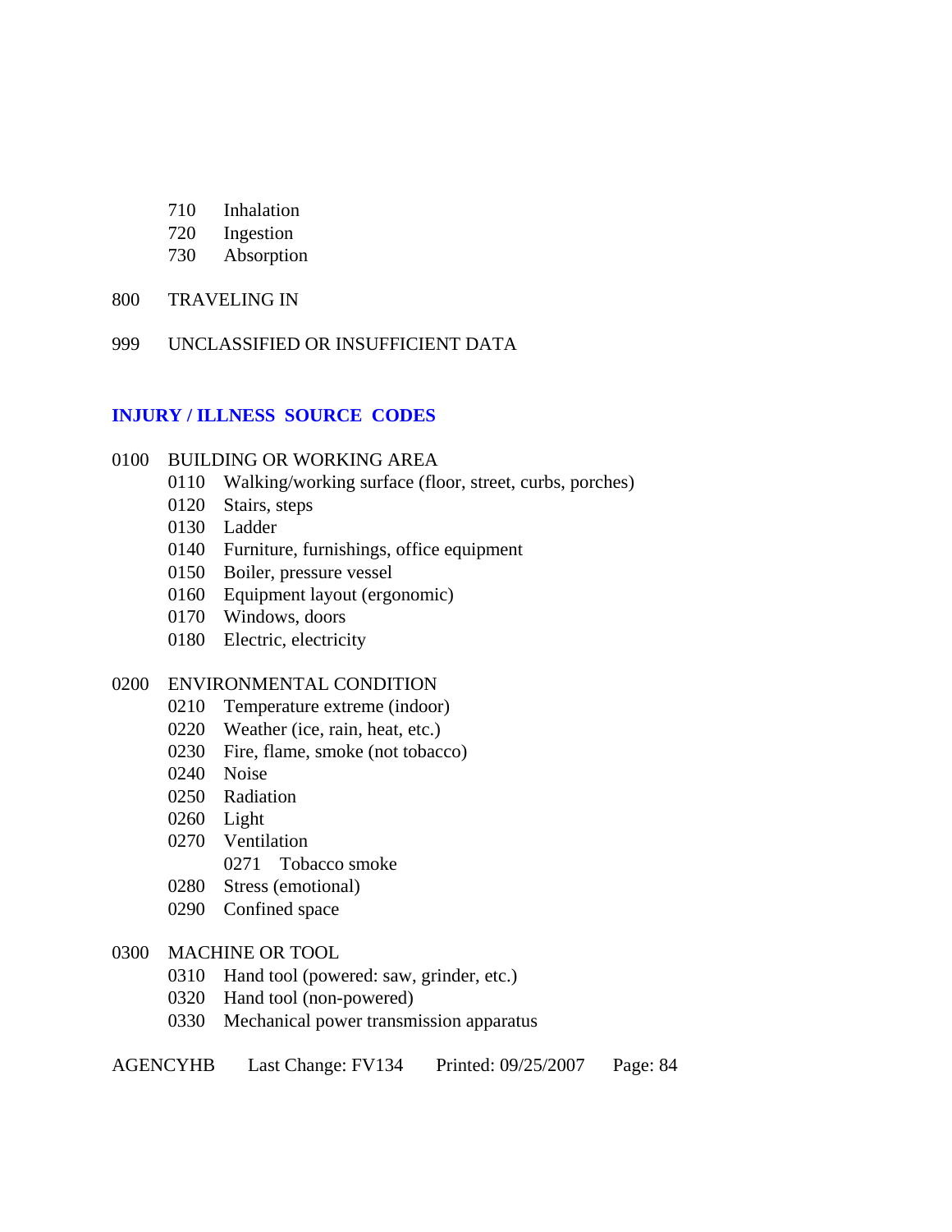- 710 Inhalation
- 720 Ingestion
- 730 Absorption

800 TRAVELING IN

999 UNCLASSIFIED OR INSUFFICIENT DATA

## INJURY / ILLNESS SOURCE CODES

0100 BUILDING OR WORKING AREA
- 0110 Walking/working surface (floor, street, curbs, porches)
- 0120 Stairs, steps
- 0130 Ladder
- 0140 Furniture, furnishings, office equipment
- 0150 Boiler, pressure vessel
- 0160 Equipment layout (ergonomic)
- 0170 Windows, doors
- 0180 Electric, electricity

0200 ENVIRONMENTAL CONDITION
- 0210 Temperature extreme (indoor)
- 0220 Weather (ice, rain, heat, etc.)
- 0230 Fire, flame, smoke (not tobacco)
- 0240 Noise
- 0250 Radiation
- 0260 Light
- 0270 Ventilation
  - 0271 Tobacco smoke
- 0280 Stress (emotional)
- 0290 Confined space

0300 MACHINE OR TOOL
- 0310 Hand tool (powered: saw, grinder, etc.)
- 0320 Hand tool (non-powered)
- 0330 Mechanical power transmission apparatus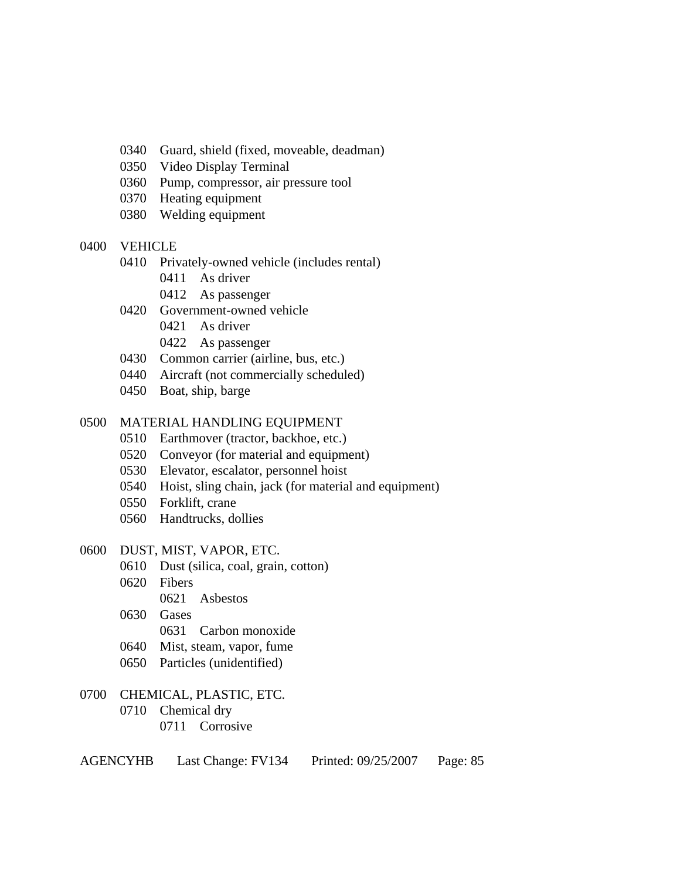- 0340 Guard, shield (fixed, moveable, deadman)
- 0350 Video Display Terminal
- 0360 Pump, compressor, air pressure tool
- 0370 Heating equipment
- 0380 Welding equipment

0400 VEHICLE

- 0410 Privately-owned vehicle (includes rental)
  - 0411 As driver
  - 0412 As passenger
- 0420 Government-owned vehicle
  - 0421 As driver
  - 0422 As passenger
- 0430 Common carrier (airline, bus, etc.)
- 0440 Aircraft (not commercially scheduled)
- 0450 Boat, ship, barge

0500 MATERIAL HANDLING EQUIPMENT

- 0510 Earthmover (tractor, backhoe, etc.)
- 0520 Conveyor (for material and equipment)
- 0530 Elevator, escalator, personnel hoist
- 0540 Hoist, sling chain, jack (for material and equipment)
- 0550 Forklift, crane
- 0560 Handtrucks, dollies

0600 DUST, MIST, VAPOR, ETC.

- 0610 Dust (silica, coal, grain, cotton)
- 0620 Fibers
  - 0621 Asbestos
- 0630 Gases
  - 0631 Carbon monoxide
- 0640 Mist, steam, vapor, fume
- 0650 Particles (unidentified)

0700 CHEMICAL, PLASTIC, ETC.

- 0710 Chemical dry
  - 0711 Corrosive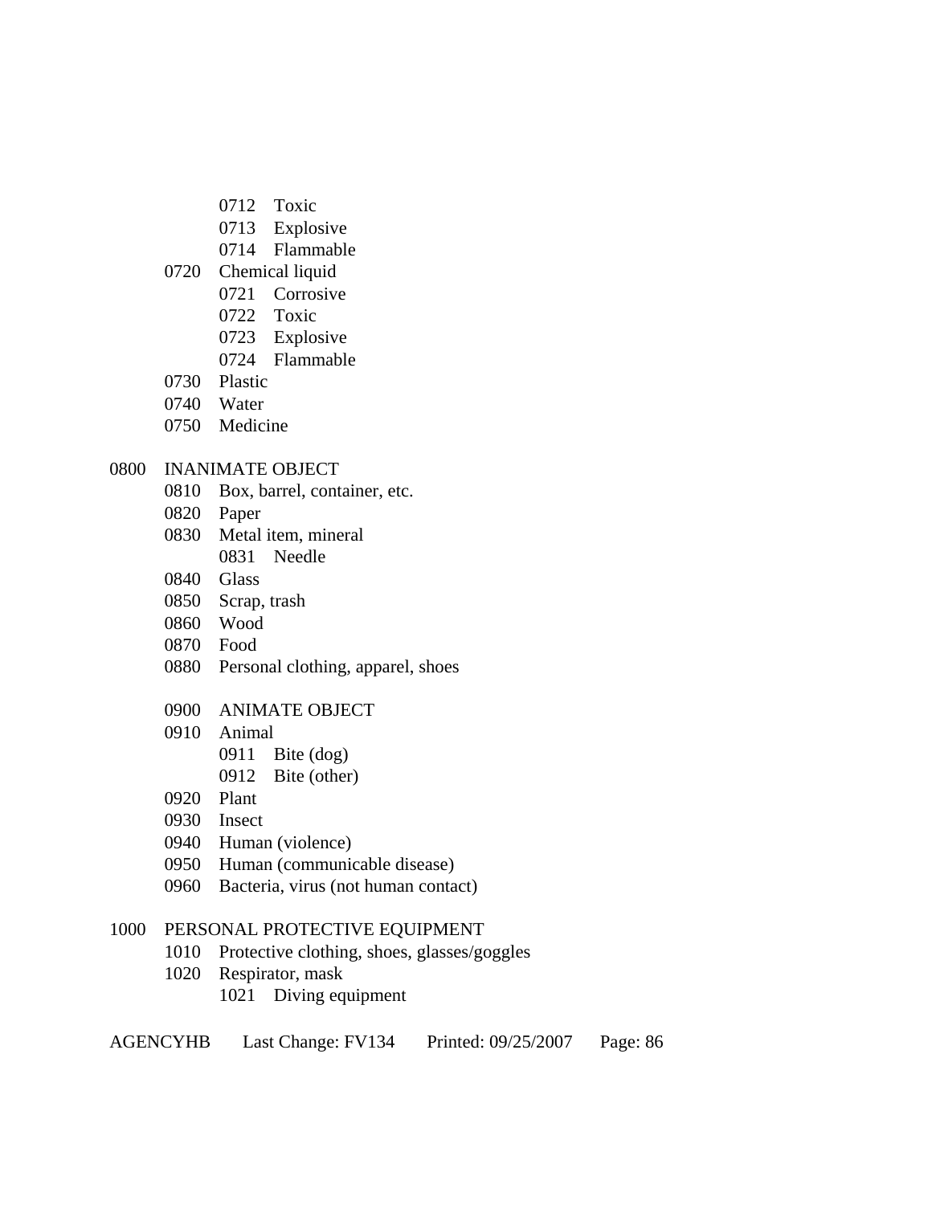- 0712 Toxic
- 0713 Explosive
- 0714 Flammable

0720 Chemical liquid

- 0721 Corrosive
- 0722 Toxic
- 0723 Explosive
- 0724 Flammable

0730 Plastic

0740 Water

0750 Medicine

0800 INANIMATE OBJECT

- 0810 Box, barrel, container, etc.
- 0820 Paper
- 0830 Metal item, mineral
  - 0831 Needle
- 0840 Glass
- 0850 Scrap, trash
- 0860 Wood
- 0870 Food
- 0880 Personal clothing, apparel, shoes

0900 ANIMATE OBJECT

- 0910 Animal
  - 0911 Bite (dog)
  - 0912 Bite (other)
- 0920 Plant
- 0930 Insect
- 0940 Human (violence)
- 0950 Human (communicable disease)
- 0960 Bacteria, virus (not human contact)

1000 PERSONAL PROTECTIVE EQUIPMENT

- 1010 Protective clothing, shoes, glasses/goggles
- 1020 Respirator, mask
  - 1021 Diving equipment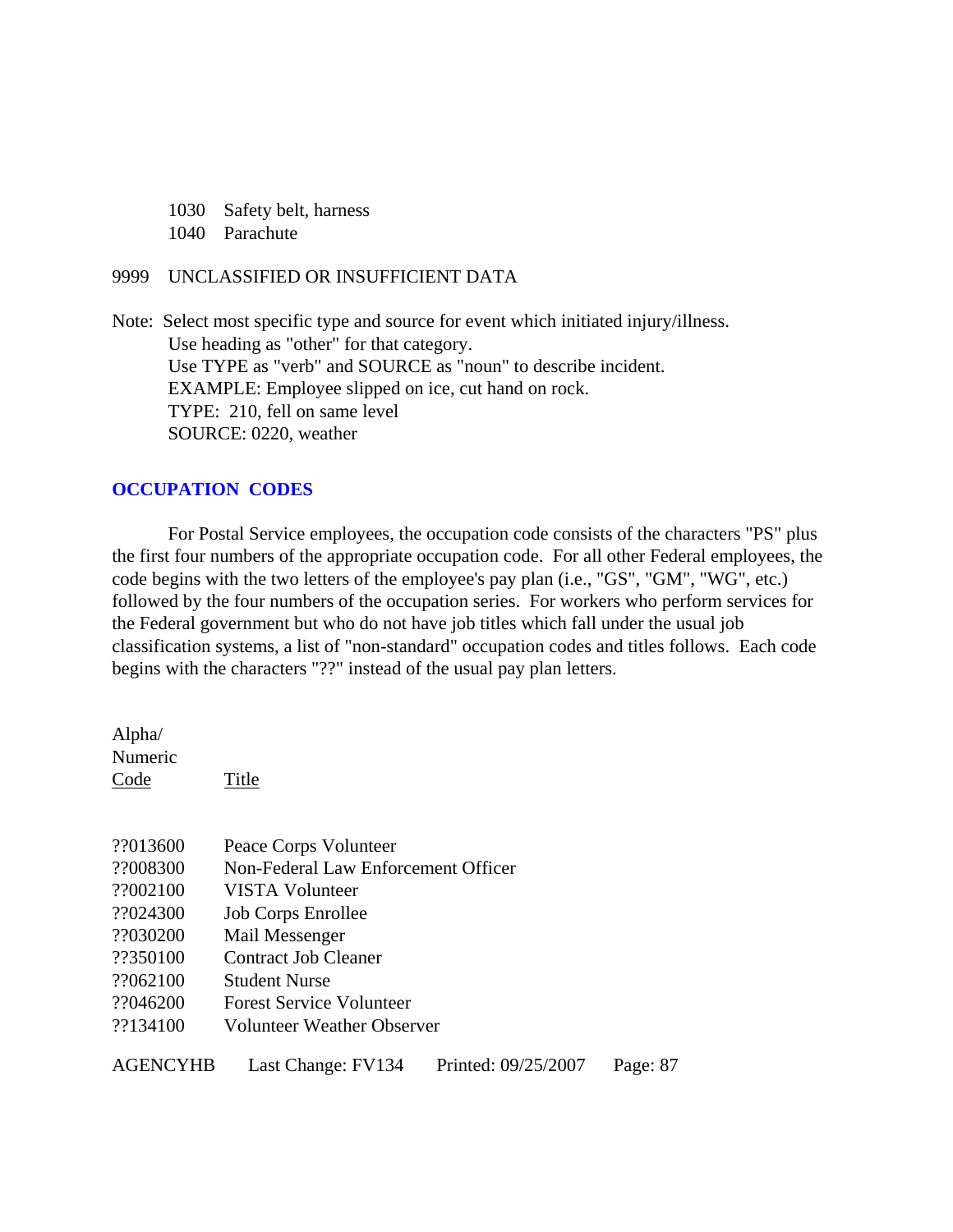1030 Safety belt, harness
1040 Parachute

9999 UNCLASSIFIED OR INSUFFICIENT DATA

Note: Select most specific type and source for event which initiated injury/illness.
Use heading as "other" for that category.
Use TYPE as "verb" and SOURCE as "noun" to describe incident.
EXAMPLE: Employee slipped on ice, cut hand on rock.
TYPE: 210, fell on same level
SOURCE: 0220, weather

## OCCUPATION CODES

For Postal Service employees, the occupation code consists of the characters "PS" plus the first four numbers of the appropriate occupation code. For all other Federal employees, the code begins with the two letters of the employee's pay plan (i.e., "GS", "GM", "WG", etc.) followed by the four numbers of the occupation series. For workers who perform services for the Federal government but who do not have job titles which fall under the usual job classification systems, a list of "non-standard" occupation codes and titles follows. Each code begins with the characters "??" instead of the usual pay plan letters.

| Alpha/ Numeric Code | Title |
|---|---|
| ??013600 | Peace Corps Volunteer |
| ??008300 | Non-Federal Law Enforcement Officer |
| ??002100 | VISTA Volunteer |
| ??024300 | Job Corps Enrollee |
| ??030200 | Mail Messenger |
| ??350100 | Contract Job Cleaner |
| ??062100 | Student Nurse |
| ??046200 | Forest Service Volunteer |
| ??134100 | Volunteer Weather Observer |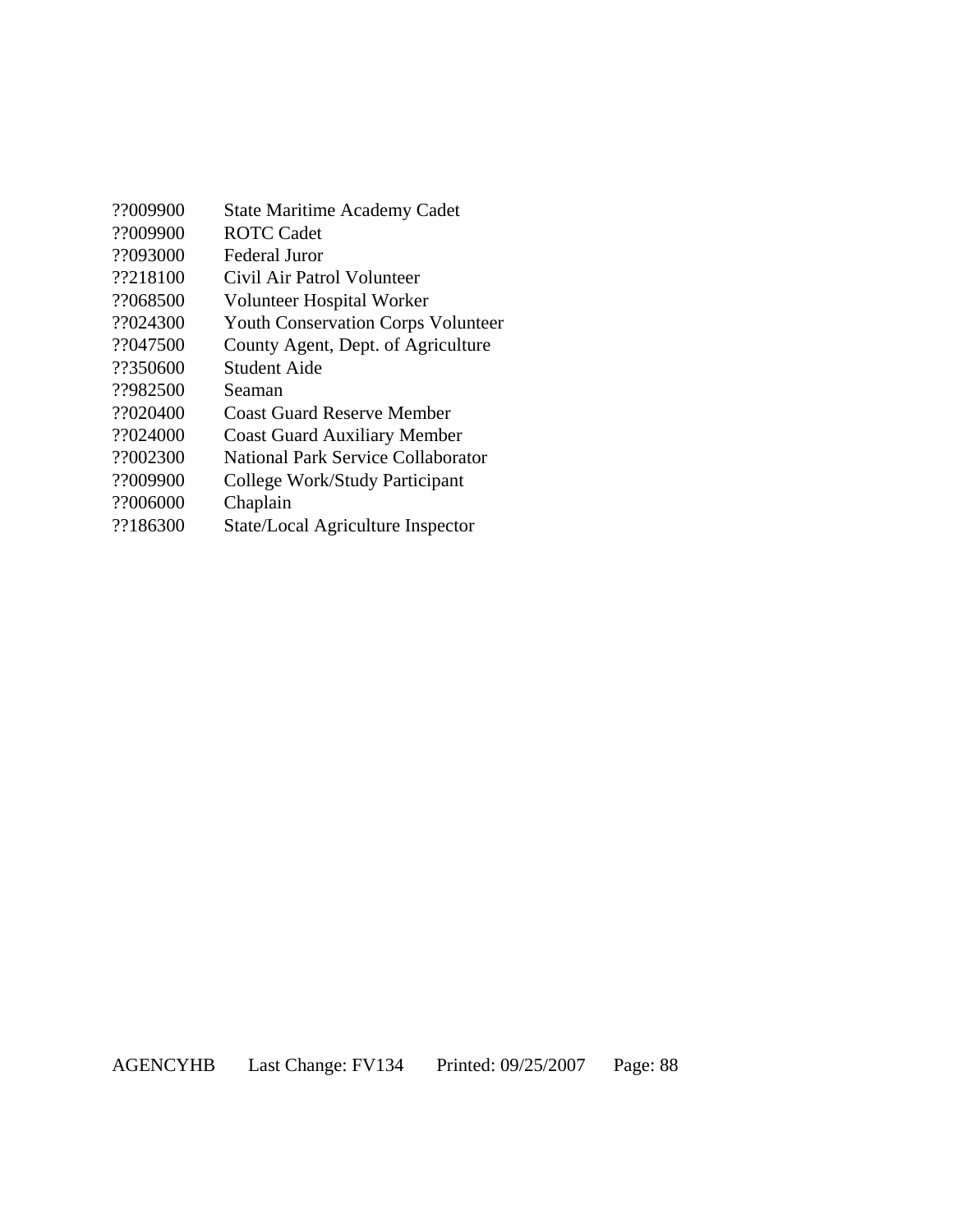| | |
|---|---|
| ??009900 | State Maritime Academy Cadet |
| ??009900 | ROTC Cadet |
| ??093000 | Federal Juror |
| ??218100 | Civil Air Patrol Volunteer |
| ??068500 | Volunteer Hospital Worker |
| ??024300 | Youth Conservation Corps Volunteer |
| ??047500 | County Agent, Dept. of Agriculture |
| ??350600 | Student Aide |
| ??982500 | Seaman |
| ??020400 | Coast Guard Reserve Member |
| ??024000 | Coast Guard Auxiliary Member |
| ??002300 | National Park Service Collaborator |
| ??009900 | College Work/Study Participant |
| ??006000 | Chaplain |
| ??186300 | State/Local Agriculture Inspector |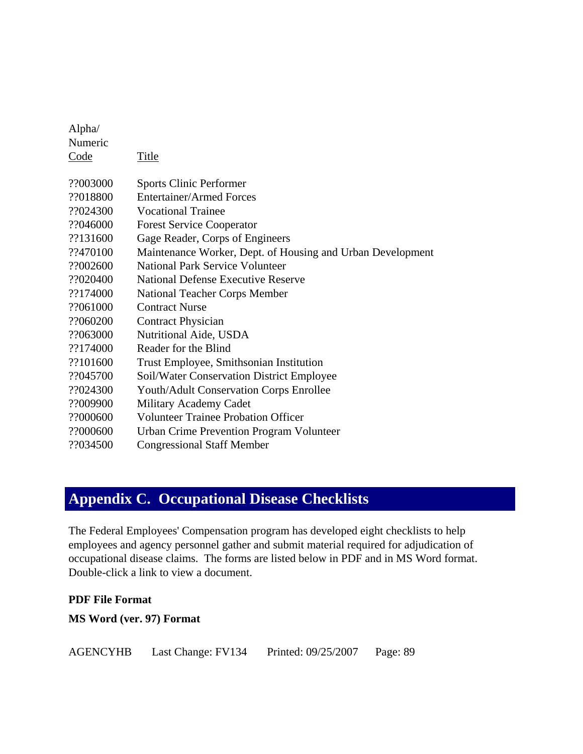| Alpha/ Numeric Code | Title |
|---|---|
| ??003000 | Sports Clinic Performer |
| ??018800 | Entertainer/Armed Forces |
| ??024300 | Vocational Trainee |
| ??046000 | Forest Service Cooperator |
| ??131600 | Gage Reader, Corps of Engineers |
| ??470100 | Maintenance Worker, Dept. of Housing and Urban Development |
| ??002600 | National Park Service Volunteer |
| ??020400 | National Defense Executive Reserve |
| ??174000 | National Teacher Corps Member |
| ??061000 | Contract Nurse |
| ??060200 | Contract Physician |
| ??063000 | Nutritional Aide, USDA |
| ??174000 | Reader for the Blind |
| ??101600 | Trust Employee, Smithsonian Institution |
| ??045700 | Soil/Water Conservation District Employee |
| ??024300 | Youth/Adult Conservation Corps Enrollee |
| ??009900 | Military Academy Cadet |
| ??000600 | Volunteer Trainee Probation Officer |
| ??000600 | Urban Crime Prevention Program Volunteer |
| ??034500 | Congressional Staff Member |

# Appendix C. Occupational Disease Checklists

The Federal Employees' Compensation program has developed eight checklists to help employees and agency personnel gather and submit material required for adjudication of occupational disease claims. The forms are listed below in PDF and in MS Word format. Double-click a link to view a document.

**PDF File Format**

**MS Word (ver. 97) Format**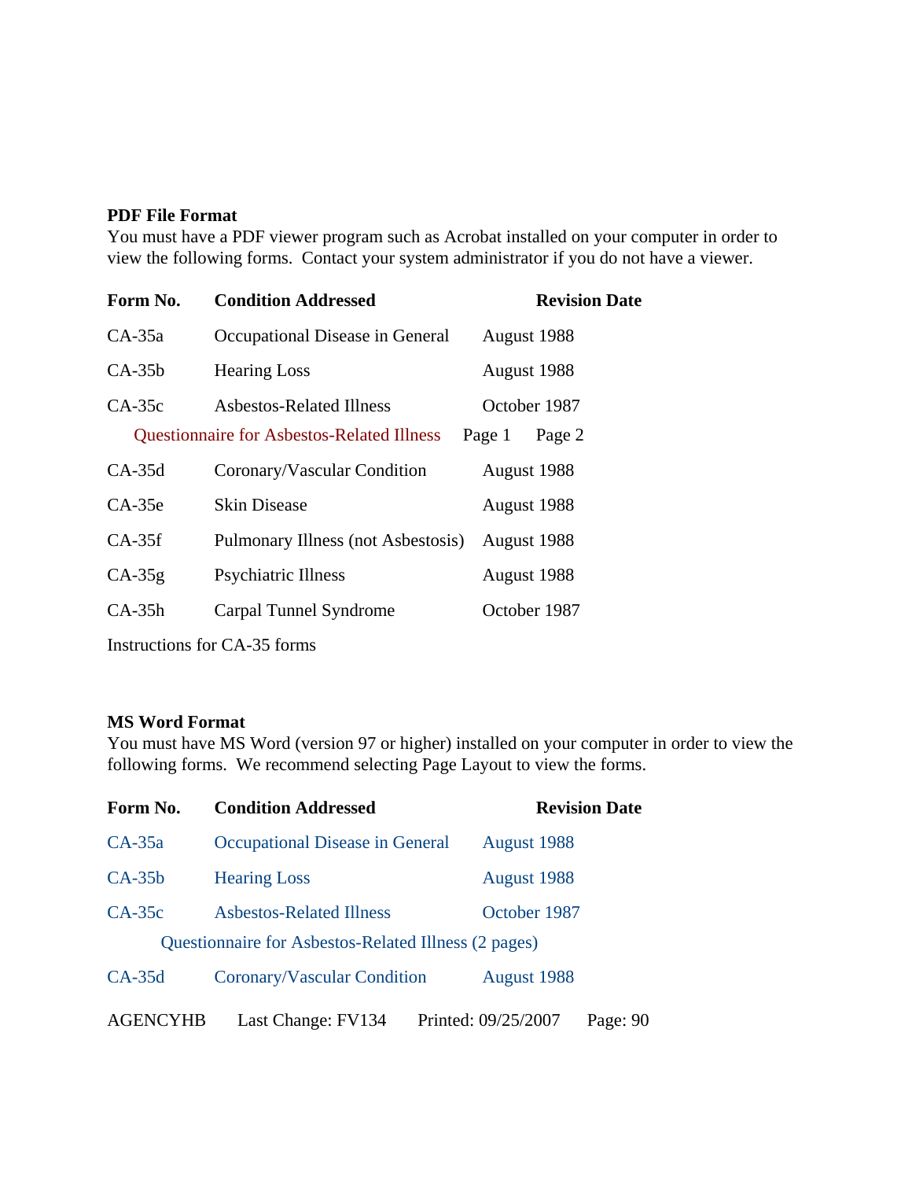**PDF File Format**

You must have a PDF viewer program such as Acrobat installed on your computer in order to view the following forms. Contact your system administrator if you do not have a viewer.

| Form No. | Condition Addressed | Revision Date |
|---|---|---|
| CA-35a | Occupational Disease in General | August 1988 |
| CA-35b | Hearing Loss | August 1988 |
| CA-35c | Asbestos-Related Illness | October 1987 |
| | Questionnaire for Asbestos-Related Illness | Page 1 Page 2 |
| CA-35d | Coronary/Vascular Condition | August 1988 |
| CA-35e | Skin Disease | August 1988 |
| CA-35f | Pulmonary Illness (not Asbestosis) | August 1988 |
| CA-35g | Psychiatric Illness | August 1988 |
| CA-35h | Carpal Tunnel Syndrome | October 1987 |

Instructions for CA-35 forms

**MS Word Format**

You must have MS Word (version 97 or higher) installed on your computer in order to view the following forms. We recommend selecting Page Layout to view the forms.

| Form No. | Condition Addressed | Revision Date |
|---|---|---|
| CA-35a | Occupational Disease in General | August 1988 |
| CA-35b | Hearing Loss | August 1988 |
| CA-35c | Asbestos-Related Illness | October 1987 |
| | Questionnaire for Asbestos-Related Illness (2 pages) | |
| CA-35d | Coronary/Vascular Condition | August 1988 |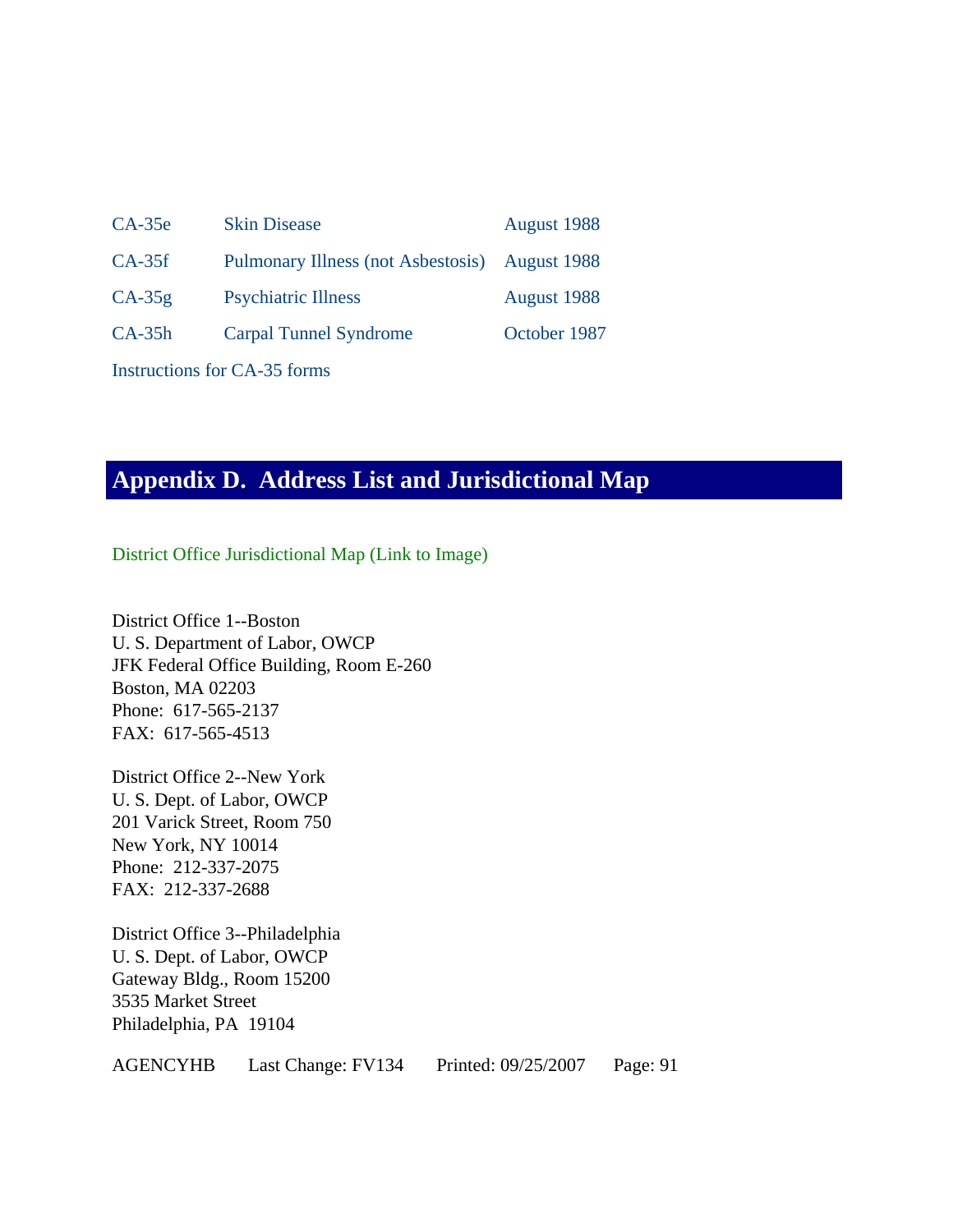| | | |
|---|---|---|
| CA-35e | Skin Disease | August 1988 |
| CA-35f | Pulmonary Illness (not Asbestosis) | August 1988 |
| CA-35g | Psychiatric Illness | August 1988 |
| CA-35h | Carpal Tunnel Syndrome | October 1987 |

Instructions for CA-35 forms

## Appendix D. Address List and Jurisdictional Map

District Office Jurisdictional Map (Link to Image)

District Office 1--Boston
U. S. Department of Labor, OWCP
JFK Federal Office Building, Room E-260
Boston, MA 02203
Phone: 617-565-2137
FAX: 617-565-4513

District Office 2--New York
U. S. Dept. of Labor, OWCP
201 Varick Street, Room 750
New York, NY 10014
Phone: 212-337-2075
FAX: 212-337-2688

District Office 3--Philadelphia
U. S. Dept. of Labor, OWCP
Gateway Bldg., Room 15200
3535 Market Street
Philadelphia, PA 19104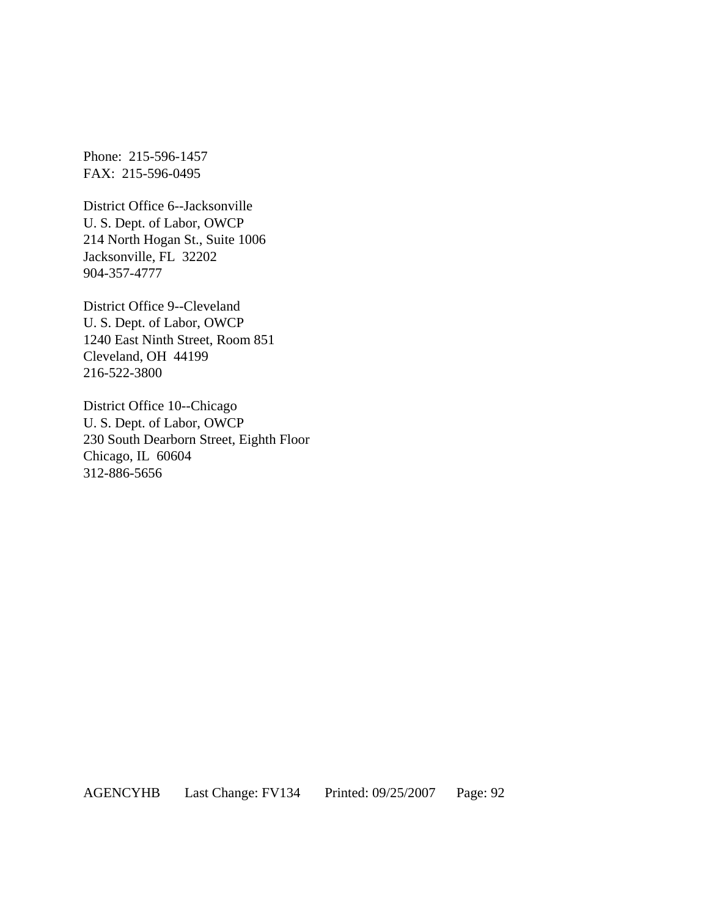Phone:  215-596-1457
FAX:  215-596-0495

District Office 6--Jacksonville
U. S. Dept. of Labor, OWCP
214 North Hogan St., Suite 1006
Jacksonville, FL  32202
904-357-4777

District Office 9--Cleveland
U. S. Dept. of Labor, OWCP
1240 East Ninth Street, Room 851
Cleveland, OH  44199
216-522-3800

District Office 10--Chicago
U. S. Dept. of Labor, OWCP
230 South Dearborn Street, Eighth Floor
Chicago, IL  60604
312-886-5656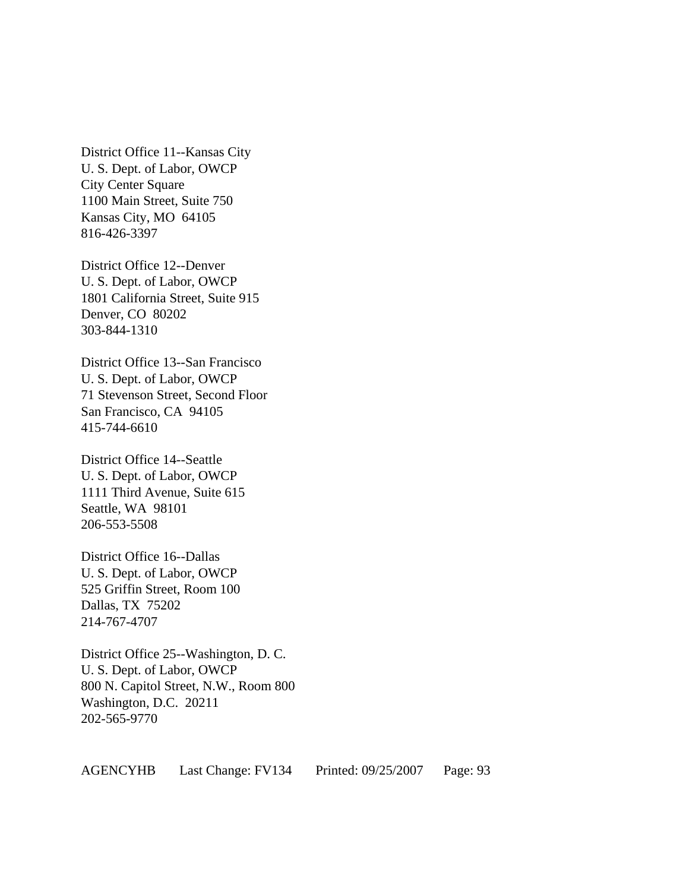District Office 11--Kansas City
U. S. Dept. of Labor, OWCP
City Center Square
1100 Main Street, Suite 750
Kansas City, MO  64105
816-426-3397

District Office 12--Denver
U. S. Dept. of Labor, OWCP
1801 California Street, Suite 915
Denver, CO  80202
303-844-1310

District Office 13--San Francisco
U. S. Dept. of Labor, OWCP
71 Stevenson Street, Second Floor
San Francisco, CA  94105
415-744-6610

District Office 14--Seattle
U. S. Dept. of Labor, OWCP
1111 Third Avenue, Suite 615
Seattle, WA  98101
206-553-5508

District Office 16--Dallas
U. S. Dept. of Labor, OWCP
525 Griffin Street, Room 100
Dallas, TX  75202
214-767-4707

District Office 25--Washington, D. C.
U. S. Dept. of Labor, OWCP
800 N. Capitol Street, N.W., Room 800
Washington, D.C.  20211
202-565-9770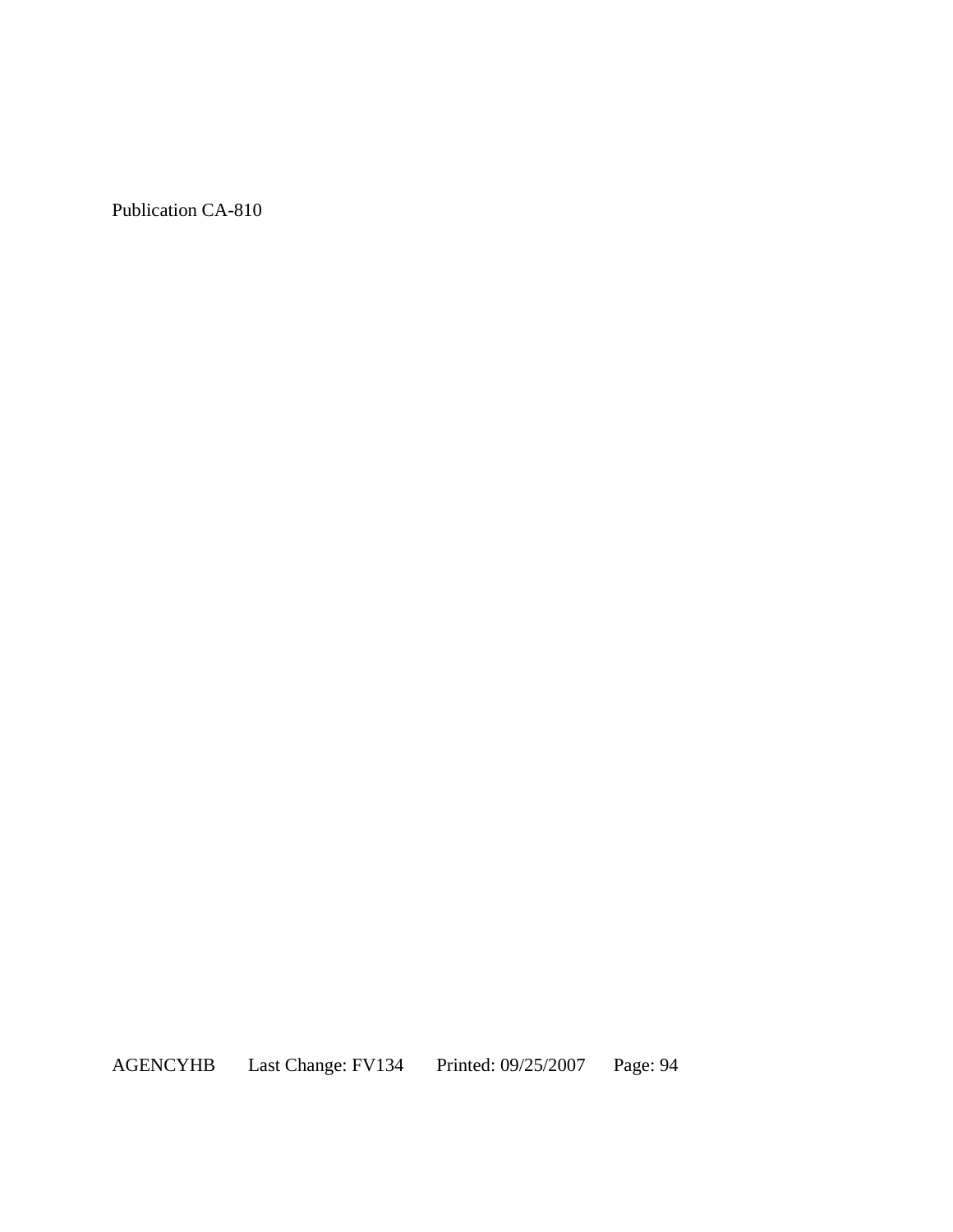Publication CA-810